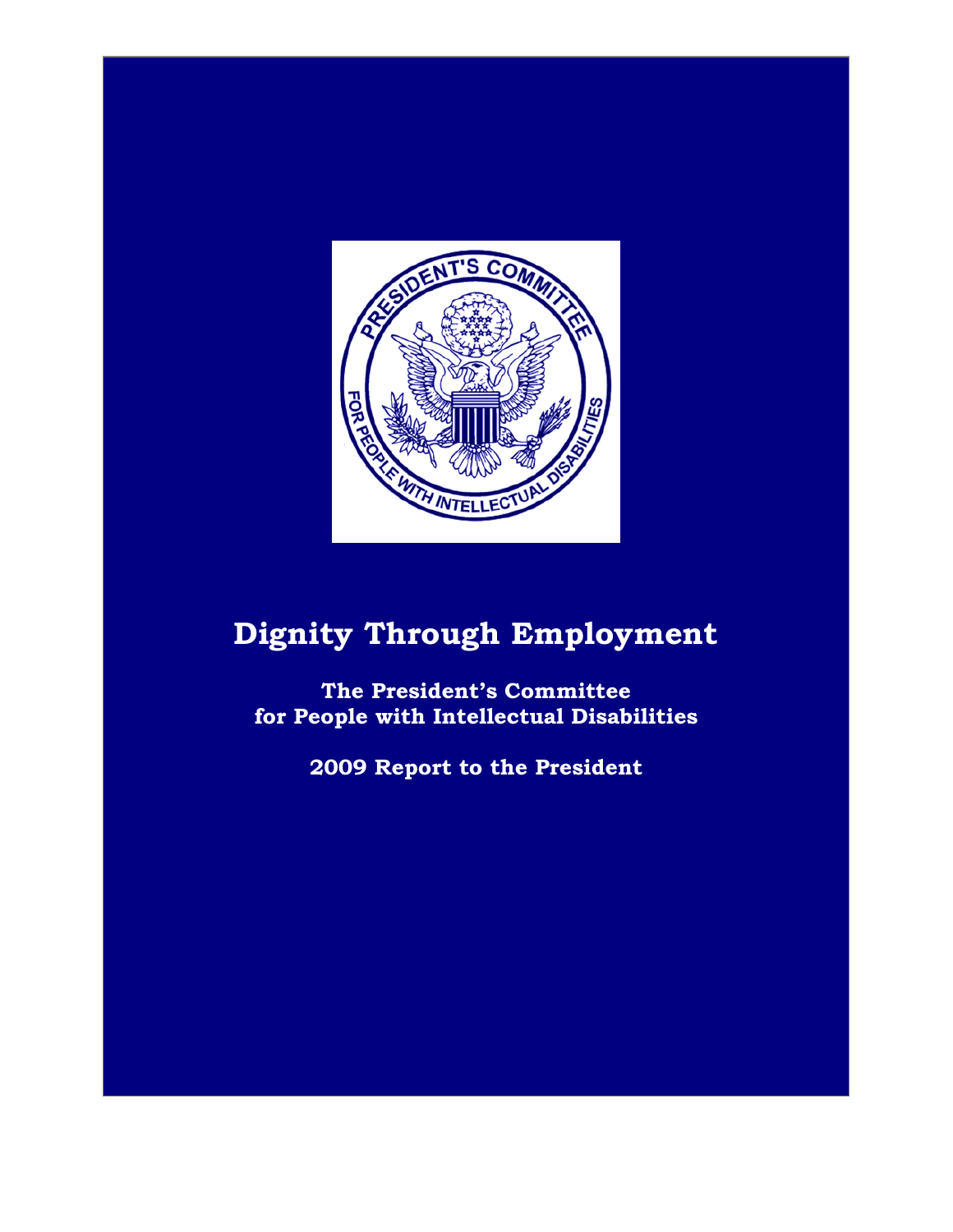# Dignity Through Employment

**The President's Committee for People with Intellectual Disabilities**

**2009 Report to the President**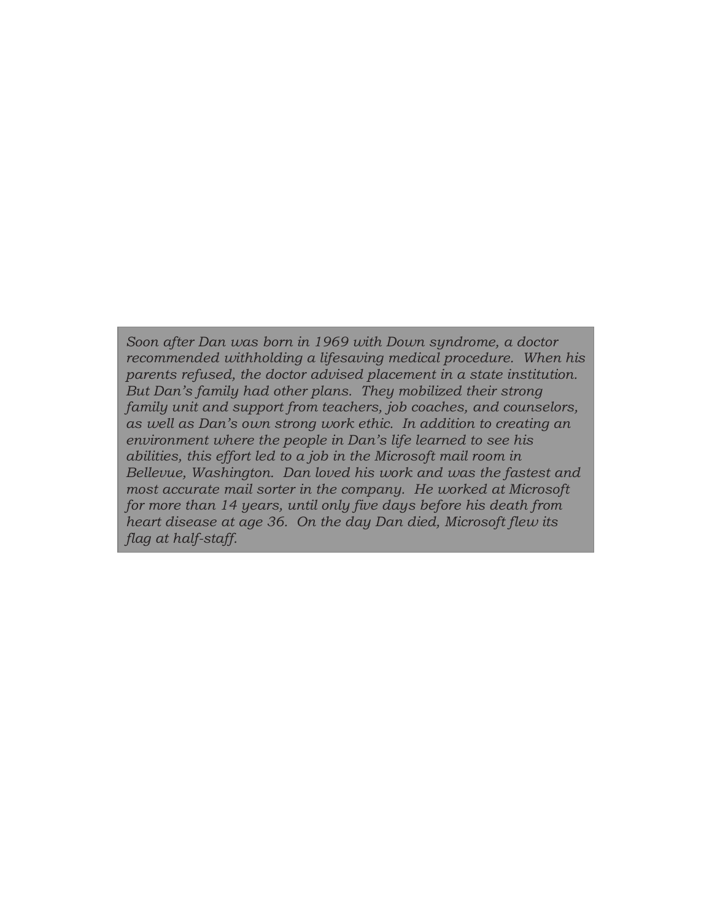*Soon after Dan was born in 1969 with Down syndrome, a doctor recommended withholding a lifesaving medical procedure. When his parents refused, the doctor advised placement in a state institution. But Dan's family had other plans. They mobilized their strong family unit and support from teachers, job coaches, and counselors, as well as Dan's own strong work ethic. In addition to creating an environment where the people in Dan's life learned to see his abilities, this effort led to a job in the Microsoft mail room in Bellevue, Washington. Dan loved his work and was the fastest and most accurate mail sorter in the company. He worked at Microsoft for more than 14 years, until only five days before his death from heart disease at age 36. On the day Dan died, Microsoft flew its flag at half-staff.*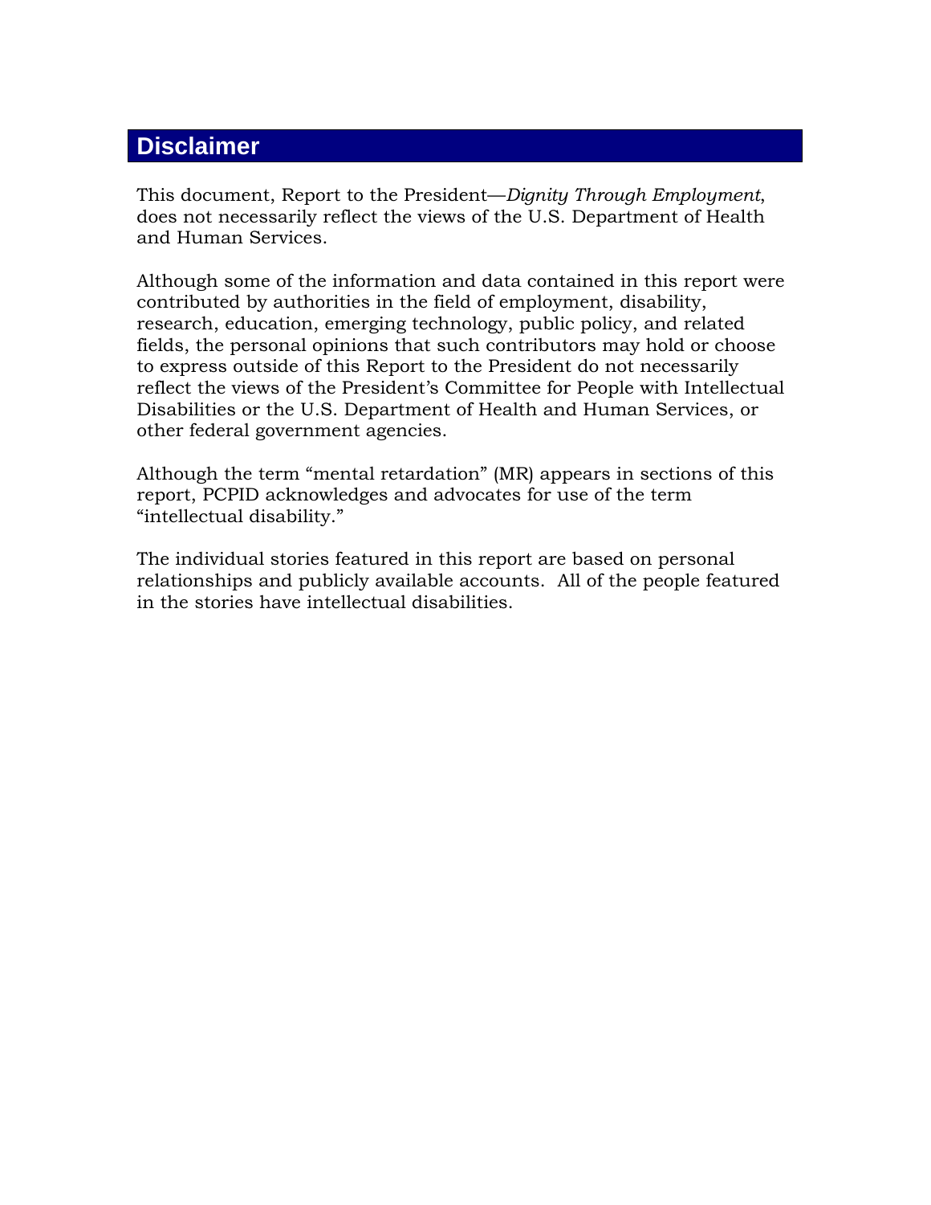## Disclaimer

This document, Report to the President—*Dignity Through Employment*, does not necessarily reflect the views of the U.S. Department of Health and Human Services.

Although some of the information and data contained in this report were contributed by authorities in the field of employment, disability, research, education, emerging technology, public policy, and related fields, the personal opinions that such contributors may hold or choose to express outside of this Report to the President do not necessarily reflect the views of the President's Committee for People with Intellectual Disabilities or the U.S. Department of Health and Human Services, or other federal government agencies.

Although the term "mental retardation" (MR) appears in sections of this report, PCPID acknowledges and advocates for use of the term "intellectual disability."

The individual stories featured in this report are based on personal relationships and publicly available accounts. All of the people featured in the stories have intellectual disabilities.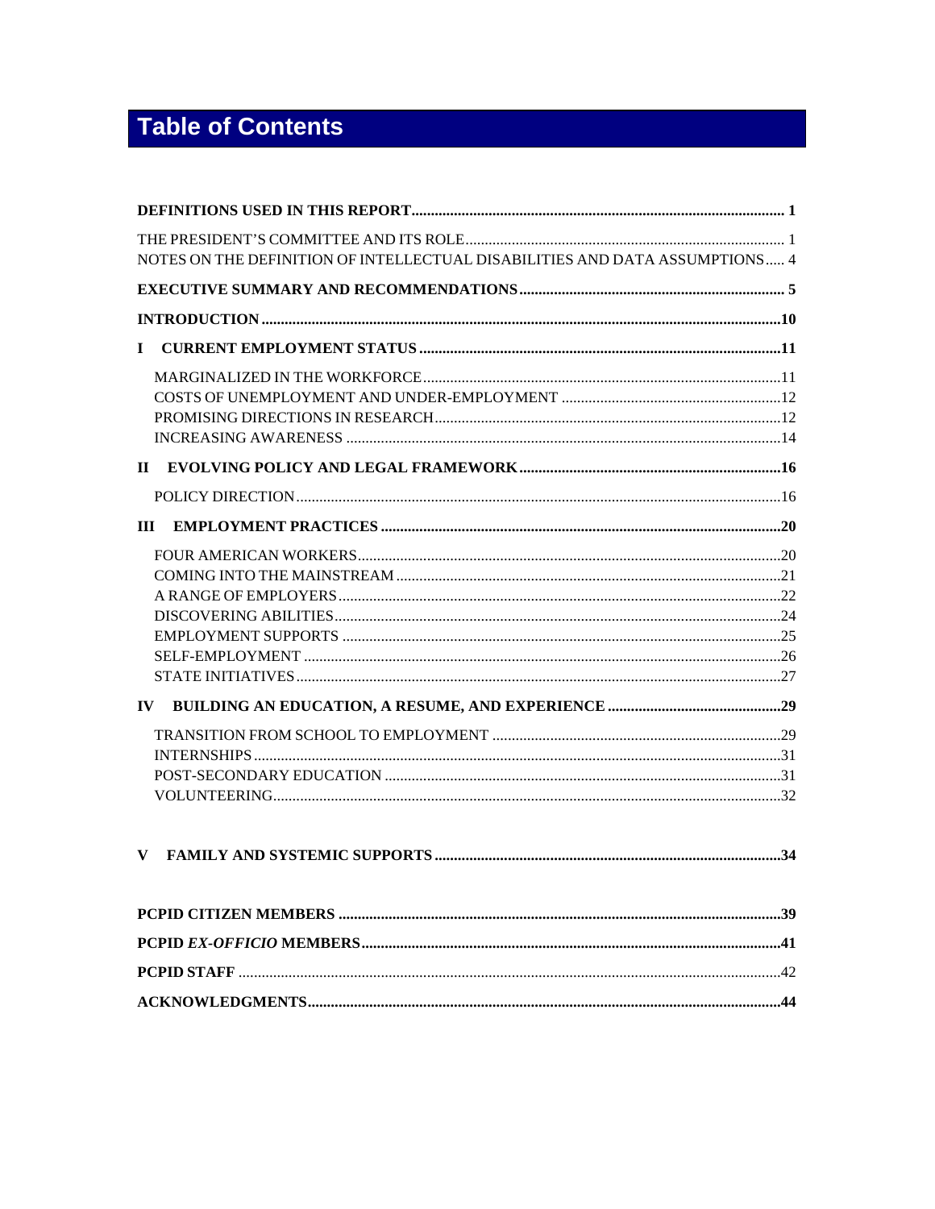# Table of Contents

**DEFINITIONS USED IN THIS REPORT** ..... 1

THE PRESIDENT'S COMMITTEE AND ITS ROLE ..... 1
NOTES ON THE DEFINITION OF INTELLECTUAL DISABILITIES AND DATA ASSUMPTIONS ..... 4

**EXECUTIVE SUMMARY AND RECOMMENDATIONS** ..... 5

**INTRODUCTION** ..... 10

**I CURRENT EMPLOYMENT STATUS** ..... 11

- MARGINALIZED IN THE WORKFORCE ..... 11
- COSTS OF UNEMPLOYMENT AND UNDER-EMPLOYMENT ..... 12
- PROMISING DIRECTIONS IN RESEARCH ..... 12
- INCREASING AWARENESS ..... 14

**II EVOLVING POLICY AND LEGAL FRAMEWORK** ..... 16

- POLICY DIRECTION ..... 16

**III EMPLOYMENT PRACTICES** ..... 20

- FOUR AMERICAN WORKERS ..... 20
- COMING INTO THE MAINSTREAM ..... 21
- A RANGE OF EMPLOYERS ..... 22
- DISCOVERING ABILITIES ..... 24
- EMPLOYMENT SUPPORTS ..... 25
- SELF-EMPLOYMENT ..... 26
- STATE INITIATIVES ..... 27

**IV BUILDING AN EDUCATION, A RESUME, AND EXPERIENCE** ..... 29

- TRANSITION FROM SCHOOL TO EMPLOYMENT ..... 29
- INTERNSHIPS ..... 31
- POST-SECONDARY EDUCATION ..... 31
- VOLUNTEERING ..... 32

**V FAMILY AND SYSTEMIC SUPPORTS** ..... 34

**PCPID CITIZEN MEMBERS** ..... 39

**PCPID *EX-OFFICIO* MEMBERS** ..... 41

**PCPID STAFF** ..... 42

**ACKNOWLEDGMENTS** ..... 44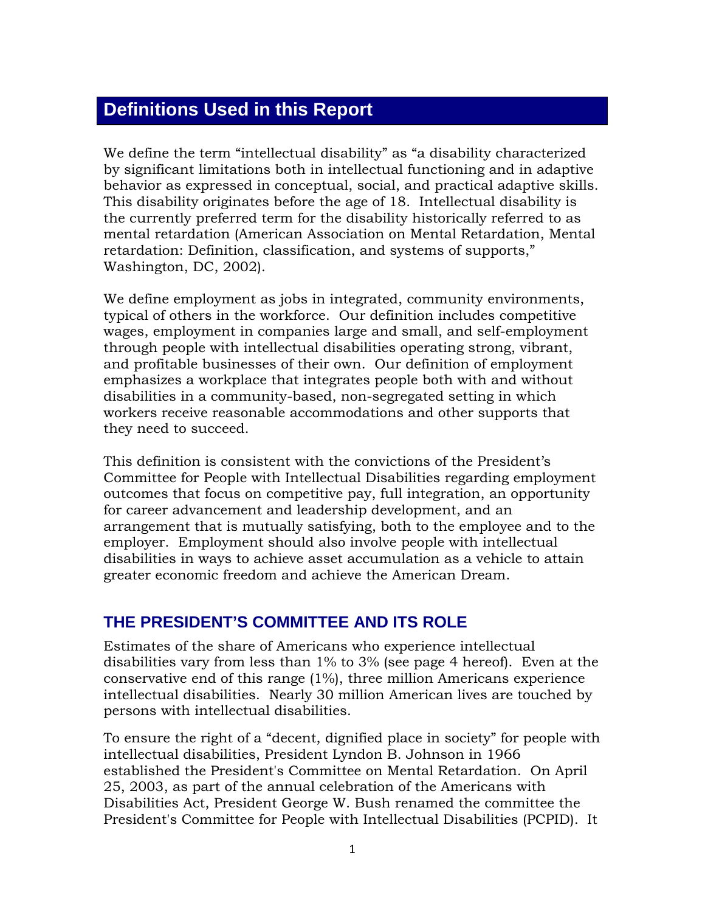## Definitions Used in this Report

We define the term "intellectual disability" as "a disability characterized by significant limitations both in intellectual functioning and in adaptive behavior as expressed in conceptual, social, and practical adaptive skills. This disability originates before the age of 18. Intellectual disability is the currently preferred term for the disability historically referred to as mental retardation (American Association on Mental Retardation, Mental retardation: Definition, classification, and systems of supports," Washington, DC, 2002).

We define employment as jobs in integrated, community environments, typical of others in the workforce. Our definition includes competitive wages, employment in companies large and small, and self-employment through people with intellectual disabilities operating strong, vibrant, and profitable businesses of their own. Our definition of employment emphasizes a workplace that integrates people both with and without disabilities in a community-based, non-segregated setting in which workers receive reasonable accommodations and other supports that they need to succeed.

This definition is consistent with the convictions of the President's Committee for People with Intellectual Disabilities regarding employment outcomes that focus on competitive pay, full integration, an opportunity for career advancement and leadership development, and an arrangement that is mutually satisfying, both to the employee and to the employer. Employment should also involve people with intellectual disabilities in ways to achieve asset accumulation as a vehicle to attain greater economic freedom and achieve the American Dream.

### THE PRESIDENT'S COMMITTEE AND ITS ROLE

Estimates of the share of Americans who experience intellectual disabilities vary from less than 1% to 3% (see page 4 hereof). Even at the conservative end of this range (1%), three million Americans experience intellectual disabilities. Nearly 30 million American lives are touched by persons with intellectual disabilities.

To ensure the right of a "decent, dignified place in society" for people with intellectual disabilities, President Lyndon B. Johnson in 1966 established the President's Committee on Mental Retardation. On April 25, 2003, as part of the annual celebration of the Americans with Disabilities Act, President George W. Bush renamed the committee the President's Committee for People with Intellectual Disabilities (PCPID). It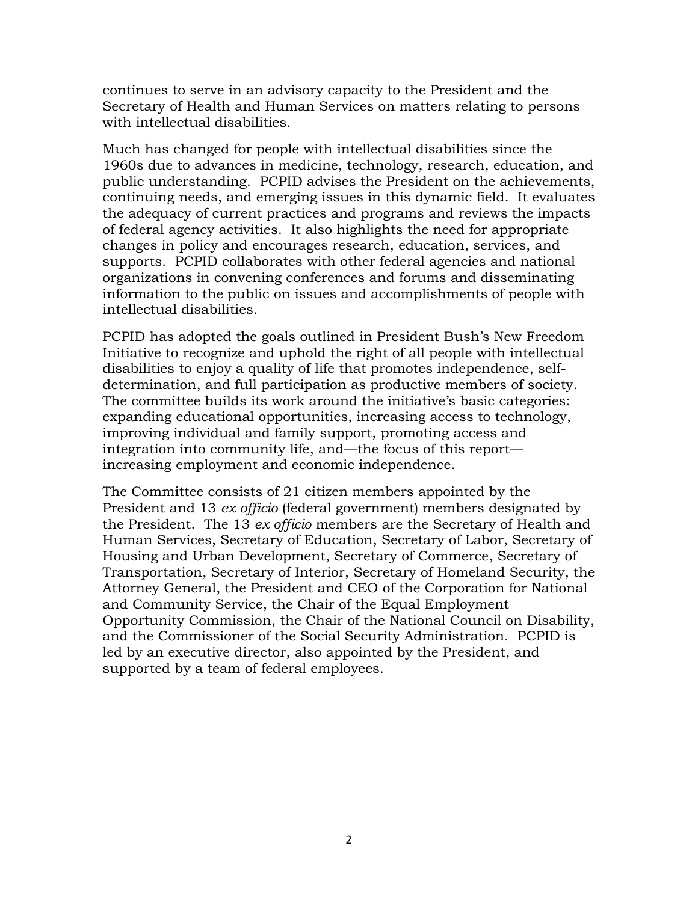continues to serve in an advisory capacity to the President and the Secretary of Health and Human Services on matters relating to persons with intellectual disabilities.

Much has changed for people with intellectual disabilities since the 1960s due to advances in medicine, technology, research, education, and public understanding. PCPID advises the President on the achievements, continuing needs, and emerging issues in this dynamic field. It evaluates the adequacy of current practices and programs and reviews the impacts of federal agency activities. It also highlights the need for appropriate changes in policy and encourages research, education, services, and supports. PCPID collaborates with other federal agencies and national organizations in convening conferences and forums and disseminating information to the public on issues and accomplishments of people with intellectual disabilities.

PCPID has adopted the goals outlined in President Bush's New Freedom Initiative to recognize and uphold the right of all people with intellectual disabilities to enjoy a quality of life that promotes independence, self-determination, and full participation as productive members of society. The committee builds its work around the initiative's basic categories: expanding educational opportunities, increasing access to technology, improving individual and family support, promoting access and integration into community life, and—the focus of this report—increasing employment and economic independence.

The Committee consists of 21 citizen members appointed by the President and 13 *ex officio* (federal government) members designated by the President. The 13 *ex officio* members are the Secretary of Health and Human Services, Secretary of Education, Secretary of Labor, Secretary of Housing and Urban Development, Secretary of Commerce, Secretary of Transportation, Secretary of Interior, Secretary of Homeland Security, the Attorney General, the President and CEO of the Corporation for National and Community Service, the Chair of the Equal Employment Opportunity Commission, the Chair of the National Council on Disability, and the Commissioner of the Social Security Administration. PCPID is led by an executive director, also appointed by the President, and supported by a team of federal employees.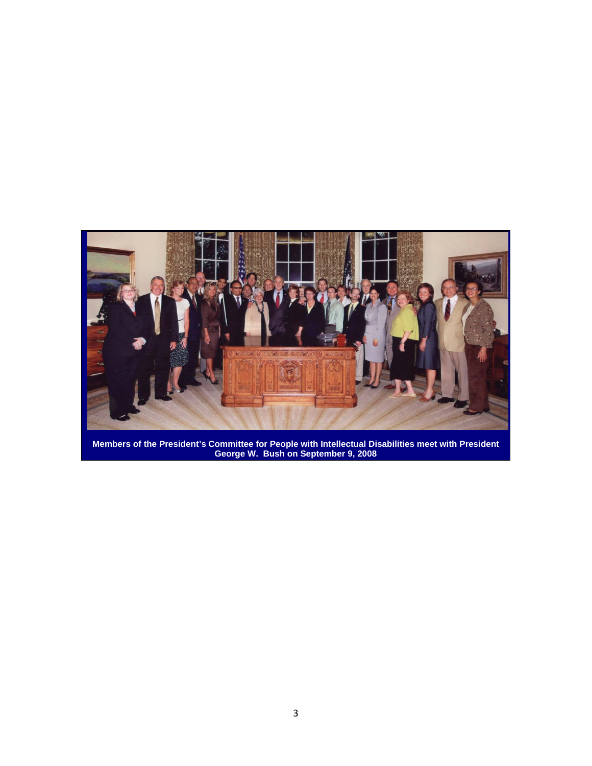**Members of the President's Committee for People with Intellectual Disabilities meet with President George W. Bush on September 9, 2008**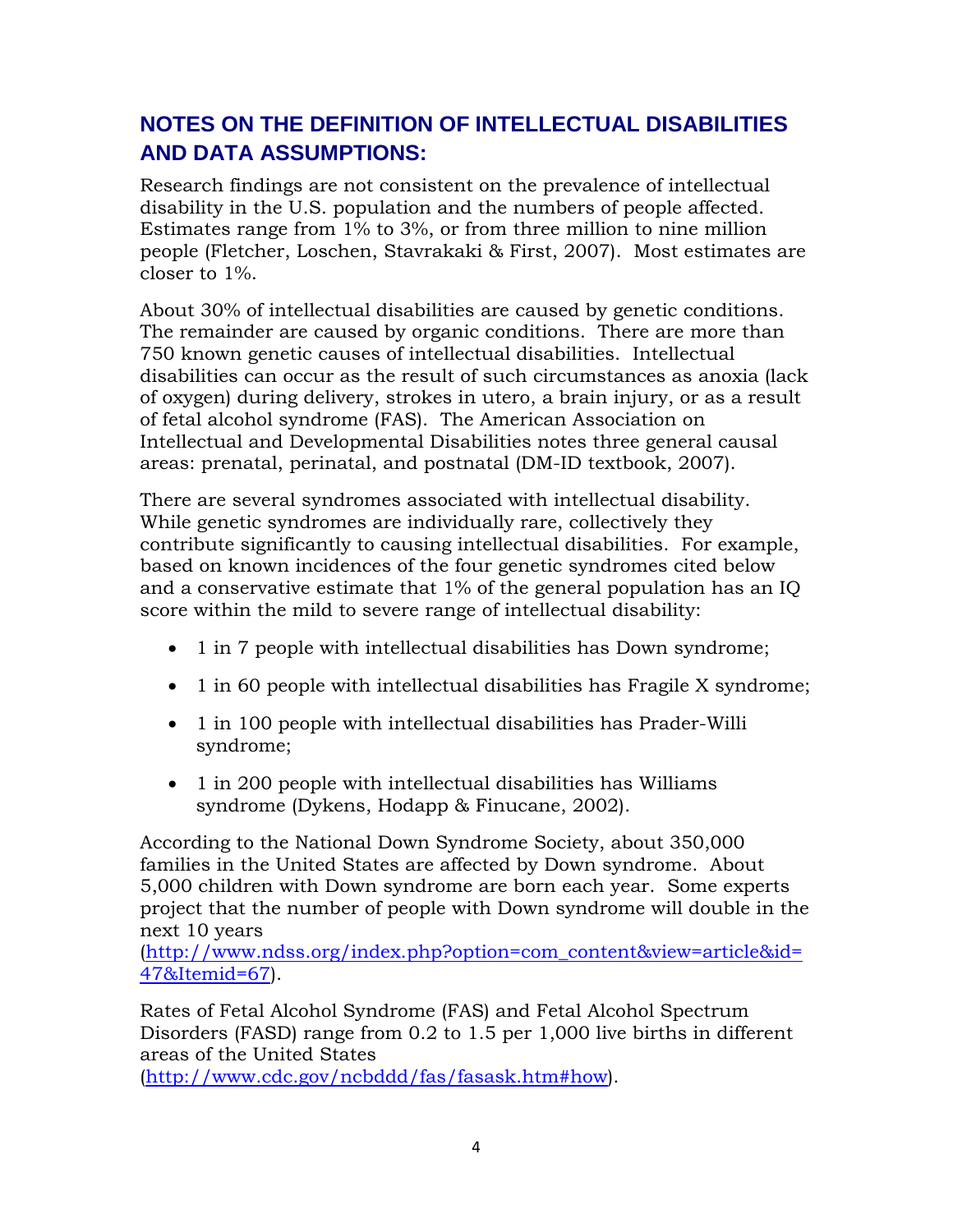## NOTES ON THE DEFINITION OF INTELLECTUAL DISABILITIES AND DATA ASSUMPTIONS:

Research findings are not consistent on the prevalence of intellectual disability in the U.S. population and the numbers of people affected. Estimates range from 1% to 3%, or from three million to nine million people (Fletcher, Loschen, Stavrakaki & First, 2007). Most estimates are closer to 1%.

About 30% of intellectual disabilities are caused by genetic conditions. The remainder are caused by organic conditions. There are more than 750 known genetic causes of intellectual disabilities. Intellectual disabilities can occur as the result of such circumstances as anoxia (lack of oxygen) during delivery, strokes in utero, a brain injury, or as a result of fetal alcohol syndrome (FAS). The American Association on Intellectual and Developmental Disabilities notes three general causal areas: prenatal, perinatal, and postnatal (DM-ID textbook, 2007).

There are several syndromes associated with intellectual disability. While genetic syndromes are individually rare, collectively they contribute significantly to causing intellectual disabilities. For example, based on known incidences of the four genetic syndromes cited below and a conservative estimate that 1% of the general population has an IQ score within the mild to severe range of intellectual disability:

- 1 in 7 people with intellectual disabilities has Down syndrome;
- 1 in 60 people with intellectual disabilities has Fragile X syndrome;
- 1 in 100 people with intellectual disabilities has Prader-Willi syndrome;
- 1 in 200 people with intellectual disabilities has Williams syndrome (Dykens, Hodapp & Finucane, 2002).

According to the National Down Syndrome Society, about 350,000 families in the United States are affected by Down syndrome. About 5,000 children with Down syndrome are born each year. Some experts project that the number of people with Down syndrome will double in the next 10 years (http://www.ndss.org/index.php?option=com_content&view=article&id=47&Itemid=67).

Rates of Fetal Alcohol Syndrome (FAS) and Fetal Alcohol Spectrum Disorders (FASD) range from 0.2 to 1.5 per 1,000 live births in different areas of the United States (http://www.cdc.gov/ncbddd/fas/fasask.htm#how).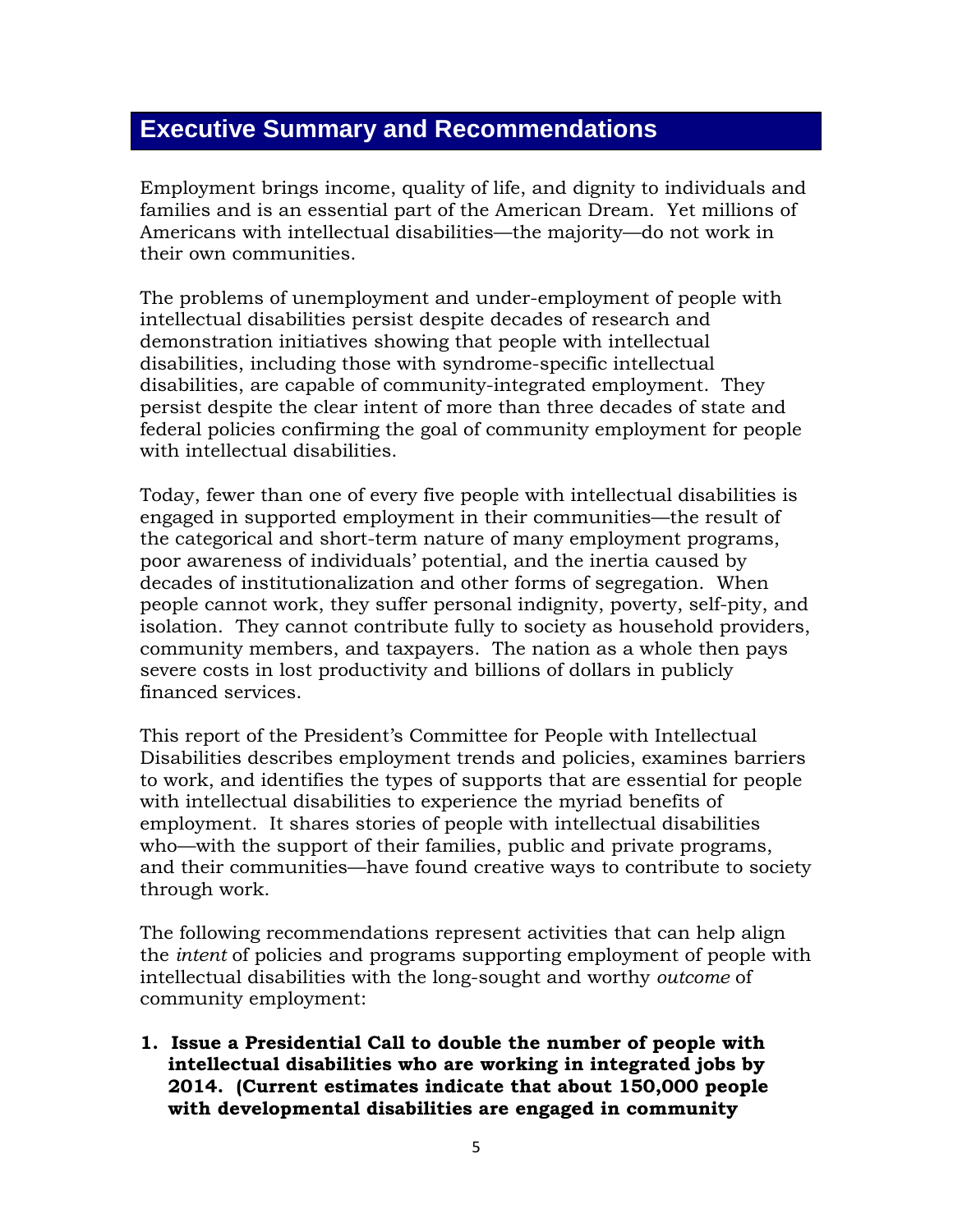# Executive Summary and Recommendations

Employment brings income, quality of life, and dignity to individuals and families and is an essential part of the American Dream. Yet millions of Americans with intellectual disabilities—the majority—do not work in their own communities.

The problems of unemployment and under-employment of people with intellectual disabilities persist despite decades of research and demonstration initiatives showing that people with intellectual disabilities, including those with syndrome-specific intellectual disabilities, are capable of community-integrated employment. They persist despite the clear intent of more than three decades of state and federal policies confirming the goal of community employment for people with intellectual disabilities.

Today, fewer than one of every five people with intellectual disabilities is engaged in supported employment in their communities—the result of the categorical and short-term nature of many employment programs, poor awareness of individuals' potential, and the inertia caused by decades of institutionalization and other forms of segregation. When people cannot work, they suffer personal indignity, poverty, self-pity, and isolation. They cannot contribute fully to society as household providers, community members, and taxpayers. The nation as a whole then pays severe costs in lost productivity and billions of dollars in publicly financed services.

This report of the President's Committee for People with Intellectual Disabilities describes employment trends and policies, examines barriers to work, and identifies the types of supports that are essential for people with intellectual disabilities to experience the myriad benefits of employment. It shares stories of people with intellectual disabilities who—with the support of their families, public and private programs, and their communities—have found creative ways to contribute to society through work.

The following recommendations represent activities that can help align the *intent* of policies and programs supporting employment of people with intellectual disabilities with the long-sought and worthy *outcome* of community employment:

1. **Issue a Presidential Call to double the number of people with intellectual disabilities who are working in integrated jobs by 2014. (Current estimates indicate that about 150,000 people with developmental disabilities are engaged in community**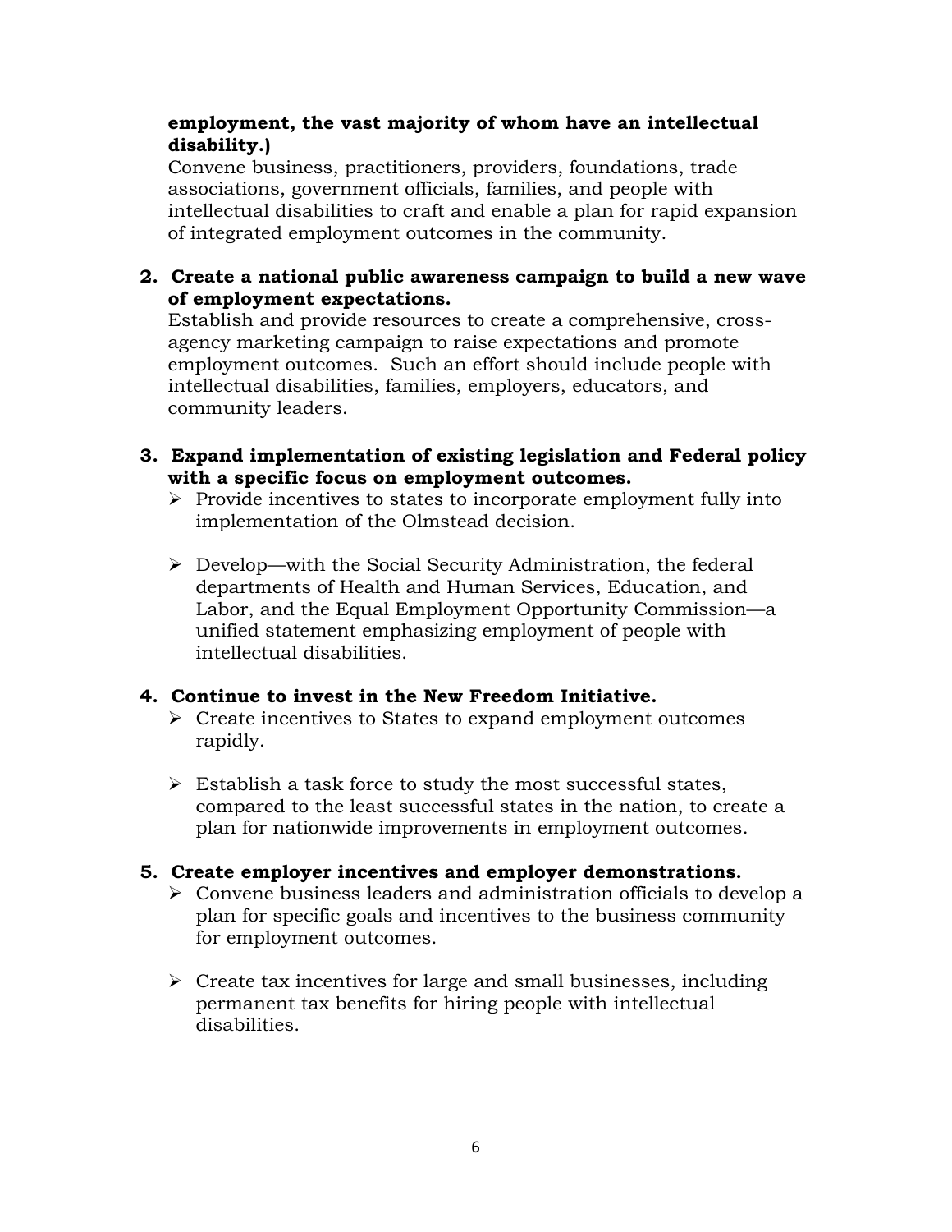**employment, the vast majority of whom have an intellectual disability.)**
Convene business, practitioners, providers, foundations, trade associations, government officials, families, and people with intellectual disabilities to craft and enable a plan for rapid expansion of integrated employment outcomes in the community.

2. **Create a national public awareness campaign to build a new wave of employment expectations.**
   Establish and provide resources to create a comprehensive, cross-agency marketing campaign to raise expectations and promote employment outcomes. Such an effort should include people with intellectual disabilities, families, employers, educators, and community leaders.

3. **Expand implementation of existing legislation and Federal policy with a specific focus on employment outcomes.**
   - Provide incentives to states to incorporate employment fully into implementation of the Olmstead decision.
   - Develop—with the Social Security Administration, the federal departments of Health and Human Services, Education, and Labor, and the Equal Employment Opportunity Commission—a unified statement emphasizing employment of people with intellectual disabilities.

4. **Continue to invest in the New Freedom Initiative.**
   - Create incentives to States to expand employment outcomes rapidly.
   - Establish a task force to study the most successful states, compared to the least successful states in the nation, to create a plan for nationwide improvements in employment outcomes.

5. **Create employer incentives and employer demonstrations.**
   - Convene business leaders and administration officials to develop a plan for specific goals and incentives to the business community for employment outcomes.
   - Create tax incentives for large and small businesses, including permanent tax benefits for hiring people with intellectual disabilities.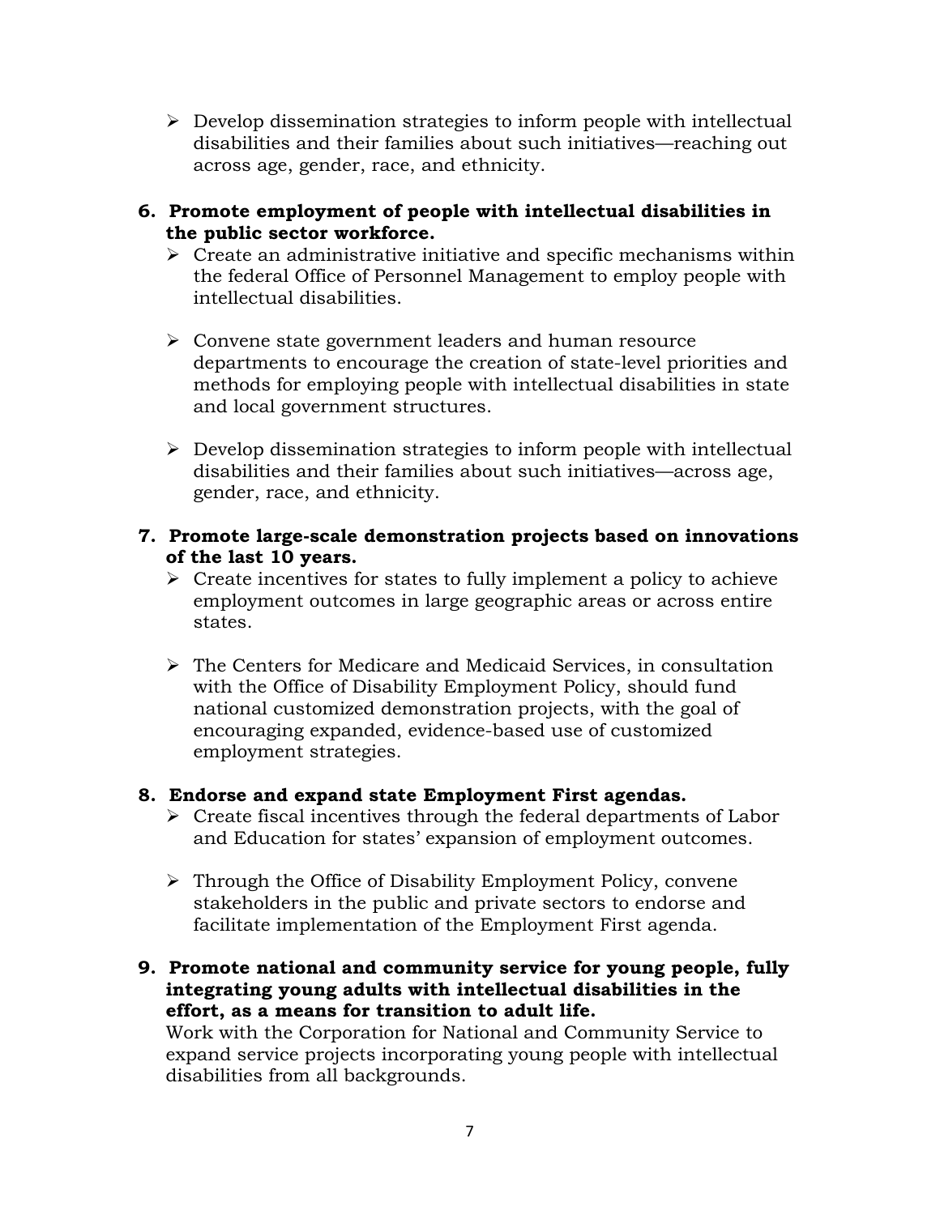- Develop dissemination strategies to inform people with intellectual disabilities and their families about such initiatives—reaching out across age, gender, race, and ethnicity.

6. **Promote employment of people with intellectual disabilities in the public sector workforce.**
   - Create an administrative initiative and specific mechanisms within the federal Office of Personnel Management to employ people with intellectual disabilities.

   - Convene state government leaders and human resource departments to encourage the creation of state-level priorities and methods for employing people with intellectual disabilities in state and local government structures.

   - Develop dissemination strategies to inform people with intellectual disabilities and their families about such initiatives—across age, gender, race, and ethnicity.

7. **Promote large-scale demonstration projects based on innovations of the last 10 years.**
   - Create incentives for states to fully implement a policy to achieve employment outcomes in large geographic areas or across entire states.

   - The Centers for Medicare and Medicaid Services, in consultation with the Office of Disability Employment Policy, should fund national customized demonstration projects, with the goal of encouraging expanded, evidence-based use of customized employment strategies.

8. **Endorse and expand state Employment First agendas.**
   - Create fiscal incentives through the federal departments of Labor and Education for states' expansion of employment outcomes.

   - Through the Office of Disability Employment Policy, convene stakeholders in the public and private sectors to endorse and facilitate implementation of the Employment First agenda.

9. **Promote national and community service for young people, fully integrating young adults with intellectual disabilities in the effort, as a means for transition to adult life.**
   Work with the Corporation for National and Community Service to expand service projects incorporating young people with intellectual disabilities from all backgrounds.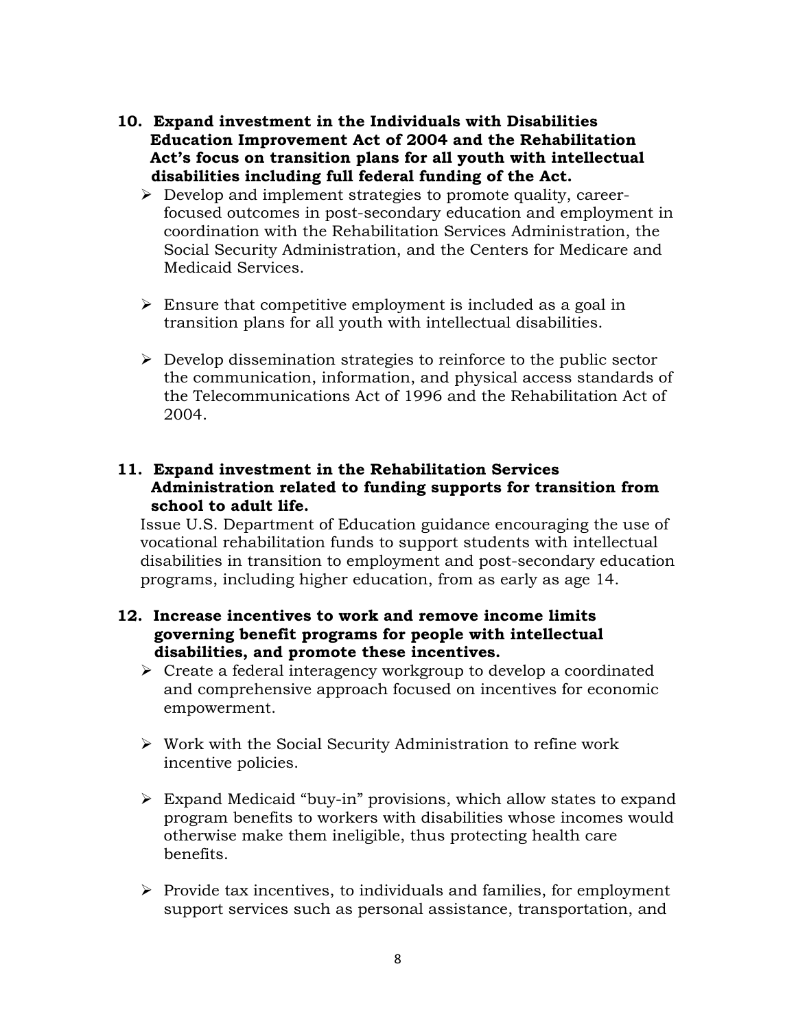**10. Expand investment in the Individuals with Disabilities Education Improvement Act of 2004 and the Rehabilitation Act's focus on transition plans for all youth with intellectual disabilities including full federal funding of the Act.**

- Develop and implement strategies to promote quality, career-focused outcomes in post-secondary education and employment in coordination with the Rehabilitation Services Administration, the Social Security Administration, and the Centers for Medicare and Medicaid Services.

- Ensure that competitive employment is included as a goal in transition plans for all youth with intellectual disabilities.

- Develop dissemination strategies to reinforce to the public sector the communication, information, and physical access standards of the Telecommunications Act of 1996 and the Rehabilitation Act of 2004.

**11. Expand investment in the Rehabilitation Services Administration related to funding supports for transition from school to adult life.**

Issue U.S. Department of Education guidance encouraging the use of vocational rehabilitation funds to support students with intellectual disabilities in transition to employment and post-secondary education programs, including higher education, from as early as age 14.

**12. Increase incentives to work and remove income limits governing benefit programs for people with intellectual disabilities, and promote these incentives.**

- Create a federal interagency workgroup to develop a coordinated and comprehensive approach focused on incentives for economic empowerment.

- Work with the Social Security Administration to refine work incentive policies.

- Expand Medicaid "buy-in" provisions, which allow states to expand program benefits to workers with disabilities whose incomes would otherwise make them ineligible, thus protecting health care benefits.

- Provide tax incentives, to individuals and families, for employment support services such as personal assistance, transportation, and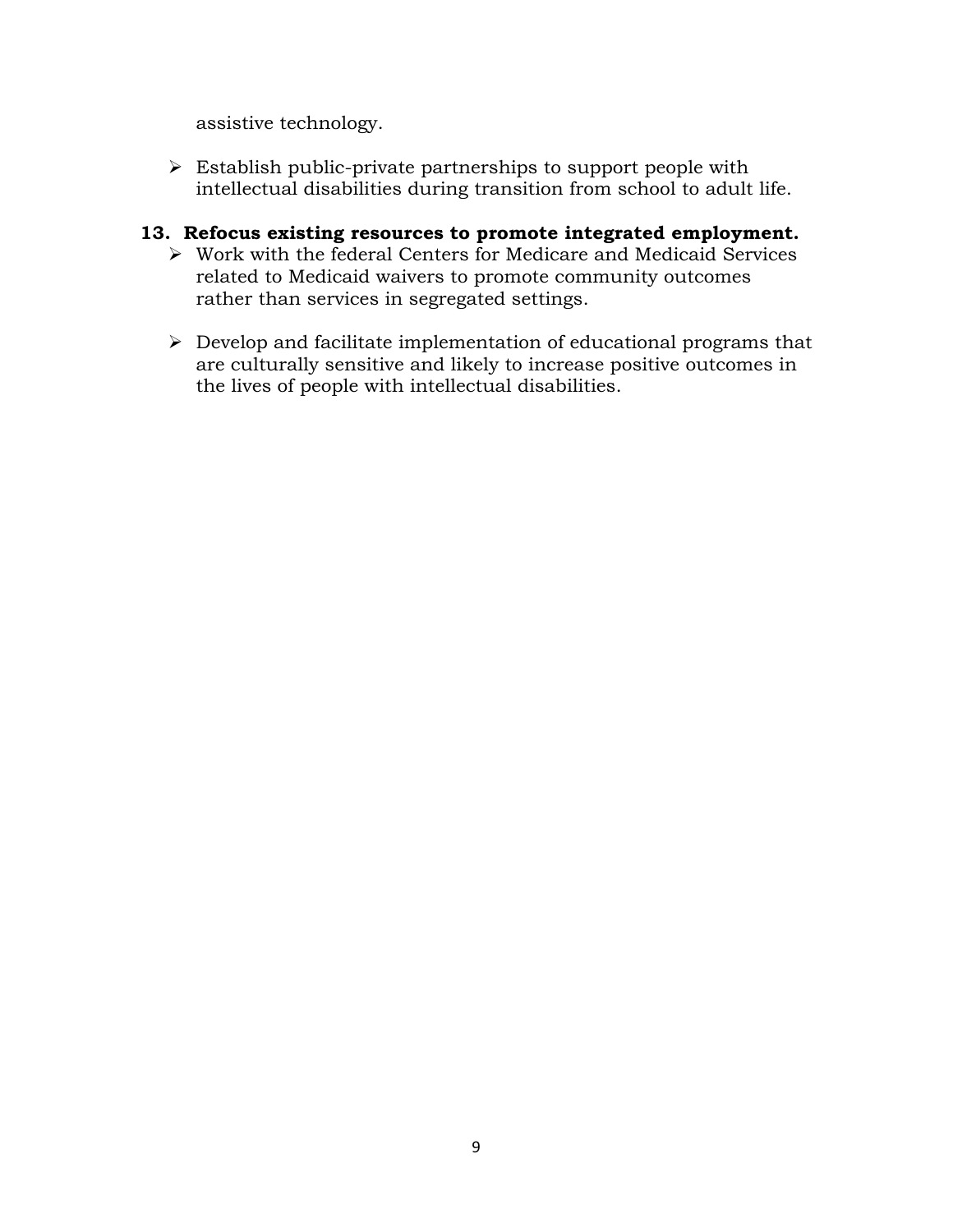assistive technology.

- Establish public-private partnerships to support people with intellectual disabilities during transition from school to adult life.

**13. Refocus existing resources to promote integrated employment.**

- Work with the federal Centers for Medicare and Medicaid Services related to Medicaid waivers to promote community outcomes rather than services in segregated settings.

- Develop and facilitate implementation of educational programs that are culturally sensitive and likely to increase positive outcomes in the lives of people with intellectual disabilities.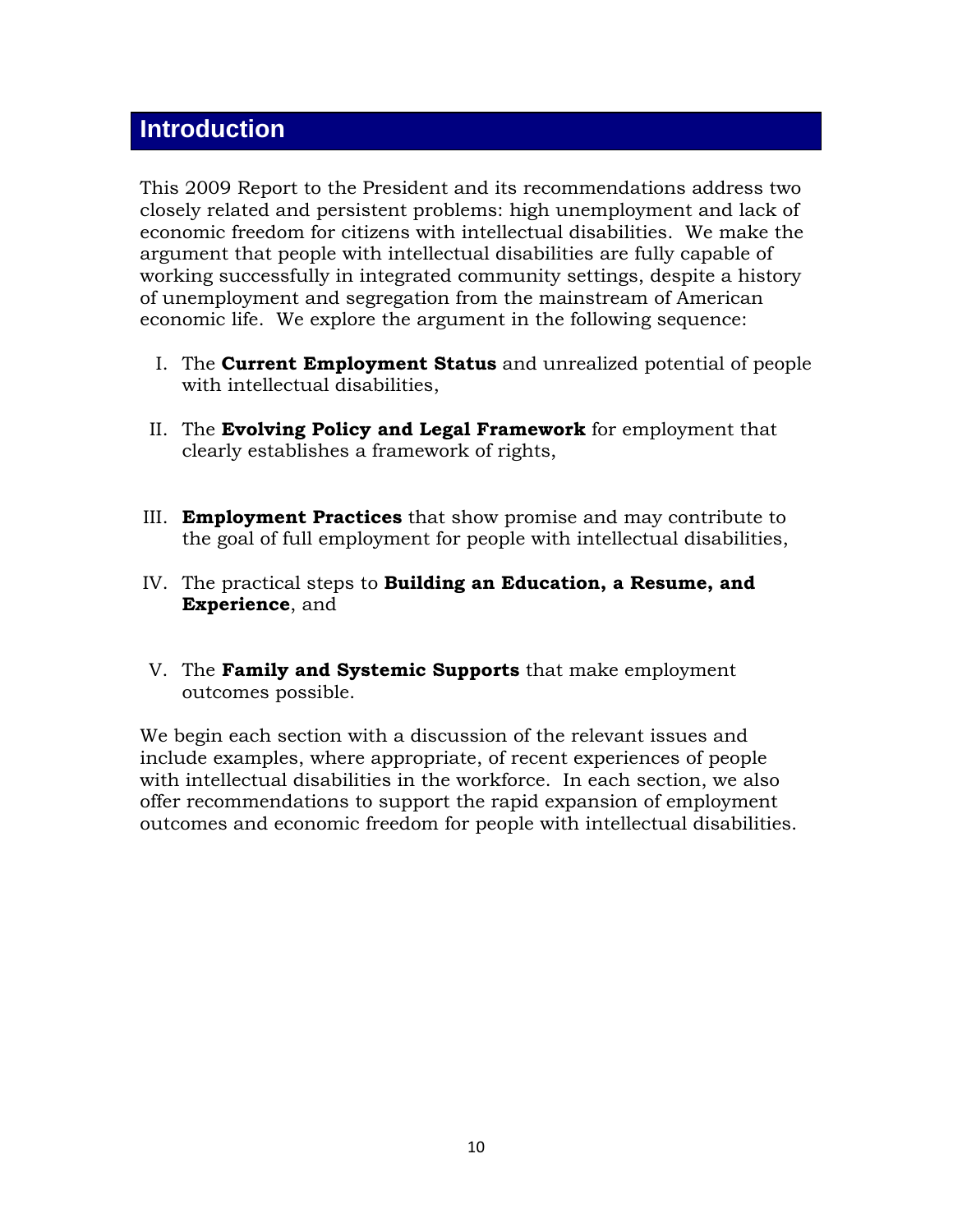# Introduction

This 2009 Report to the President and its recommendations address two closely related and persistent problems: high unemployment and lack of economic freedom for citizens with intellectual disabilities. We make the argument that people with intellectual disabilities are fully capable of working successfully in integrated community settings, despite a history of unemployment and segregation from the mainstream of American economic life. We explore the argument in the following sequence:

I. The **Current Employment Status** and unrealized potential of people with intellectual disabilities,

II. The **Evolving Policy and Legal Framework** for employment that clearly establishes a framework of rights,

III. **Employment Practices** that show promise and may contribute to the goal of full employment for people with intellectual disabilities,

IV. The practical steps to **Building an Education, a Resume, and Experience**, and

V. The **Family and Systemic Supports** that make employment outcomes possible.

We begin each section with a discussion of the relevant issues and include examples, where appropriate, of recent experiences of people with intellectual disabilities in the workforce. In each section, we also offer recommendations to support the rapid expansion of employment outcomes and economic freedom for people with intellectual disabilities.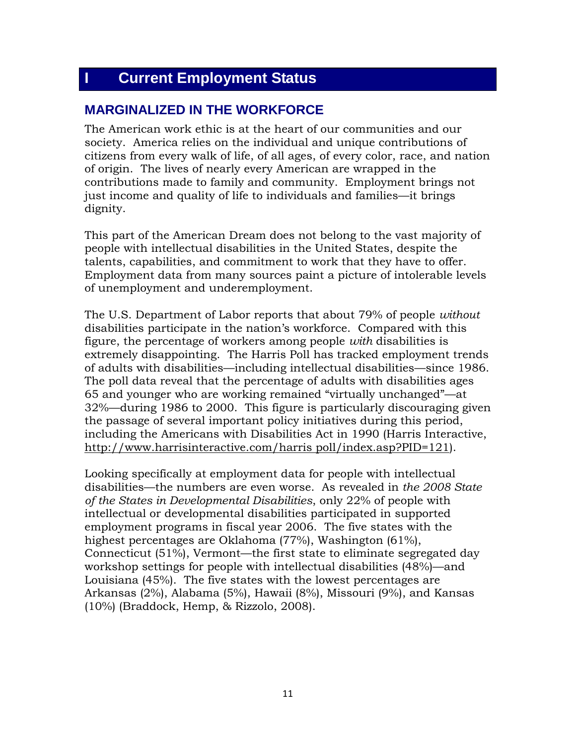# I Current Employment Status

## MARGINALIZED IN THE WORKFORCE

The American work ethic is at the heart of our communities and our society. America relies on the individual and unique contributions of citizens from every walk of life, of all ages, of every color, race, and nation of origin. The lives of nearly every American are wrapped in the contributions made to family and community. Employment brings not just income and quality of life to individuals and families—it brings dignity.

This part of the American Dream does not belong to the vast majority of people with intellectual disabilities in the United States, despite the talents, capabilities, and commitment to work that they have to offer. Employment data from many sources paint a picture of intolerable levels of unemployment and underemployment.

The U.S. Department of Labor reports that about 79% of people *without* disabilities participate in the nation's workforce. Compared with this figure, the percentage of workers among people *with* disabilities is extremely disappointing. The Harris Poll has tracked employment trends of adults with disabilities—including intellectual disabilities—since 1986. The poll data reveal that the percentage of adults with disabilities ages 65 and younger who are working remained "virtually unchanged"—at 32%—during 1986 to 2000. This figure is particularly discouraging given the passage of several important policy initiatives during this period, including the Americans with Disabilities Act in 1990 (Harris Interactive, http://www.harrisinteractive.com/harris poll/index.asp?PID=121).

Looking specifically at employment data for people with intellectual disabilities—the numbers are even worse. As revealed in *the 2008 State of the States in Developmental Disabilities*, only 22% of people with intellectual or developmental disabilities participated in supported employment programs in fiscal year 2006. The five states with the highest percentages are Oklahoma (77%), Washington (61%), Connecticut (51%), Vermont—the first state to eliminate segregated day workshop settings for people with intellectual disabilities (48%)—and Louisiana (45%). The five states with the lowest percentages are Arkansas (2%), Alabama (5%), Hawaii (8%), Missouri (9%), and Kansas (10%) (Braddock, Hemp, & Rizzolo, 2008).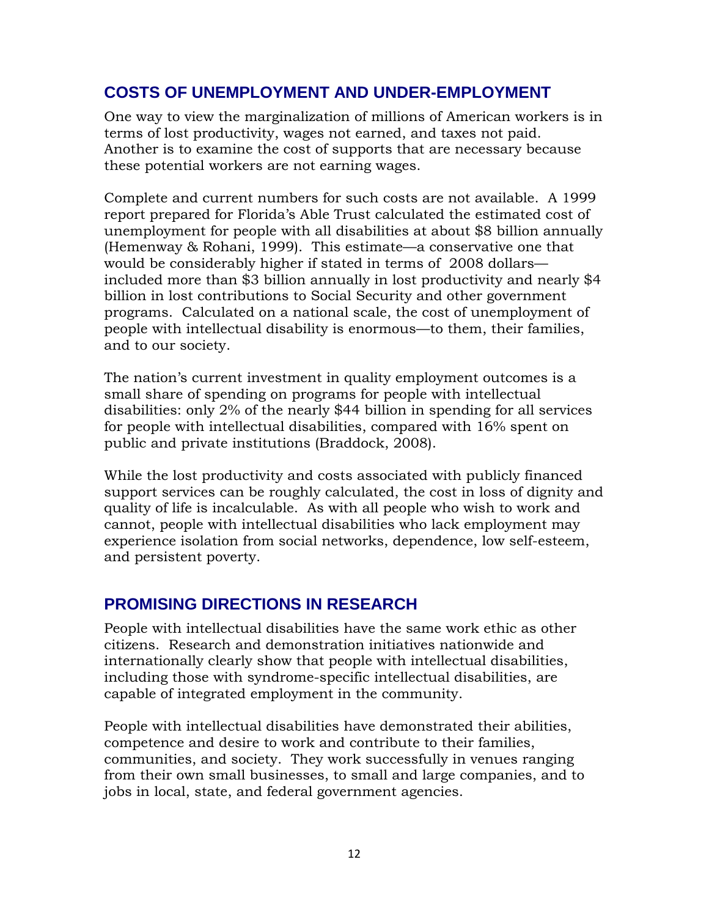## COSTS OF UNEMPLOYMENT AND UNDER-EMPLOYMENT

One way to view the marginalization of millions of American workers is in terms of lost productivity, wages not earned, and taxes not paid. Another is to examine the cost of supports that are necessary because these potential workers are not earning wages.

Complete and current numbers for such costs are not available. A 1999 report prepared for Florida's Able Trust calculated the estimated cost of unemployment for people with all disabilities at about $8 billion annually (Hemenway & Rohani, 1999). This estimate—a conservative one that would be considerably higher if stated in terms of 2008 dollars—included more than $3 billion annually in lost productivity and nearly $4 billion in lost contributions to Social Security and other government programs. Calculated on a national scale, the cost of unemployment of people with intellectual disability is enormous—to them, their families, and to our society.

The nation's current investment in quality employment outcomes is a small share of spending on programs for people with intellectual disabilities: only 2% of the nearly $44 billion in spending for all services for people with intellectual disabilities, compared with 16% spent on public and private institutions (Braddock, 2008).

While the lost productivity and costs associated with publicly financed support services can be roughly calculated, the cost in loss of dignity and quality of life is incalculable. As with all people who wish to work and cannot, people with intellectual disabilities who lack employment may experience isolation from social networks, dependence, low self-esteem, and persistent poverty.

## PROMISING DIRECTIONS IN RESEARCH

People with intellectual disabilities have the same work ethic as other citizens. Research and demonstration initiatives nationwide and internationally clearly show that people with intellectual disabilities, including those with syndrome-specific intellectual disabilities, are capable of integrated employment in the community.

People with intellectual disabilities have demonstrated their abilities, competence and desire to work and contribute to their families, communities, and society. They work successfully in venues ranging from their own small businesses, to small and large companies, and to jobs in local, state, and federal government agencies.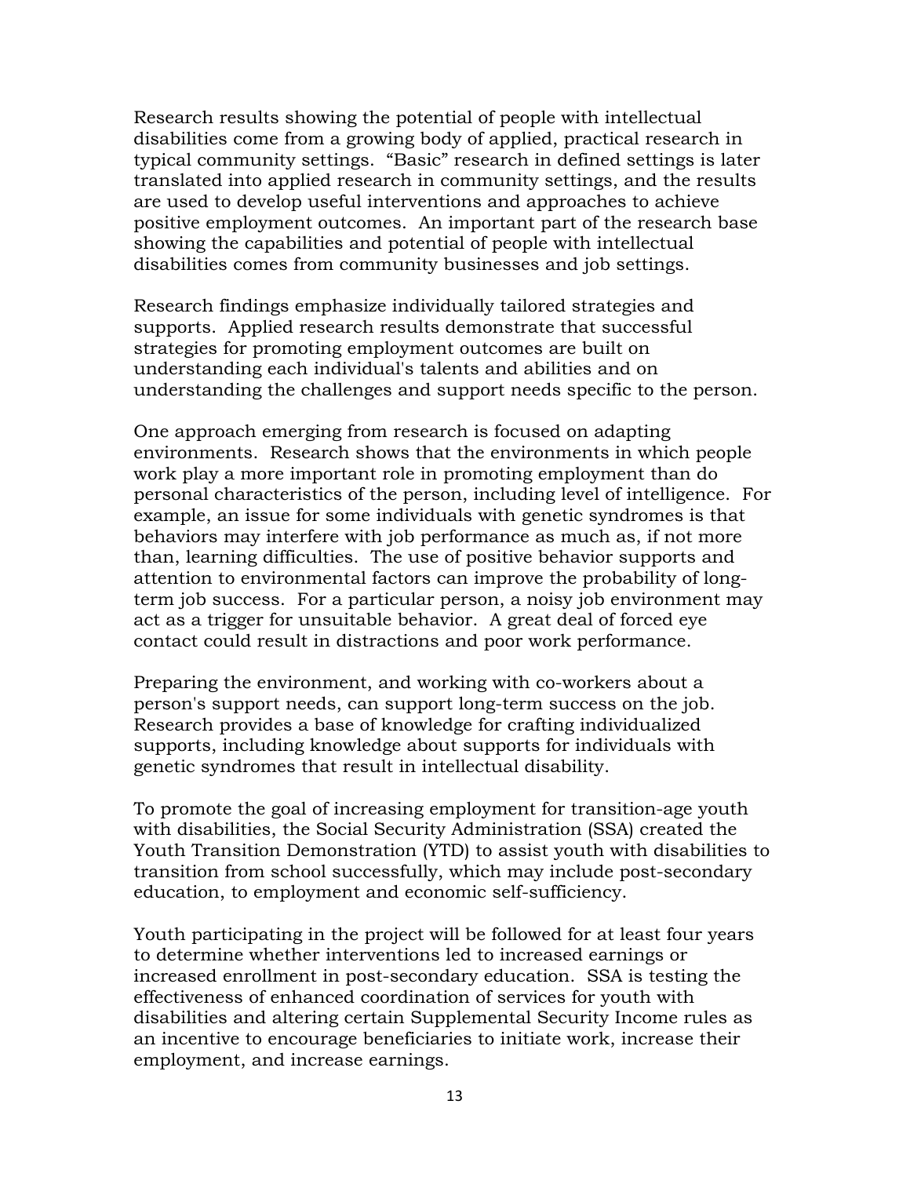Research results showing the potential of people with intellectual disabilities come from a growing body of applied, practical research in typical community settings. "Basic" research in defined settings is later translated into applied research in community settings, and the results are used to develop useful interventions and approaches to achieve positive employment outcomes. An important part of the research base showing the capabilities and potential of people with intellectual disabilities comes from community businesses and job settings.

Research findings emphasize individually tailored strategies and supports. Applied research results demonstrate that successful strategies for promoting employment outcomes are built on understanding each individual's talents and abilities and on understanding the challenges and support needs specific to the person.

One approach emerging from research is focused on adapting environments. Research shows that the environments in which people work play a more important role in promoting employment than do personal characteristics of the person, including level of intelligence. For example, an issue for some individuals with genetic syndromes is that behaviors may interfere with job performance as much as, if not more than, learning difficulties. The use of positive behavior supports and attention to environmental factors can improve the probability of long-term job success. For a particular person, a noisy job environment may act as a trigger for unsuitable behavior. A great deal of forced eye contact could result in distractions and poor work performance.

Preparing the environment, and working with co-workers about a person's support needs, can support long-term success on the job. Research provides a base of knowledge for crafting individualized supports, including knowledge about supports for individuals with genetic syndromes that result in intellectual disability.

To promote the goal of increasing employment for transition-age youth with disabilities, the Social Security Administration (SSA) created the Youth Transition Demonstration (YTD) to assist youth with disabilities to transition from school successfully, which may include post-secondary education, to employment and economic self-sufficiency.

Youth participating in the project will be followed for at least four years to determine whether interventions led to increased earnings or increased enrollment in post-secondary education. SSA is testing the effectiveness of enhanced coordination of services for youth with disabilities and altering certain Supplemental Security Income rules as an incentive to encourage beneficiaries to initiate work, increase their employment, and increase earnings.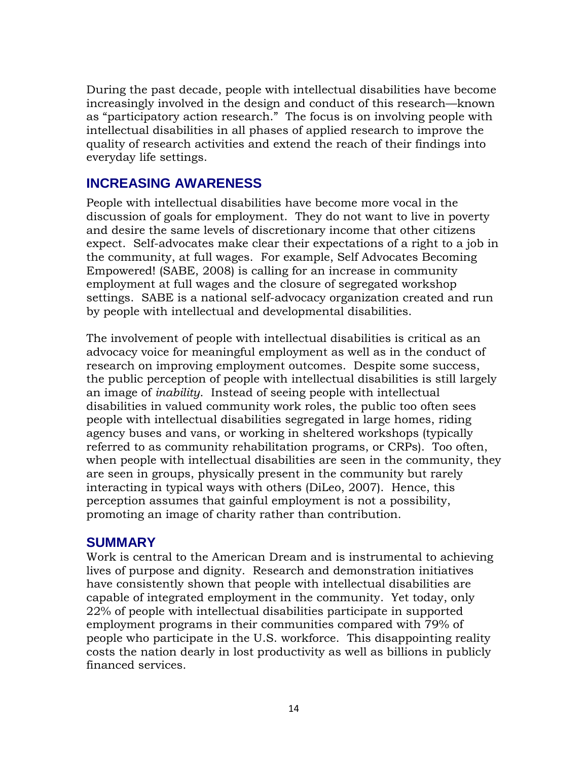During the past decade, people with intellectual disabilities have become increasingly involved in the design and conduct of this research—known as "participatory action research." The focus is on involving people with intellectual disabilities in all phases of applied research to improve the quality of research activities and extend the reach of their findings into everyday life settings.

## INCREASING AWARENESS

People with intellectual disabilities have become more vocal in the discussion of goals for employment. They do not want to live in poverty and desire the same levels of discretionary income that other citizens expect. Self-advocates make clear their expectations of a right to a job in the community, at full wages. For example, Self Advocates Becoming Empowered! (SABE, 2008) is calling for an increase in community employment at full wages and the closure of segregated workshop settings. SABE is a national self-advocacy organization created and run by people with intellectual and developmental disabilities.

The involvement of people with intellectual disabilities is critical as an advocacy voice for meaningful employment as well as in the conduct of research on improving employment outcomes. Despite some success, the public perception of people with intellectual disabilities is still largely an image of *inability*. Instead of seeing people with intellectual disabilities in valued community work roles, the public too often sees people with intellectual disabilities segregated in large homes, riding agency buses and vans, or working in sheltered workshops (typically referred to as community rehabilitation programs, or CRPs). Too often, when people with intellectual disabilities are seen in the community, they are seen in groups, physically present in the community but rarely interacting in typical ways with others (DiLeo, 2007). Hence, this perception assumes that gainful employment is not a possibility, promoting an image of charity rather than contribution.

## SUMMARY

Work is central to the American Dream and is instrumental to achieving lives of purpose and dignity. Research and demonstration initiatives have consistently shown that people with intellectual disabilities are capable of integrated employment in the community. Yet today, only 22% of people with intellectual disabilities participate in supported employment programs in their communities compared with 79% of people who participate in the U.S. workforce. This disappointing reality costs the nation dearly in lost productivity as well as billions in publicly financed services.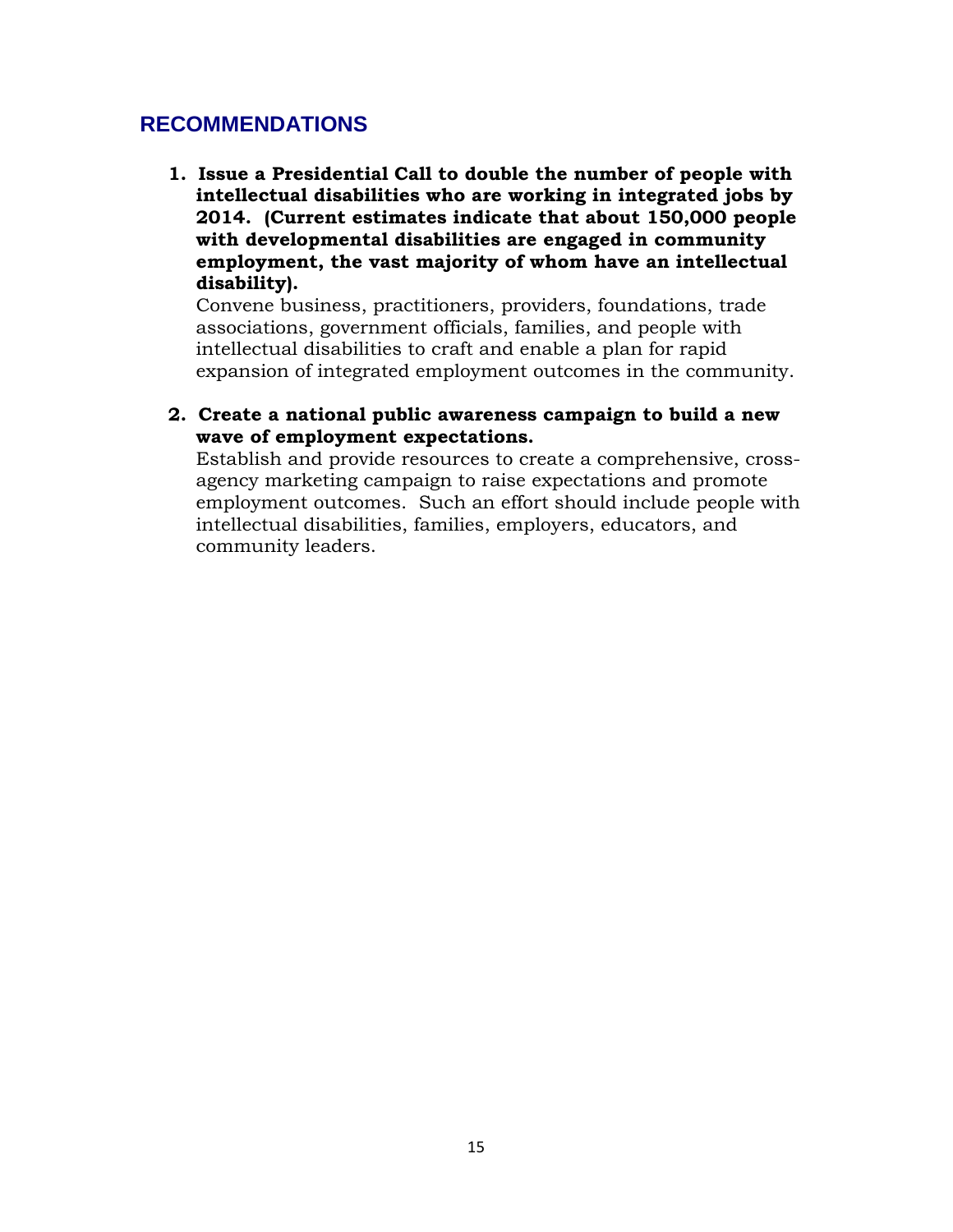## RECOMMENDATIONS

1. **Issue a Presidential Call to double the number of people with intellectual disabilities who are working in integrated jobs by 2014. (Current estimates indicate that about 150,000 people with developmental disabilities are engaged in community employment, the vast majority of whom have an intellectual disability).**
   Convene business, practitioners, providers, foundations, trade associations, government officials, families, and people with intellectual disabilities to craft and enable a plan for rapid expansion of integrated employment outcomes in the community.

2. **Create a national public awareness campaign to build a new wave of employment expectations.**
   Establish and provide resources to create a comprehensive, cross-agency marketing campaign to raise expectations and promote employment outcomes. Such an effort should include people with intellectual disabilities, families, employers, educators, and community leaders.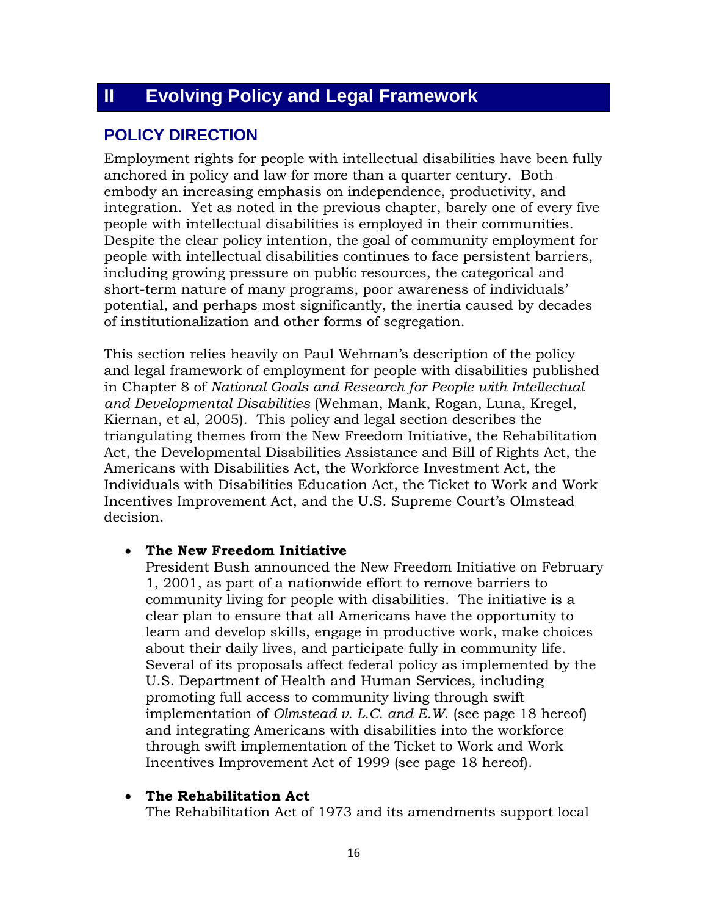# II Evolving Policy and Legal Framework

## POLICY DIRECTION

Employment rights for people with intellectual disabilities have been fully anchored in policy and law for more than a quarter century. Both embody an increasing emphasis on independence, productivity, and integration. Yet as noted in the previous chapter, barely one of every five people with intellectual disabilities is employed in their communities. Despite the clear policy intention, the goal of community employment for people with intellectual disabilities continues to face persistent barriers, including growing pressure on public resources, the categorical and short-term nature of many programs, poor awareness of individuals' potential, and perhaps most significantly, the inertia caused by decades of institutionalization and other forms of segregation.

This section relies heavily on Paul Wehman's description of the policy and legal framework of employment for people with disabilities published in Chapter 8 of *National Goals and Research for People with Intellectual and Developmental Disabilities* (Wehman, Mank, Rogan, Luna, Kregel, Kiernan, et al, 2005). This policy and legal section describes the triangulating themes from the New Freedom Initiative, the Rehabilitation Act, the Developmental Disabilities Assistance and Bill of Rights Act, the Americans with Disabilities Act, the Workforce Investment Act, the Individuals with Disabilities Education Act, the Ticket to Work and Work Incentives Improvement Act, and the U.S. Supreme Court's Olmstead decision.

- **The New Freedom Initiative**
  President Bush announced the New Freedom Initiative on February 1, 2001, as part of a nationwide effort to remove barriers to community living for people with disabilities. The initiative is a clear plan to ensure that all Americans have the opportunity to learn and develop skills, engage in productive work, make choices about their daily lives, and participate fully in community life. Several of its proposals affect federal policy as implemented by the U.S. Department of Health and Human Services, including promoting full access to community living through swift implementation of *Olmstead v. L.C. and E.W.* (see page 18 hereof) and integrating Americans with disabilities into the workforce through swift implementation of the Ticket to Work and Work Incentives Improvement Act of 1999 (see page 18 hereof).

- **The Rehabilitation Act**
  The Rehabilitation Act of 1973 and its amendments support local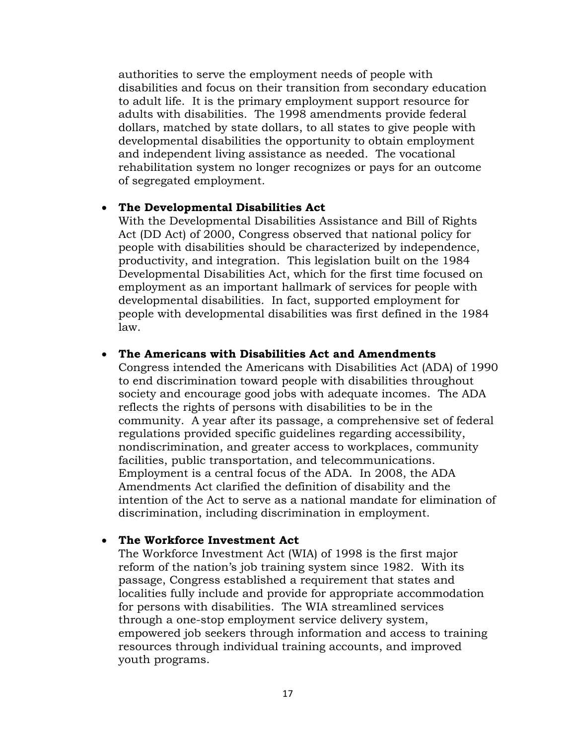authorities to serve the employment needs of people with disabilities and focus on their transition from secondary education to adult life. It is the primary employment support resource for adults with disabilities. The 1998 amendments provide federal dollars, matched by state dollars, to all states to give people with developmental disabilities the opportunity to obtain employment and independent living assistance as needed. The vocational rehabilitation system no longer recognizes or pays for an outcome of segregated employment.

- **The Developmental Disabilities Act**
  With the Developmental Disabilities Assistance and Bill of Rights Act (DD Act) of 2000, Congress observed that national policy for people with disabilities should be characterized by independence, productivity, and integration. This legislation built on the 1984 Developmental Disabilities Act, which for the first time focused on employment as an important hallmark of services for people with developmental disabilities. In fact, supported employment for people with developmental disabilities was first defined in the 1984 law.

- **The Americans with Disabilities Act and Amendments**
  Congress intended the Americans with Disabilities Act (ADA) of 1990 to end discrimination toward people with disabilities throughout society and encourage good jobs with adequate incomes. The ADA reflects the rights of persons with disabilities to be in the community. A year after its passage, a comprehensive set of federal regulations provided specific guidelines regarding accessibility, nondiscrimination, and greater access to workplaces, community facilities, public transportation, and telecommunications. Employment is a central focus of the ADA. In 2008, the ADA Amendments Act clarified the definition of disability and the intention of the Act to serve as a national mandate for elimination of discrimination, including discrimination in employment.

- **The Workforce Investment Act**
  The Workforce Investment Act (WIA) of 1998 is the first major reform of the nation's job training system since 1982. With its passage, Congress established a requirement that states and localities fully include and provide for appropriate accommodation for persons with disabilities. The WIA streamlined services through a one-stop employment service delivery system, empowered job seekers through information and access to training resources through individual training accounts, and improved youth programs.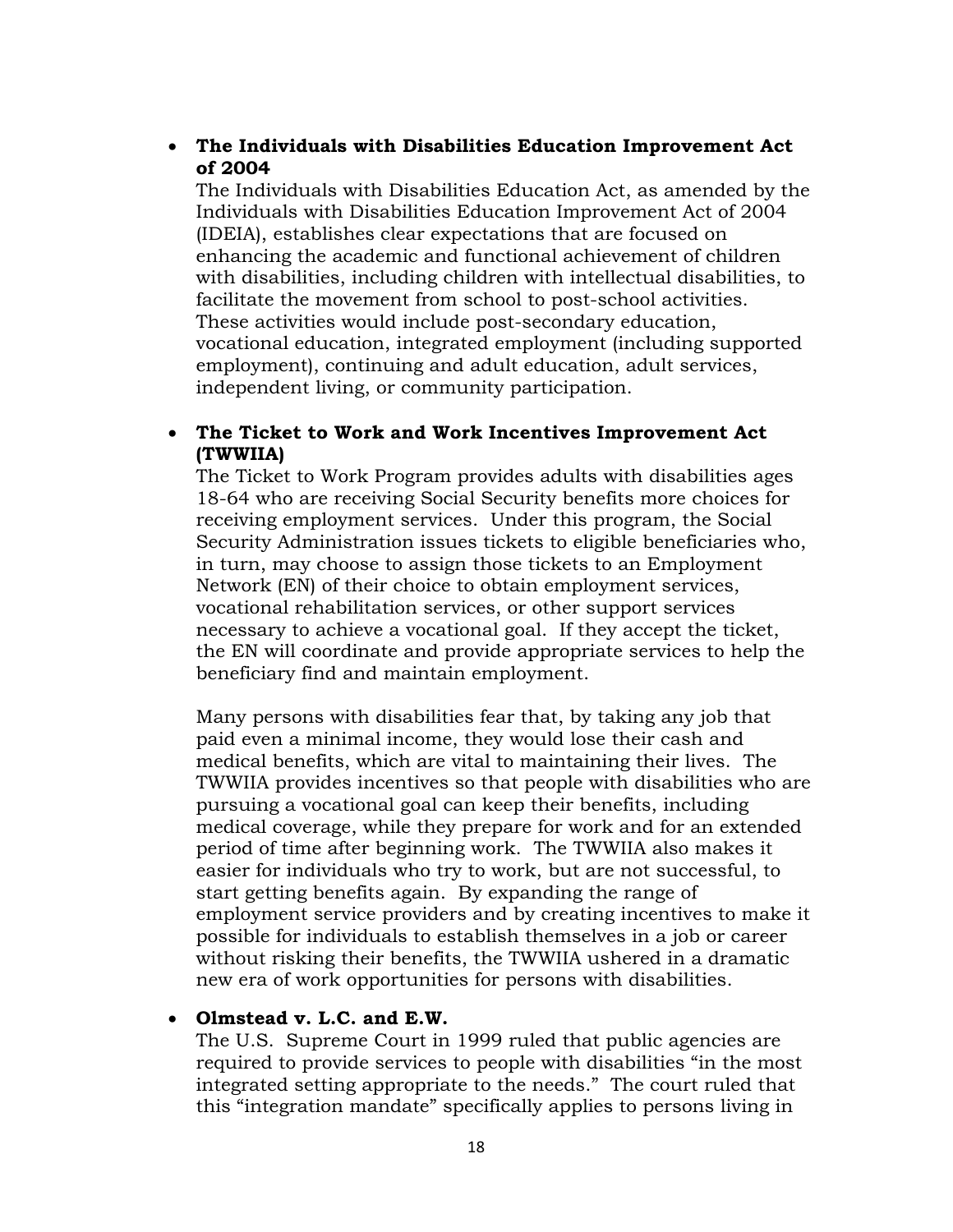- **The Individuals with Disabilities Education Improvement Act of 2004**

  The Individuals with Disabilities Education Act, as amended by the Individuals with Disabilities Education Improvement Act of 2004 (IDEIA), establishes clear expectations that are focused on enhancing the academic and functional achievement of children with disabilities, including children with intellectual disabilities, to facilitate the movement from school to post-school activities. These activities would include post-secondary education, vocational education, integrated employment (including supported employment), continuing and adult education, adult services, independent living, or community participation.

- **The Ticket to Work and Work Incentives Improvement Act (TWWIIA)**

  The Ticket to Work Program provides adults with disabilities ages 18-64 who are receiving Social Security benefits more choices for receiving employment services. Under this program, the Social Security Administration issues tickets to eligible beneficiaries who, in turn, may choose to assign those tickets to an Employment Network (EN) of their choice to obtain employment services, vocational rehabilitation services, or other support services necessary to achieve a vocational goal. If they accept the ticket, the EN will coordinate and provide appropriate services to help the beneficiary find and maintain employment.

  Many persons with disabilities fear that, by taking any job that paid even a minimal income, they would lose their cash and medical benefits, which are vital to maintaining their lives. The TWWIIA provides incentives so that people with disabilities who are pursuing a vocational goal can keep their benefits, including medical coverage, while they prepare for work and for an extended period of time after beginning work. The TWWIIA also makes it easier for individuals who try to work, but are not successful, to start getting benefits again. By expanding the range of employment service providers and by creating incentives to make it possible for individuals to establish themselves in a job or career without risking their benefits, the TWWIIA ushered in a dramatic new era of work opportunities for persons with disabilities.

- **Olmstead v. L.C. and E.W.**

  The U.S. Supreme Court in 1999 ruled that public agencies are required to provide services to people with disabilities "in the most integrated setting appropriate to the needs." The court ruled that this "integration mandate" specifically applies to persons living in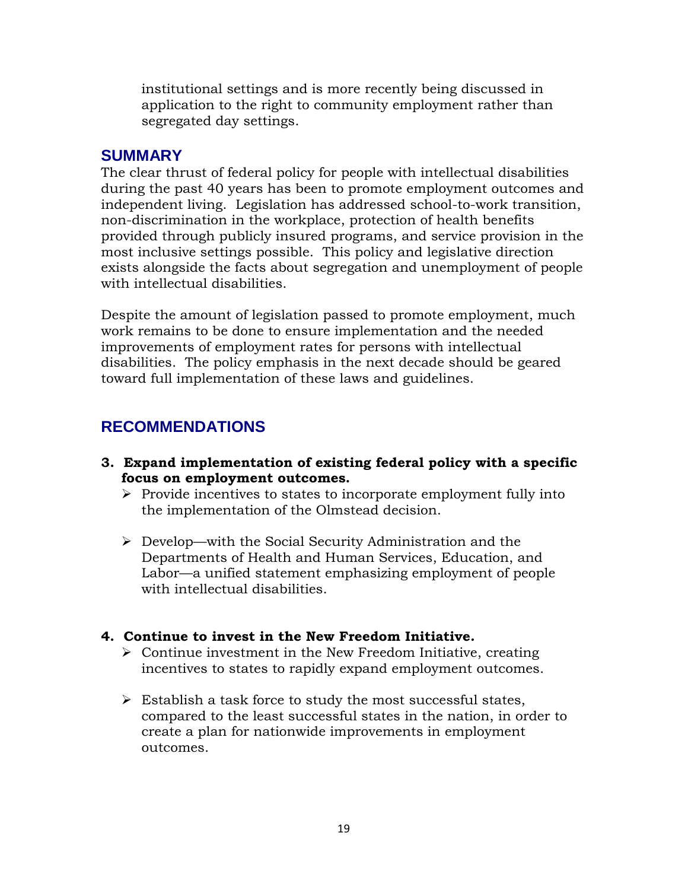institutional settings and is more recently being discussed in application to the right to community employment rather than segregated day settings.

## SUMMARY

The clear thrust of federal policy for people with intellectual disabilities during the past 40 years has been to promote employment outcomes and independent living. Legislation has addressed school-to-work transition, non-discrimination in the workplace, protection of health benefits provided through publicly insured programs, and service provision in the most inclusive settings possible. This policy and legislative direction exists alongside the facts about segregation and unemployment of people with intellectual disabilities.

Despite the amount of legislation passed to promote employment, much work remains to be done to ensure implementation and the needed improvements of employment rates for persons with intellectual disabilities. The policy emphasis in the next decade should be geared toward full implementation of these laws and guidelines.

## RECOMMENDATIONS

**3. Expand implementation of existing federal policy with a specific focus on employment outcomes.**

- Provide incentives to states to incorporate employment fully into the implementation of the Olmstead decision.
- Develop—with the Social Security Administration and the Departments of Health and Human Services, Education, and Labor—a unified statement emphasizing employment of people with intellectual disabilities.

**4. Continue to invest in the New Freedom Initiative.**

- Continue investment in the New Freedom Initiative, creating incentives to states to rapidly expand employment outcomes.
- Establish a task force to study the most successful states, compared to the least successful states in the nation, in order to create a plan for nationwide improvements in employment outcomes.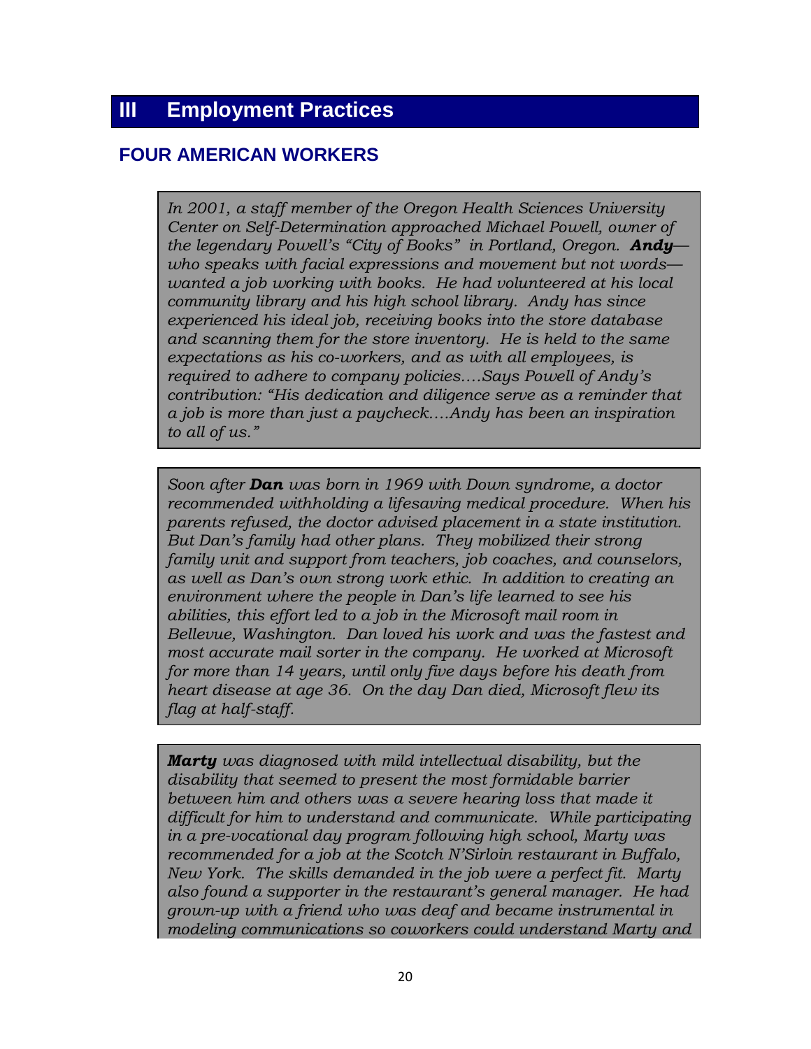# III Employment Practices

## FOUR AMERICAN WORKERS

*In 2001, a staff member of the Oregon Health Sciences University Center on Self-Determination approached Michael Powell, owner of the legendary Powell's "City of Books" in Portland, Oregon.* ***Andy****—who speaks with facial expressions and movement but not words—wanted a job working with books. He had volunteered at his local community library and his high school library. Andy has since experienced his ideal job, receiving books into the store database and scanning them for the store inventory. He is held to the same expectations as his co-workers, and as with all employees, is required to adhere to company policies....Says Powell of Andy's contribution: "His dedication and diligence serve as a reminder that a job is more than just a paycheck....Andy has been an inspiration to all of us."*

*Soon after* ***Dan*** *was born in 1969 with Down syndrome, a doctor recommended withholding a lifesaving medical procedure. When his parents refused, the doctor advised placement in a state institution. But Dan's family had other plans. They mobilized their strong family unit and support from teachers, job coaches, and counselors, as well as Dan's own strong work ethic. In addition to creating an environment where the people in Dan's life learned to see his abilities, this effort led to a job in the Microsoft mail room in Bellevue, Washington. Dan loved his work and was the fastest and most accurate mail sorter in the company. He worked at Microsoft for more than 14 years, until only five days before his death from heart disease at age 36. On the day Dan died, Microsoft flew its flag at half-staff.*

***Marty*** *was diagnosed with mild intellectual disability, but the disability that seemed to present the most formidable barrier between him and others was a severe hearing loss that made it difficult for him to understand and communicate. While participating in a pre-vocational day program following high school, Marty was recommended for a job at the Scotch N'Sirloin restaurant in Buffalo, New York. The skills demanded in the job were a perfect fit. Marty also found a supporter in the restaurant's general manager. He had grown-up with a friend who was deaf and became instrumental in modeling communications so coworkers could understand Marty and*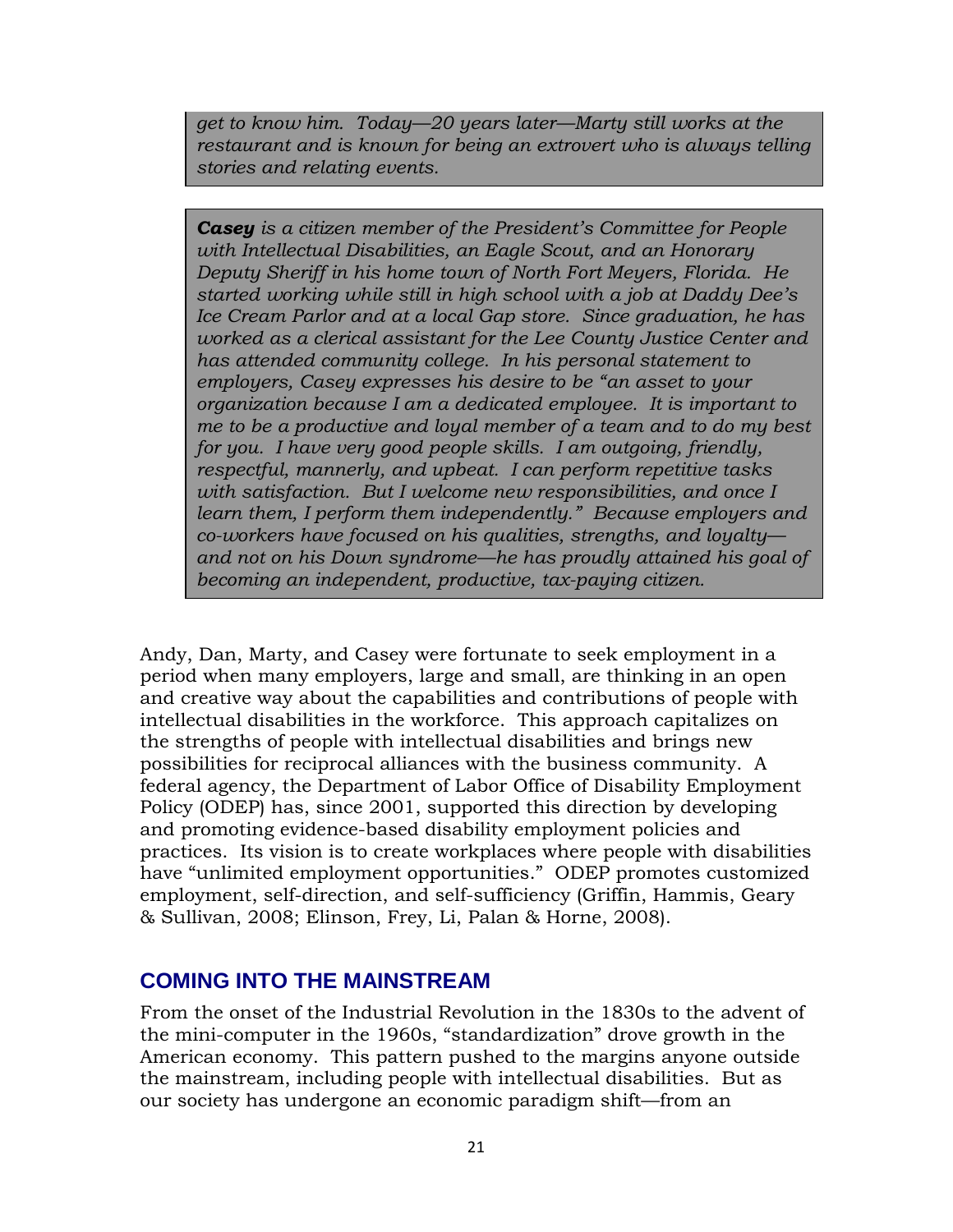*get to know him. Today—20 years later—Marty still works at the restaurant and is known for being an extrovert who is always telling stories and relating events.*

***Casey*** *is a citizen member of the President's Committee for People with Intellectual Disabilities, an Eagle Scout, and an Honorary Deputy Sheriff in his home town of North Fort Meyers, Florida. He started working while still in high school with a job at Daddy Dee's Ice Cream Parlor and at a local Gap store. Since graduation, he has worked as a clerical assistant for the Lee County Justice Center and has attended community college. In his personal statement to employers, Casey expresses his desire to be "an asset to your organization because I am a dedicated employee. It is important to me to be a productive and loyal member of a team and to do my best for you. I have very good people skills. I am outgoing, friendly, respectful, mannerly, and upbeat. I can perform repetitive tasks with satisfaction. But I welcome new responsibilities, and once I learn them, I perform them independently." Because employers and co-workers have focused on his qualities, strengths, and loyalty—and not on his Down syndrome—he has proudly attained his goal of becoming an independent, productive, tax-paying citizen.*

Andy, Dan, Marty, and Casey were fortunate to seek employment in a period when many employers, large and small, are thinking in an open and creative way about the capabilities and contributions of people with intellectual disabilities in the workforce. This approach capitalizes on the strengths of people with intellectual disabilities and brings new possibilities for reciprocal alliances with the business community. A federal agency, the Department of Labor Office of Disability Employment Policy (ODEP) has, since 2001, supported this direction by developing and promoting evidence-based disability employment policies and practices. Its vision is to create workplaces where people with disabilities have "unlimited employment opportunities." ODEP promotes customized employment, self-direction, and self-sufficiency (Griffin, Hammis, Geary & Sullivan, 2008; Elinson, Frey, Li, Palan & Horne, 2008).

## COMING INTO THE MAINSTREAM

From the onset of the Industrial Revolution in the 1830s to the advent of the mini-computer in the 1960s, "standardization" drove growth in the American economy. This pattern pushed to the margins anyone outside the mainstream, including people with intellectual disabilities. But as our society has undergone an economic paradigm shift—from an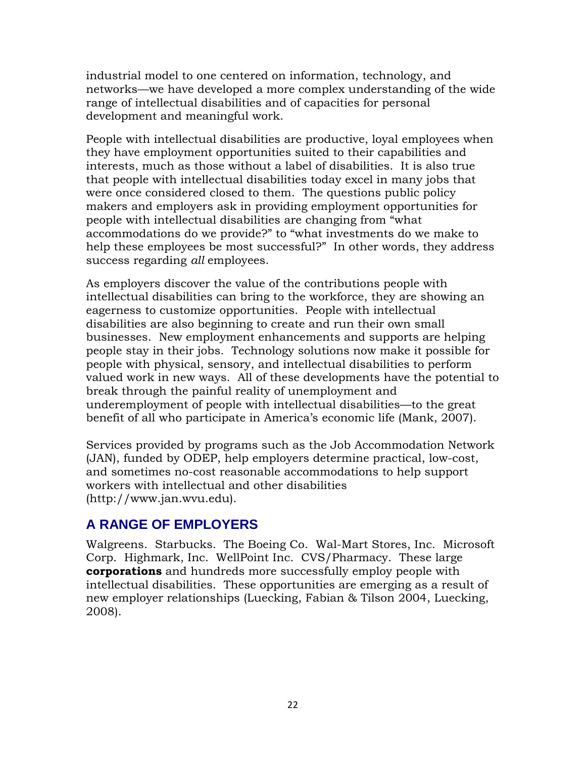industrial model to one centered on information, technology, and networks—we have developed a more complex understanding of the wide range of intellectual disabilities and of capacities for personal development and meaningful work.

People with intellectual disabilities are productive, loyal employees when they have employment opportunities suited to their capabilities and interests, much as those without a label of disabilities. It is also true that people with intellectual disabilities today excel in many jobs that were once considered closed to them. The questions public policy makers and employers ask in providing employment opportunities for people with intellectual disabilities are changing from "what accommodations do we provide?" to "what investments do we make to help these employees be most successful?" In other words, they address success regarding *all* employees.

As employers discover the value of the contributions people with intellectual disabilities can bring to the workforce, they are showing an eagerness to customize opportunities. People with intellectual disabilities are also beginning to create and run their own small businesses. New employment enhancements and supports are helping people stay in their jobs. Technology solutions now make it possible for people with physical, sensory, and intellectual disabilities to perform valued work in new ways. All of these developments have the potential to break through the painful reality of unemployment and underemployment of people with intellectual disabilities—to the great benefit of all who participate in America's economic life (Mank, 2007).

Services provided by programs such as the Job Accommodation Network (JAN), funded by ODEP, help employers determine practical, low-cost, and sometimes no-cost reasonable accommodations to help support workers with intellectual and other disabilities (http://www.jan.wvu.edu).

## A RANGE OF EMPLOYERS

Walgreens. Starbucks. The Boeing Co. Wal-Mart Stores, Inc. Microsoft Corp. Highmark, Inc. WellPoint Inc. CVS/Pharmacy. These large **corporations** and hundreds more successfully employ people with intellectual disabilities. These opportunities are emerging as a result of new employer relationships (Luecking, Fabian & Tilson 2004, Luecking, 2008).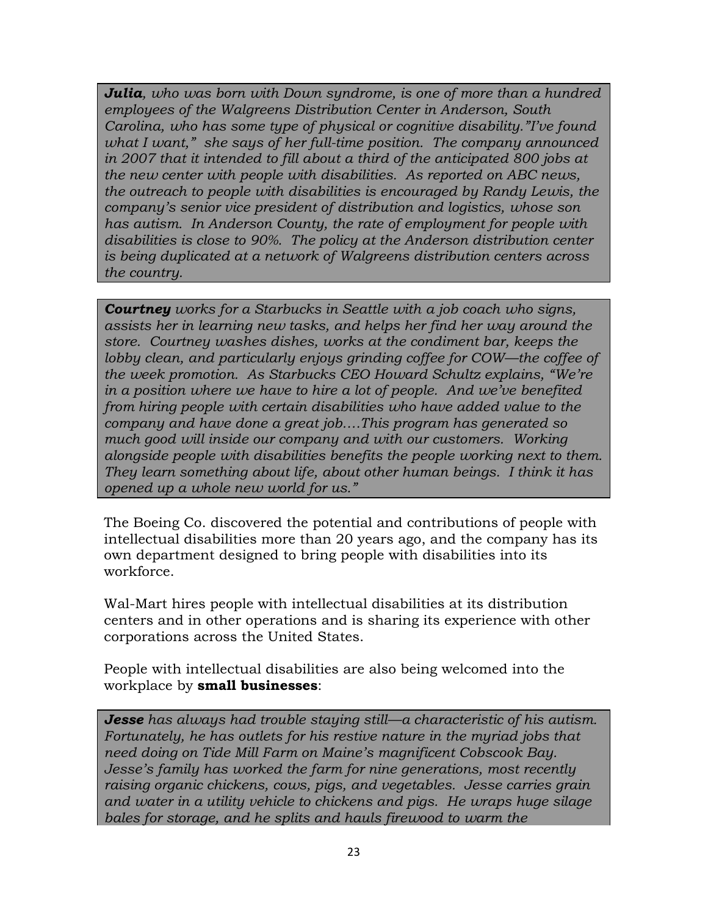***Julia**, who was born with Down syndrome, is one of more than a hundred employees of the Walgreens Distribution Center in Anderson, South Carolina, who has some type of physical or cognitive disability."I've found what I want," she says of her full-time position. The company announced in 2007 that it intended to fill about a third of the anticipated 800 jobs at the new center with people with disabilities. As reported on ABC news, the outreach to people with disabilities is encouraged by Randy Lewis, the company's senior vice president of distribution and logistics, whose son has autism. In Anderson County, the rate of employment for people with disabilities is close to 90%. The policy at the Anderson distribution center is being duplicated at a network of Walgreens distribution centers across the country.*

***Courtney** works for a Starbucks in Seattle with a job coach who signs, assists her in learning new tasks, and helps her find her way around the store. Courtney washes dishes, works at the condiment bar, keeps the lobby clean, and particularly enjoys grinding coffee for COW—the coffee of the week promotion. As Starbucks CEO Howard Schultz explains, "We're in a position where we have to hire a lot of people. And we've benefited from hiring people with certain disabilities who have added value to the company and have done a great job….This program has generated so much good will inside our company and with our customers. Working alongside people with disabilities benefits the people working next to them. They learn something about life, about other human beings. I think it has opened up a whole new world for us."*

The Boeing Co. discovered the potential and contributions of people with intellectual disabilities more than 20 years ago, and the company has its own department designed to bring people with disabilities into its workforce.

Wal-Mart hires people with intellectual disabilities at its distribution centers and in other operations and is sharing its experience with other corporations across the United States.

People with intellectual disabilities are also being welcomed into the workplace by **small businesses**:

***Jesse** has always had trouble staying still—a characteristic of his autism. Fortunately, he has outlets for his restive nature in the myriad jobs that need doing on Tide Mill Farm on Maine's magnificent Cobscook Bay. Jesse's family has worked the farm for nine generations, most recently raising organic chickens, cows, pigs, and vegetables. Jesse carries grain and water in a utility vehicle to chickens and pigs. He wraps huge silage bales for storage, and he splits and hauls firewood to warm the*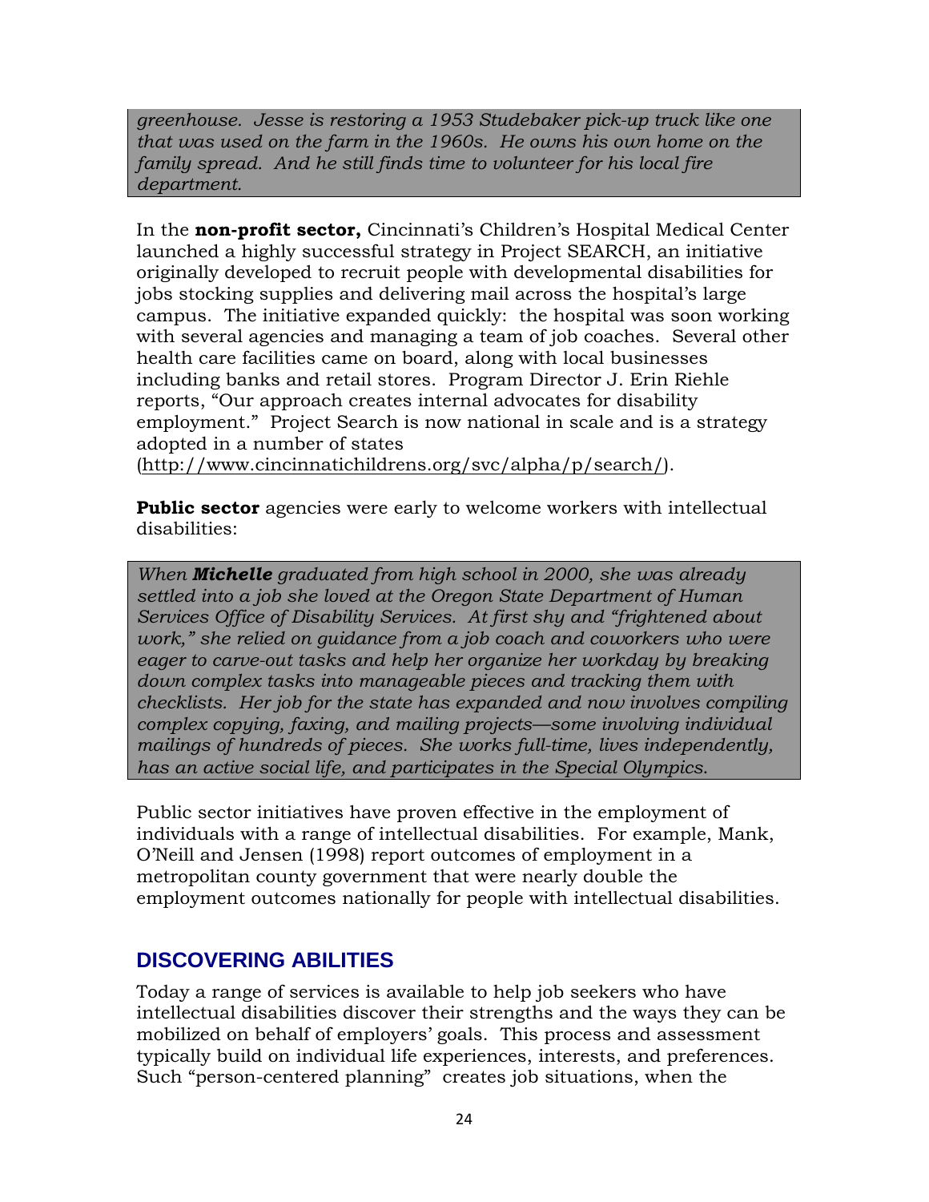*greenhouse. Jesse is restoring a 1953 Studebaker pick-up truck like one that was used on the farm in the 1960s. He owns his own home on the family spread. And he still finds time to volunteer for his local fire department.*

In the **non-profit sector,** Cincinnati's Children's Hospital Medical Center launched a highly successful strategy in Project SEARCH, an initiative originally developed to recruit people with developmental disabilities for jobs stocking supplies and delivering mail across the hospital's large campus. The initiative expanded quickly: the hospital was soon working with several agencies and managing a team of job coaches. Several other health care facilities came on board, along with local businesses including banks and retail stores. Program Director J. Erin Riehle reports, "Our approach creates internal advocates for disability employment." Project Search is now national in scale and is a strategy adopted in a number of states (http://www.cincinnatichildrens.org/svc/alpha/p/search/).

**Public sector** agencies were early to welcome workers with intellectual disabilities:

*When **Michelle** graduated from high school in 2000, she was already settled into a job she loved at the Oregon State Department of Human Services Office of Disability Services. At first shy and "frightened about work," she relied on guidance from a job coach and coworkers who were eager to carve-out tasks and help her organize her workday by breaking down complex tasks into manageable pieces and tracking them with checklists. Her job for the state has expanded and now involves compiling complex copying, faxing, and mailing projects—some involving individual mailings of hundreds of pieces. She works full-time, lives independently, has an active social life, and participates in the Special Olympics.*

Public sector initiatives have proven effective in the employment of individuals with a range of intellectual disabilities. For example, Mank, O'Neill and Jensen (1998) report outcomes of employment in a metropolitan county government that were nearly double the employment outcomes nationally for people with intellectual disabilities.

## DISCOVERING ABILITIES

Today a range of services is available to help job seekers who have intellectual disabilities discover their strengths and the ways they can be mobilized on behalf of employers' goals. This process and assessment typically build on individual life experiences, interests, and preferences. Such "person-centered planning" creates job situations, when the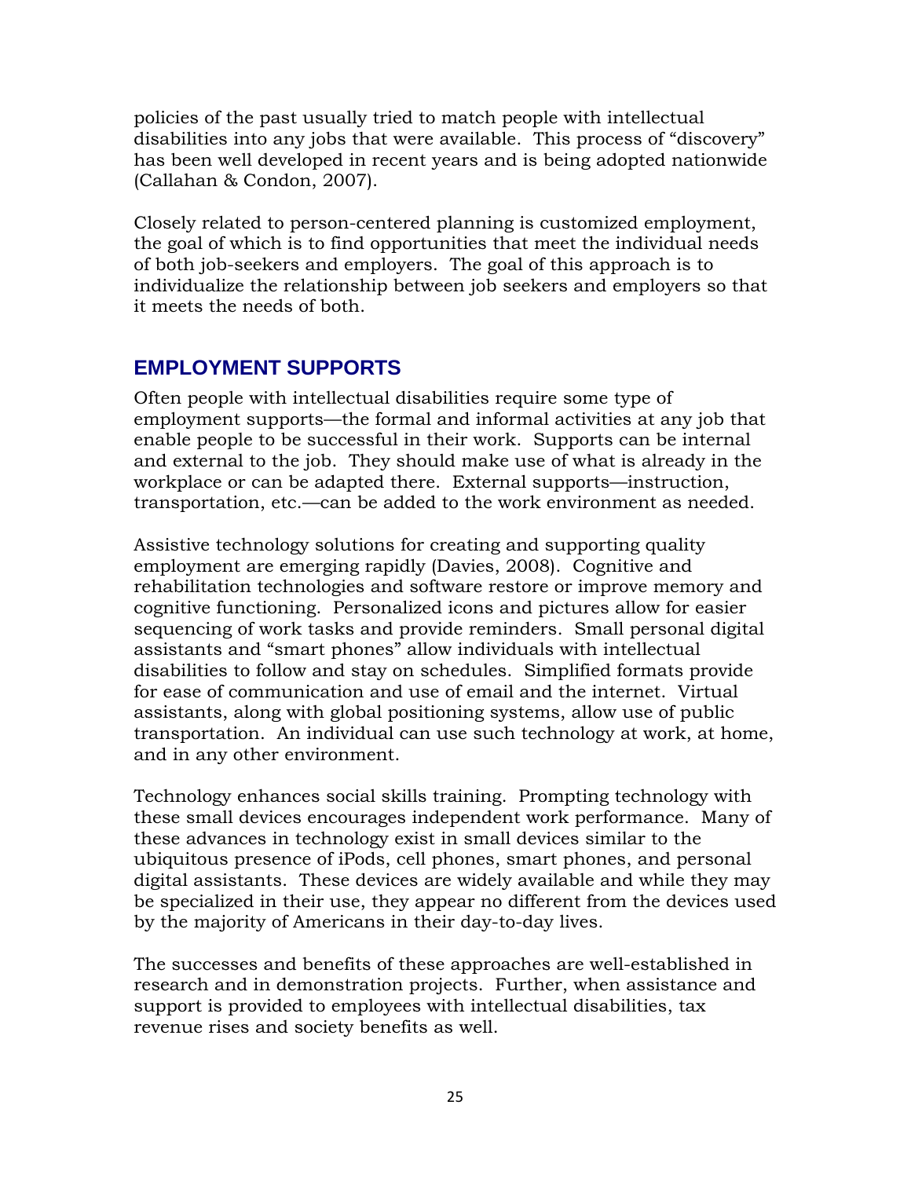policies of the past usually tried to match people with intellectual disabilities into any jobs that were available. This process of "discovery" has been well developed in recent years and is being adopted nationwide (Callahan & Condon, 2007).

Closely related to person-centered planning is customized employment, the goal of which is to find opportunities that meet the individual needs of both job-seekers and employers. The goal of this approach is to individualize the relationship between job seekers and employers so that it meets the needs of both.

## EMPLOYMENT SUPPORTS

Often people with intellectual disabilities require some type of employment supports—the formal and informal activities at any job that enable people to be successful in their work. Supports can be internal and external to the job. They should make use of what is already in the workplace or can be adapted there. External supports—instruction, transportation, etc.—can be added to the work environment as needed.

Assistive technology solutions for creating and supporting quality employment are emerging rapidly (Davies, 2008). Cognitive and rehabilitation technologies and software restore or improve memory and cognitive functioning. Personalized icons and pictures allow for easier sequencing of work tasks and provide reminders. Small personal digital assistants and "smart phones" allow individuals with intellectual disabilities to follow and stay on schedules. Simplified formats provide for ease of communication and use of email and the internet. Virtual assistants, along with global positioning systems, allow use of public transportation. An individual can use such technology at work, at home, and in any other environment.

Technology enhances social skills training. Prompting technology with these small devices encourages independent work performance. Many of these advances in technology exist in small devices similar to the ubiquitous presence of iPods, cell phones, smart phones, and personal digital assistants. These devices are widely available and while they may be specialized in their use, they appear no different from the devices used by the majority of Americans in their day-to-day lives.

The successes and benefits of these approaches are well-established in research and in demonstration projects. Further, when assistance and support is provided to employees with intellectual disabilities, tax revenue rises and society benefits as well.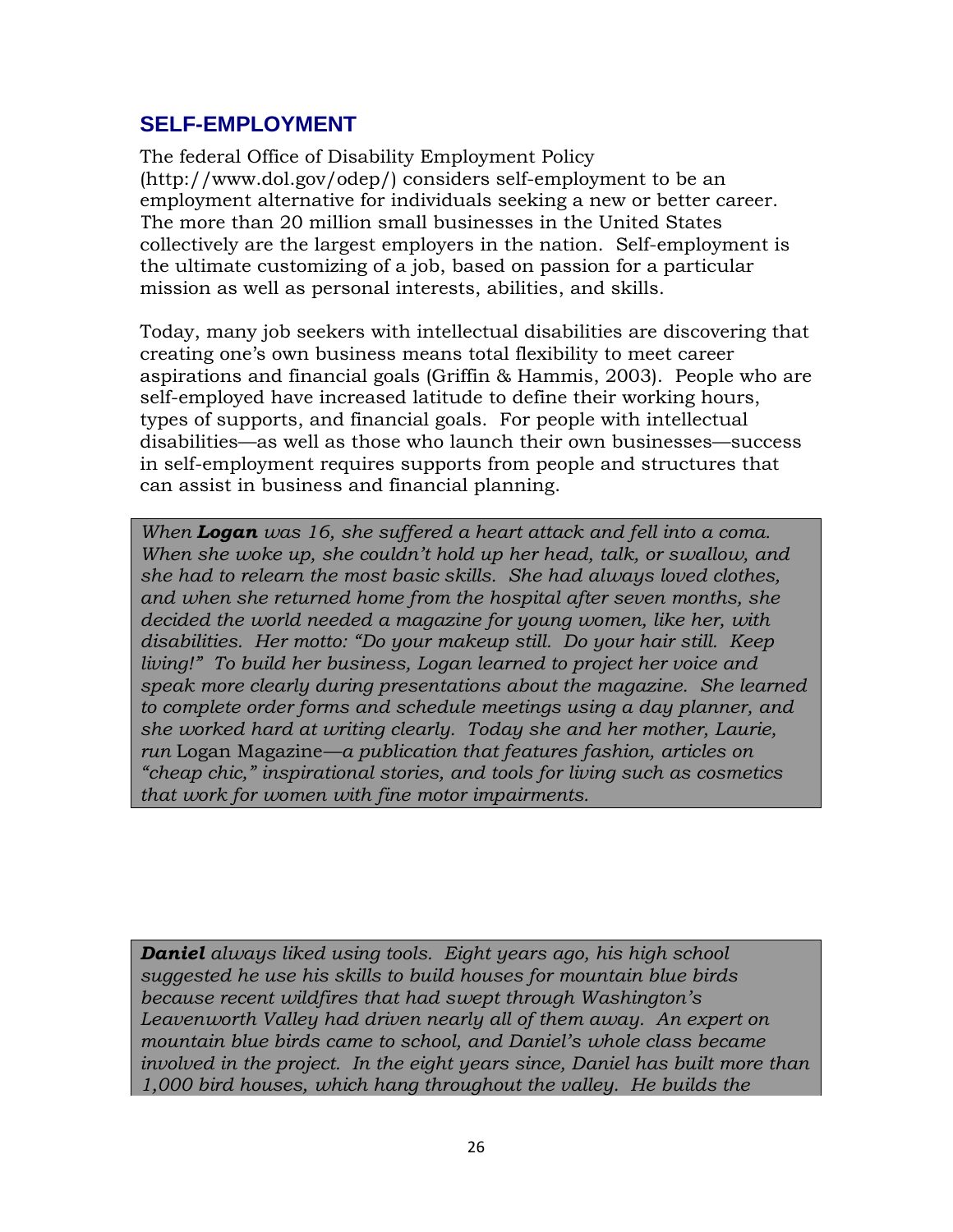## SELF-EMPLOYMENT

The federal Office of Disability Employment Policy (http://www.dol.gov/odep/) considers self-employment to be an employment alternative for individuals seeking a new or better career. The more than 20 million small businesses in the United States collectively are the largest employers in the nation. Self-employment is the ultimate customizing of a job, based on passion for a particular mission as well as personal interests, abilities, and skills.

Today, many job seekers with intellectual disabilities are discovering that creating one's own business means total flexibility to meet career aspirations and financial goals (Griffin & Hammis, 2003). People who are self-employed have increased latitude to define their working hours, types of supports, and financial goals. For people with intellectual disabilities—as well as those who launch their own businesses—success in self-employment requires supports from people and structures that can assist in business and financial planning.

> *When **Logan** was 16, she suffered a heart attack and fell into a coma. When she woke up, she couldn't hold up her head, talk, or swallow, and she had to relearn the most basic skills. She had always loved clothes, and when she returned home from the hospital after seven months, she decided the world needed a magazine for young women, like her, with disabilities. Her motto: "Do your makeup still. Do your hair still. Keep living!" To build her business, Logan learned to project her voice and speak more clearly during presentations about the magazine. She learned to complete order forms and schedule meetings using a day planner, and she worked hard at writing clearly. Today she and her mother, Laurie, run* Logan Magazine*—a publication that features fashion, articles on "cheap chic," inspirational stories, and tools for living such as cosmetics that work for women with fine motor impairments.*

> ***Daniel** always liked using tools. Eight years ago, his high school suggested he use his skills to build houses for mountain blue birds because recent wildfires that had swept through Washington's Leavenworth Valley had driven nearly all of them away. An expert on mountain blue birds came to school, and Daniel's whole class became involved in the project. In the eight years since, Daniel has built more than 1,000 bird houses, which hang throughout the valley. He builds the*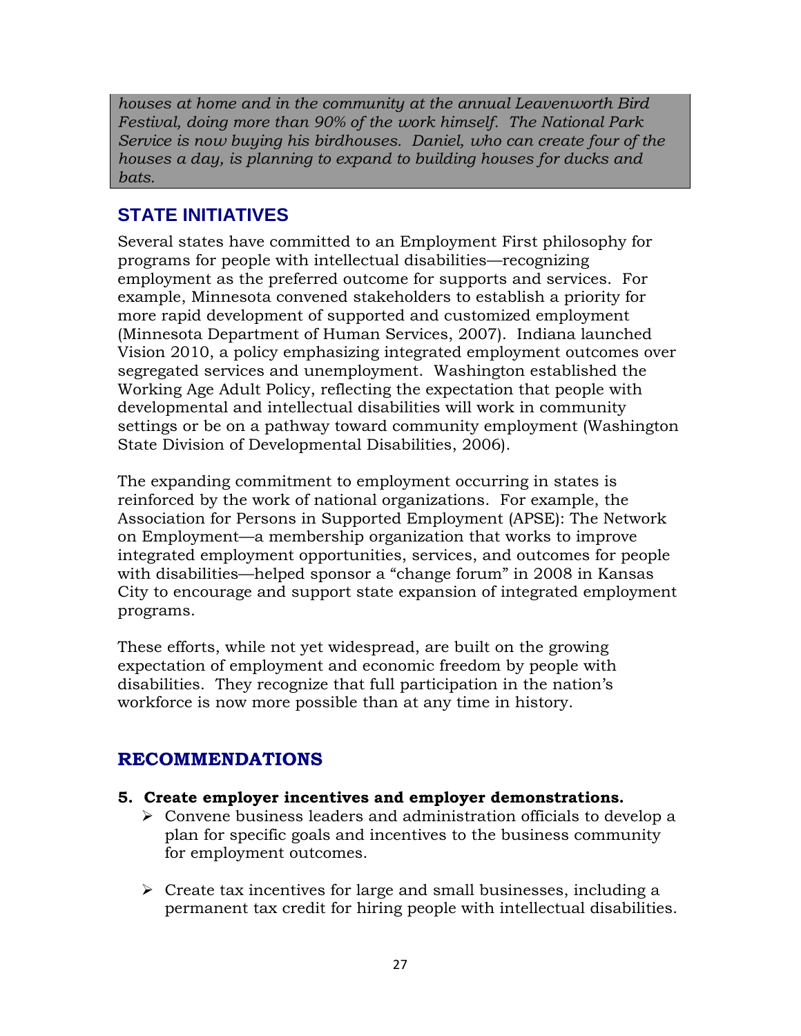*houses at home and in the community at the annual Leavenworth Bird Festival, doing more than 90% of the work himself. The National Park Service is now buying his birdhouses. Daniel, who can create four of the houses a day, is planning to expand to building houses for ducks and bats.*

## STATE INITIATIVES

Several states have committed to an Employment First philosophy for programs for people with intellectual disabilities—recognizing employment as the preferred outcome for supports and services. For example, Minnesota convened stakeholders to establish a priority for more rapid development of supported and customized employment (Minnesota Department of Human Services, 2007). Indiana launched Vision 2010, a policy emphasizing integrated employment outcomes over segregated services and unemployment. Washington established the Working Age Adult Policy, reflecting the expectation that people with developmental and intellectual disabilities will work in community settings or be on a pathway toward community employment (Washington State Division of Developmental Disabilities, 2006).

The expanding commitment to employment occurring in states is reinforced by the work of national organizations. For example, the Association for Persons in Supported Employment (APSE): The Network on Employment—a membership organization that works to improve integrated employment opportunities, services, and outcomes for people with disabilities—helped sponsor a "change forum" in 2008 in Kansas City to encourage and support state expansion of integrated employment programs.

These efforts, while not yet widespread, are built on the growing expectation of employment and economic freedom by people with disabilities. They recognize that full participation in the nation's workforce is now more possible than at any time in history.

## RECOMMENDATIONS

5. **Create employer incentives and employer demonstrations.**
   - Convene business leaders and administration officials to develop a plan for specific goals and incentives to the business community for employment outcomes.
   - Create tax incentives for large and small businesses, including a permanent tax credit for hiring people with intellectual disabilities.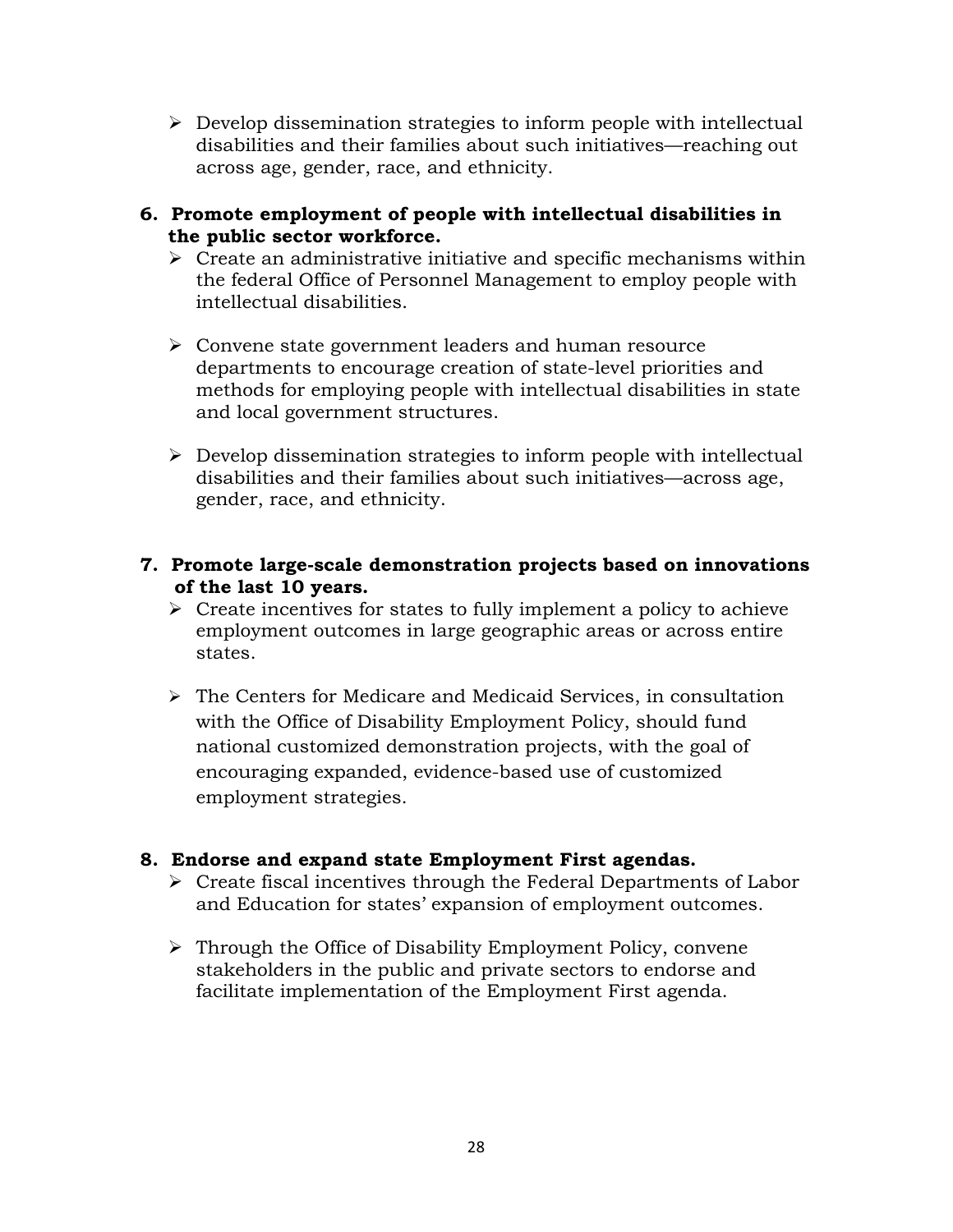- Develop dissemination strategies to inform people with intellectual disabilities and their families about such initiatives—reaching out across age, gender, race, and ethnicity.

6. **Promote employment of people with intellectual disabilities in the public sector workforce.**
   - Create an administrative initiative and specific mechanisms within the federal Office of Personnel Management to employ people with intellectual disabilities.
   - Convene state government leaders and human resource departments to encourage creation of state-level priorities and methods for employing people with intellectual disabilities in state and local government structures.
   - Develop dissemination strategies to inform people with intellectual disabilities and their families about such initiatives—across age, gender, race, and ethnicity.

7. **Promote large-scale demonstration projects based on innovations of the last 10 years.**
   - Create incentives for states to fully implement a policy to achieve employment outcomes in large geographic areas or across entire states.
   - The Centers for Medicare and Medicaid Services, in consultation with the Office of Disability Employment Policy, should fund national customized demonstration projects, with the goal of encouraging expanded, evidence-based use of customized employment strategies.

8. **Endorse and expand state Employment First agendas.**
   - Create fiscal incentives through the Federal Departments of Labor and Education for states' expansion of employment outcomes.
   - Through the Office of Disability Employment Policy, convene stakeholders in the public and private sectors to endorse and facilitate implementation of the Employment First agenda.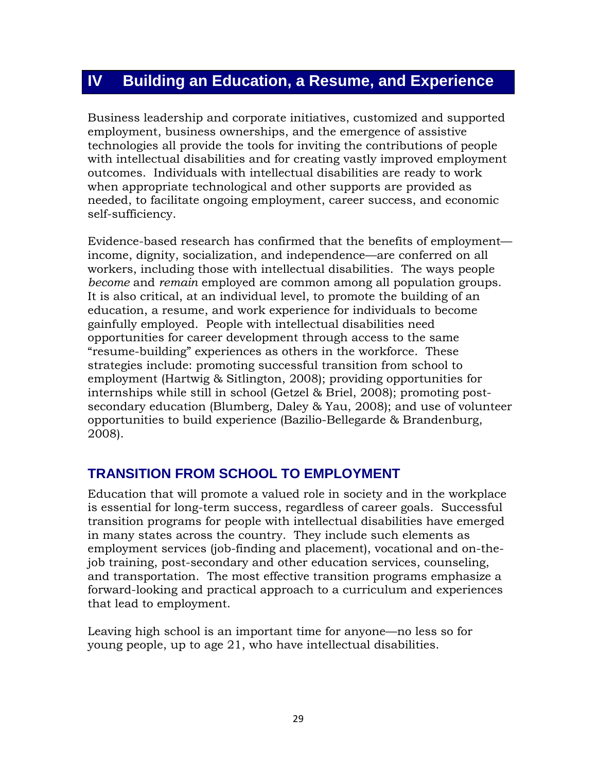# IV Building an Education, a Resume, and Experience

Business leadership and corporate initiatives, customized and supported employment, business ownerships, and the emergence of assistive technologies all provide the tools for inviting the contributions of people with intellectual disabilities and for creating vastly improved employment outcomes. Individuals with intellectual disabilities are ready to work when appropriate technological and other supports are provided as needed, to facilitate ongoing employment, career success, and economic self-sufficiency.

Evidence-based research has confirmed that the benefits of employment—income, dignity, socialization, and independence—are conferred on all workers, including those with intellectual disabilities. The ways people *become* and *remain* employed are common among all population groups. It is also critical, at an individual level, to promote the building of an education, a resume, and work experience for individuals to become gainfully employed. People with intellectual disabilities need opportunities for career development through access to the same "resume-building" experiences as others in the workforce. These strategies include: promoting successful transition from school to employment (Hartwig & Sitlington, 2008); providing opportunities for internships while still in school (Getzel & Briel, 2008); promoting post-secondary education (Blumberg, Daley & Yau, 2008); and use of volunteer opportunities to build experience (Bazilio-Bellegarde & Brandenburg, 2008).

## TRANSITION FROM SCHOOL TO EMPLOYMENT

Education that will promote a valued role in society and in the workplace is essential for long-term success, regardless of career goals. Successful transition programs for people with intellectual disabilities have emerged in many states across the country. They include such elements as employment services (job-finding and placement), vocational and on-the-job training, post-secondary and other education services, counseling, and transportation. The most effective transition programs emphasize a forward-looking and practical approach to a curriculum and experiences that lead to employment.

Leaving high school is an important time for anyone—no less so for young people, up to age 21, who have intellectual disabilities.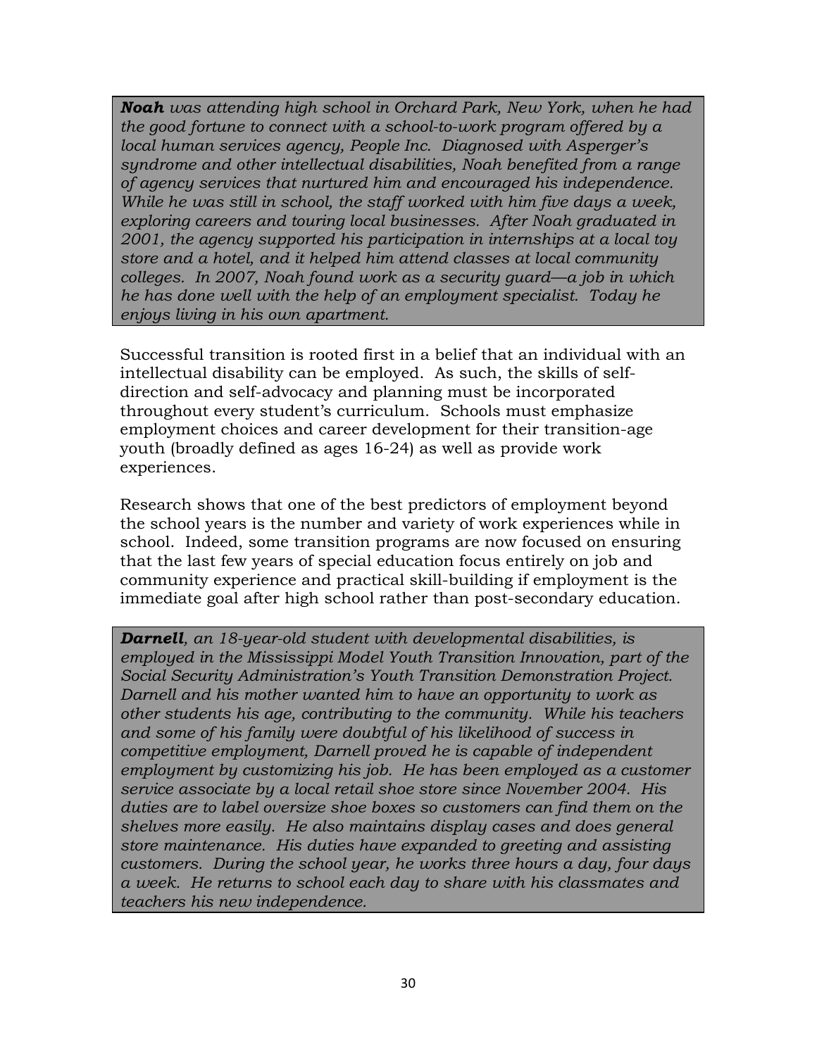***Noah*** *was attending high school in Orchard Park, New York, when he had the good fortune to connect with a school-to-work program offered by a local human services agency, People Inc. Diagnosed with Asperger's syndrome and other intellectual disabilities, Noah benefited from a range of agency services that nurtured him and encouraged his independence. While he was still in school, the staff worked with him five days a week, exploring careers and touring local businesses. After Noah graduated in 2001, the agency supported his participation in internships at a local toy store and a hotel, and it helped him attend classes at local community colleges. In 2007, Noah found work as a security guard—a job in which he has done well with the help of an employment specialist. Today he enjoys living in his own apartment.*

Successful transition is rooted first in a belief that an individual with an intellectual disability can be employed. As such, the skills of self-direction and self-advocacy and planning must be incorporated throughout every student's curriculum. Schools must emphasize employment choices and career development for their transition-age youth (broadly defined as ages 16-24) as well as provide work experiences.

Research shows that one of the best predictors of employment beyond the school years is the number and variety of work experiences while in school. Indeed, some transition programs are now focused on ensuring that the last few years of special education focus entirely on job and community experience and practical skill-building if employment is the immediate goal after high school rather than post-secondary education.

***Darnell****, an 18-year-old student with developmental disabilities, is employed in the Mississippi Model Youth Transition Innovation, part of the Social Security Administration's Youth Transition Demonstration Project. Darnell and his mother wanted him to have an opportunity to work as other students his age, contributing to the community. While his teachers and some of his family were doubtful of his likelihood of success in competitive employment, Darnell proved he is capable of independent employment by customizing his job. He has been employed as a customer service associate by a local retail shoe store since November 2004. His duties are to label oversize shoe boxes so customers can find them on the shelves more easily. He also maintains display cases and does general store maintenance. His duties have expanded to greeting and assisting customers. During the school year, he works three hours a day, four days a week. He returns to school each day to share with his classmates and teachers his new independence.*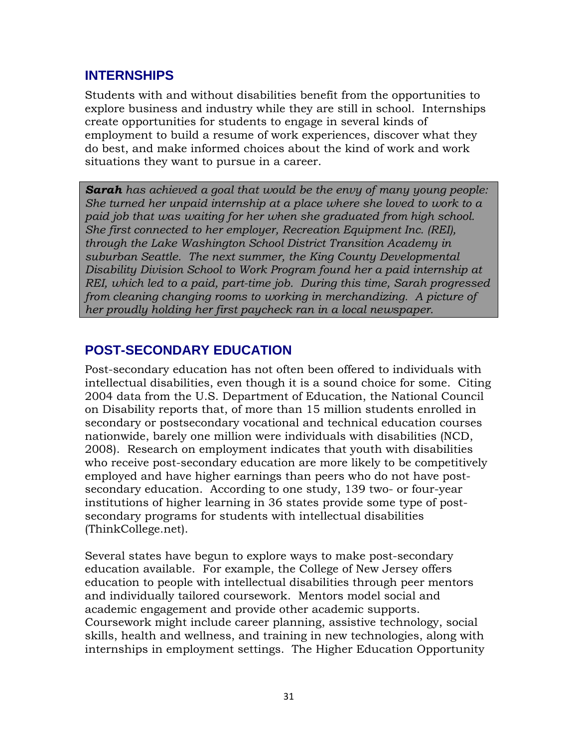## INTERNSHIPS

Students with and without disabilities benefit from the opportunities to explore business and industry while they are still in school. Internships create opportunities for students to engage in several kinds of employment to build a resume of work experiences, discover what they do best, and make informed choices about the kind of work and work situations they want to pursue in a career.

> ***Sarah*** *has achieved a goal that would be the envy of many young people: She turned her unpaid internship at a place where she loved to work to a paid job that was waiting for her when she graduated from high school. She first connected to her employer, Recreation Equipment Inc. (REI), through the Lake Washington School District Transition Academy in suburban Seattle. The next summer, the King County Developmental Disability Division School to Work Program found her a paid internship at REI, which led to a paid, part-time job. During this time, Sarah progressed from cleaning changing rooms to working in merchandizing. A picture of her proudly holding her first paycheck ran in a local newspaper.*

## POST-SECONDARY EDUCATION

Post-secondary education has not often been offered to individuals with intellectual disabilities, even though it is a sound choice for some. Citing 2004 data from the U.S. Department of Education, the National Council on Disability reports that, of more than 15 million students enrolled in secondary or postsecondary vocational and technical education courses nationwide, barely one million were individuals with disabilities (NCD, 2008). Research on employment indicates that youth with disabilities who receive post-secondary education are more likely to be competitively employed and have higher earnings than peers who do not have post-secondary education. According to one study, 139 two- or four-year institutions of higher learning in 36 states provide some type of post-secondary programs for students with intellectual disabilities (ThinkCollege.net).

Several states have begun to explore ways to make post-secondary education available. For example, the College of New Jersey offers education to people with intellectual disabilities through peer mentors and individually tailored coursework. Mentors model social and academic engagement and provide other academic supports. Coursework might include career planning, assistive technology, social skills, health and wellness, and training in new technologies, along with internships in employment settings. The Higher Education Opportunity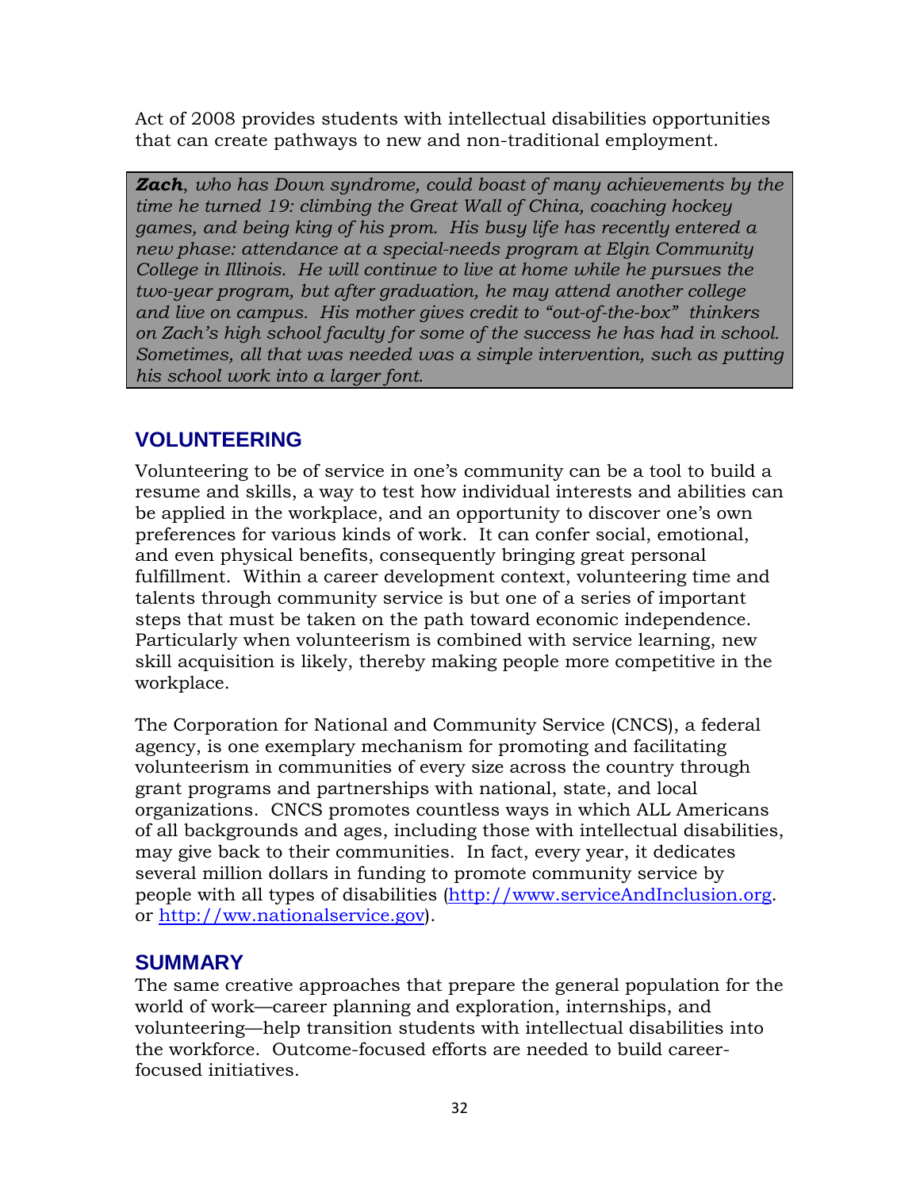Act of 2008 provides students with intellectual disabilities opportunities that can create pathways to new and non-traditional employment.

> ***Zach****, who has Down syndrome, could boast of many achievements by the time he turned 19: climbing the Great Wall of China, coaching hockey games, and being king of his prom. His busy life has recently entered a new phase: attendance at a special-needs program at Elgin Community College in Illinois. He will continue to live at home while he pursues the two-year program, but after graduation, he may attend another college and live on campus. His mother gives credit to "out-of-the-box" thinkers on Zach's high school faculty for some of the success he has had in school. Sometimes, all that was needed was a simple intervention, such as putting his school work into a larger font.*

## VOLUNTEERING

Volunteering to be of service in one's community can be a tool to build a resume and skills, a way to test how individual interests and abilities can be applied in the workplace, and an opportunity to discover one's own preferences for various kinds of work. It can confer social, emotional, and even physical benefits, consequently bringing great personal fulfillment. Within a career development context, volunteering time and talents through community service is but one of a series of important steps that must be taken on the path toward economic independence. Particularly when volunteerism is combined with service learning, new skill acquisition is likely, thereby making people more competitive in the workplace.

The Corporation for National and Community Service (CNCS), a federal agency, is one exemplary mechanism for promoting and facilitating volunteerism in communities of every size across the country through grant programs and partnerships with national, state, and local organizations. CNCS promotes countless ways in which ALL Americans of all backgrounds and ages, including those with intellectual disabilities, may give back to their communities. In fact, every year, it dedicates several million dollars in funding to promote community service by people with all types of disabilities (http://www.serviceAndInclusion.org. or http://ww.nationalservice.gov).

## SUMMARY

The same creative approaches that prepare the general population for the world of work—career planning and exploration, internships, and volunteering—help transition students with intellectual disabilities into the workforce. Outcome-focused efforts are needed to build career-focused initiatives.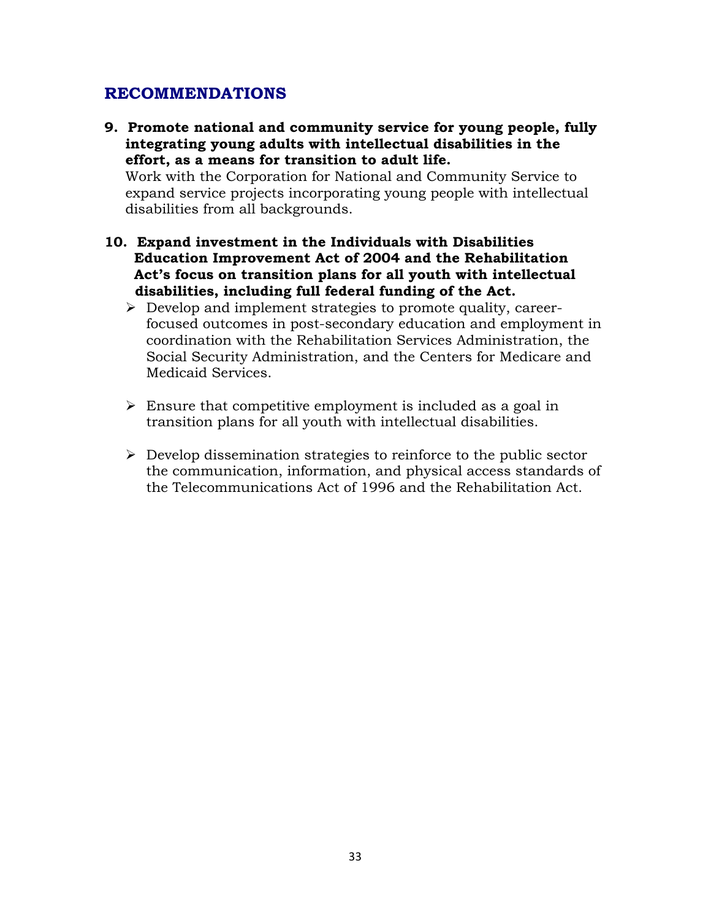## RECOMMENDATIONS

**9. Promote national and community service for young people, fully integrating young adults with intellectual disabilities in the effort, as a means for transition to adult life.**

Work with the Corporation for National and Community Service to expand service projects incorporating young people with intellectual disabilities from all backgrounds.

**10. Expand investment in the Individuals with Disabilities Education Improvement Act of 2004 and the Rehabilitation Act's focus on transition plans for all youth with intellectual disabilities, including full federal funding of the Act.**

- Develop and implement strategies to promote quality, career-focused outcomes in post-secondary education and employment in coordination with the Rehabilitation Services Administration, the Social Security Administration, and the Centers for Medicare and Medicaid Services.

- Ensure that competitive employment is included as a goal in transition plans for all youth with intellectual disabilities.

- Develop dissemination strategies to reinforce to the public sector the communication, information, and physical access standards of the Telecommunications Act of 1996 and the Rehabilitation Act.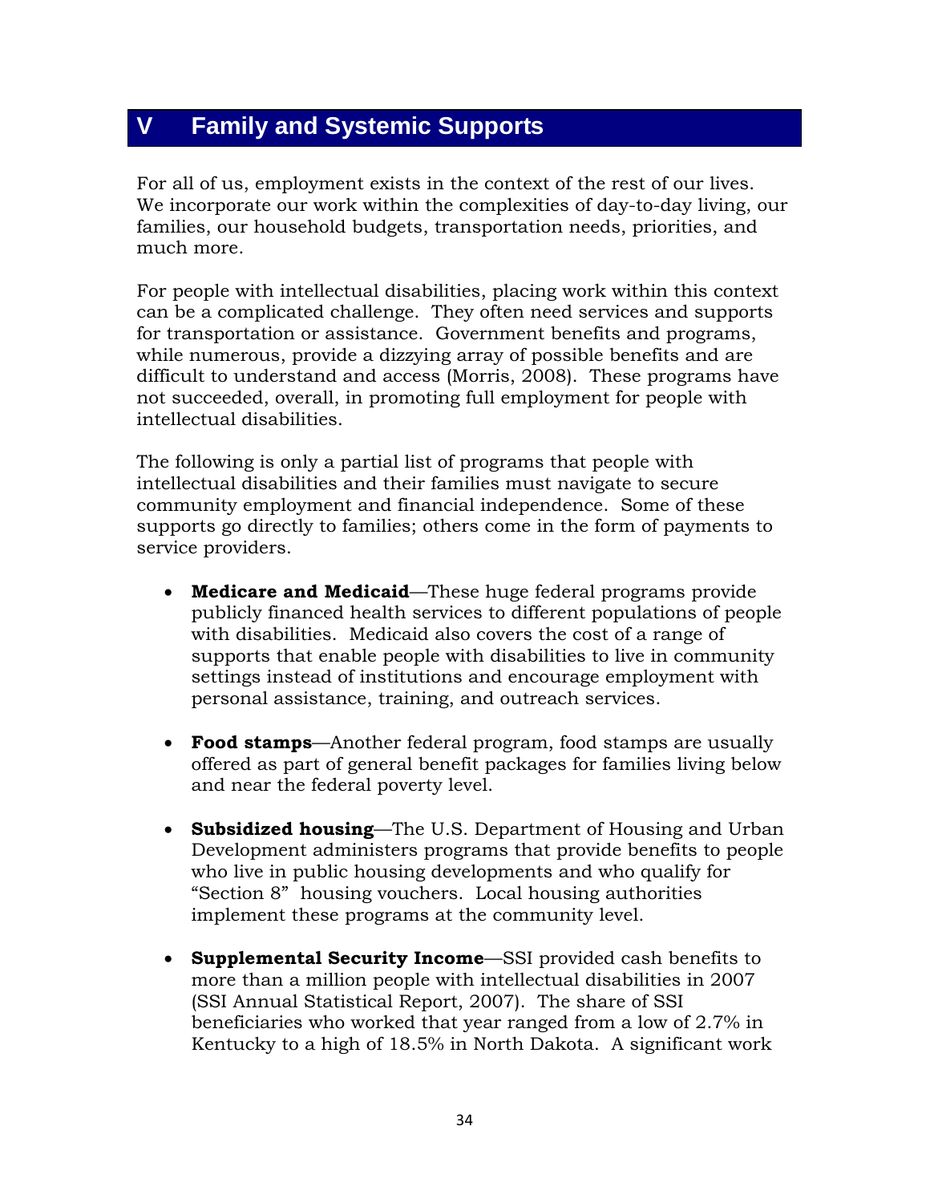# V Family and Systemic Supports

For all of us, employment exists in the context of the rest of our lives. We incorporate our work within the complexities of day-to-day living, our families, our household budgets, transportation needs, priorities, and much more.

For people with intellectual disabilities, placing work within this context can be a complicated challenge. They often need services and supports for transportation or assistance. Government benefits and programs, while numerous, provide a dizzying array of possible benefits and are difficult to understand and access (Morris, 2008). These programs have not succeeded, overall, in promoting full employment for people with intellectual disabilities.

The following is only a partial list of programs that people with intellectual disabilities and their families must navigate to secure community employment and financial independence. Some of these supports go directly to families; others come in the form of payments to service providers.

- **Medicare and Medicaid**—These huge federal programs provide publicly financed health services to different populations of people with disabilities. Medicaid also covers the cost of a range of supports that enable people with disabilities to live in community settings instead of institutions and encourage employment with personal assistance, training, and outreach services.

- **Food stamps**—Another federal program, food stamps are usually offered as part of general benefit packages for families living below and near the federal poverty level.

- **Subsidized housing**—The U.S. Department of Housing and Urban Development administers programs that provide benefits to people who live in public housing developments and who qualify for "Section 8" housing vouchers. Local housing authorities implement these programs at the community level.

- **Supplemental Security Income**—SSI provided cash benefits to more than a million people with intellectual disabilities in 2007 (SSI Annual Statistical Report, 2007). The share of SSI beneficiaries who worked that year ranged from a low of 2.7% in Kentucky to a high of 18.5% in North Dakota. A significant work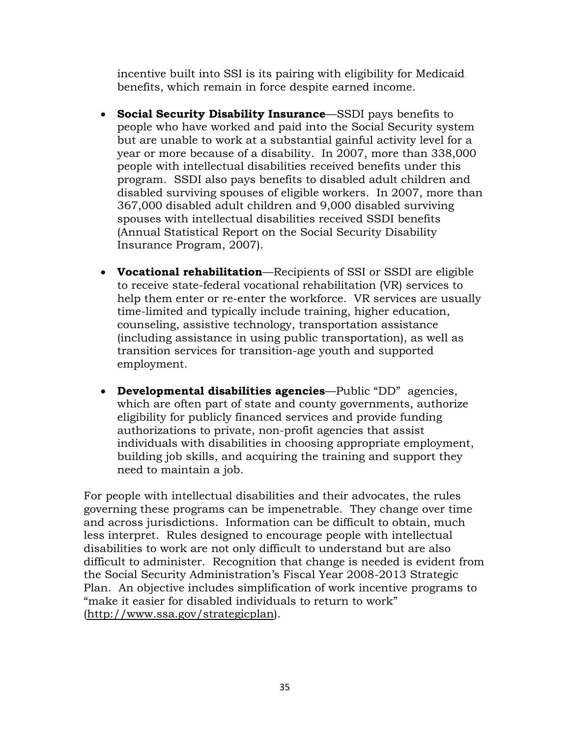incentive built into SSI is its pairing with eligibility for Medicaid benefits, which remain in force despite earned income.

- **Social Security Disability Insurance**—SSDI pays benefits to people who have worked and paid into the Social Security system but are unable to work at a substantial gainful activity level for a year or more because of a disability. In 2007, more than 338,000 people with intellectual disabilities received benefits under this program. SSDI also pays benefits to disabled adult children and disabled surviving spouses of eligible workers. In 2007, more than 367,000 disabled adult children and 9,000 disabled surviving spouses with intellectual disabilities received SSDI benefits (Annual Statistical Report on the Social Security Disability Insurance Program, 2007).

- **Vocational rehabilitation**—Recipients of SSI or SSDI are eligible to receive state-federal vocational rehabilitation (VR) services to help them enter or re-enter the workforce. VR services are usually time-limited and typically include training, higher education, counseling, assistive technology, transportation assistance (including assistance in using public transportation), as well as transition services for transition-age youth and supported employment.

- **Developmental disabilities agencies**—Public "DD" agencies, which are often part of state and county governments, authorize eligibility for publicly financed services and provide funding authorizations to private, non-profit agencies that assist individuals with disabilities in choosing appropriate employment, building job skills, and acquiring the training and support they need to maintain a job.

For people with intellectual disabilities and their advocates, the rules governing these programs can be impenetrable. They change over time and across jurisdictions. Information can be difficult to obtain, much less interpret. Rules designed to encourage people with intellectual disabilities to work are not only difficult to understand but are also difficult to administer. Recognition that change is needed is evident from the Social Security Administration's Fiscal Year 2008-2013 Strategic Plan. An objective includes simplification of work incentive programs to "make it easier for disabled individuals to return to work" (http://www.ssa.gov/strategicplan).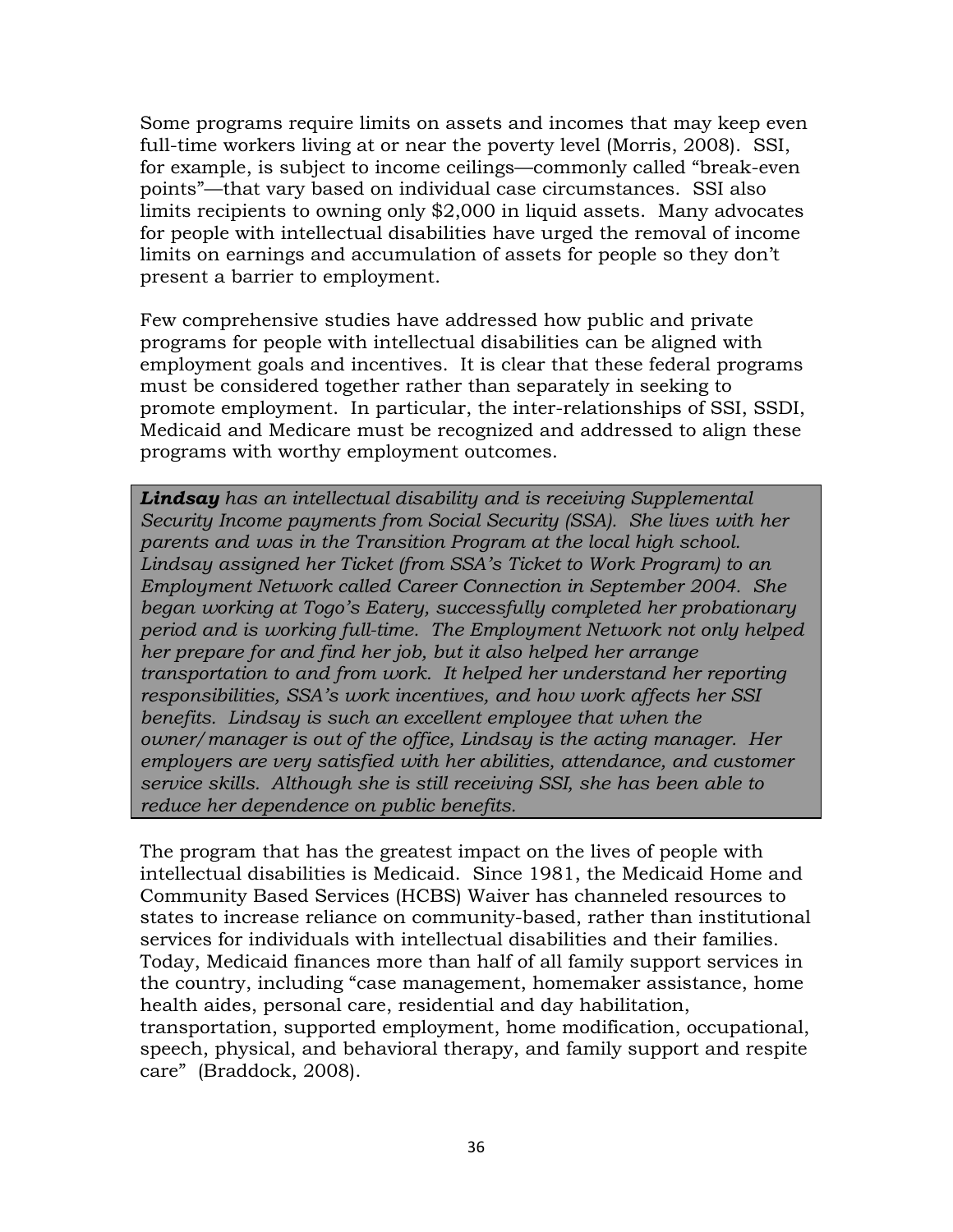Some programs require limits on assets and incomes that may keep even full-time workers living at or near the poverty level (Morris, 2008). SSI, for example, is subject to income ceilings—commonly called "break-even points"—that vary based on individual case circumstances. SSI also limits recipients to owning only $2,000 in liquid assets. Many advocates for people with intellectual disabilities have urged the removal of income limits on earnings and accumulation of assets for people so they don't present a barrier to employment.

Few comprehensive studies have addressed how public and private programs for people with intellectual disabilities can be aligned with employment goals and incentives. It is clear that these federal programs must be considered together rather than separately in seeking to promote employment. In particular, the inter-relationships of SSI, SSDI, Medicaid and Medicare must be recognized and addressed to align these programs with worthy employment outcomes.

> ***Lindsay*** *has an intellectual disability and is receiving Supplemental Security Income payments from Social Security (SSA). She lives with her parents and was in the Transition Program at the local high school. Lindsay assigned her Ticket (from SSA's Ticket to Work Program) to an Employment Network called Career Connection in September 2004. She began working at Togo's Eatery, successfully completed her probationary period and is working full-time. The Employment Network not only helped her prepare for and find her job, but it also helped her arrange transportation to and from work. It helped her understand her reporting responsibilities, SSA's work incentives, and how work affects her SSI benefits. Lindsay is such an excellent employee that when the owner/manager is out of the office, Lindsay is the acting manager. Her employers are very satisfied with her abilities, attendance, and customer service skills. Although she is still receiving SSI, she has been able to reduce her dependence on public benefits.*

The program that has the greatest impact on the lives of people with intellectual disabilities is Medicaid. Since 1981, the Medicaid Home and Community Based Services (HCBS) Waiver has channeled resources to states to increase reliance on community-based, rather than institutional services for individuals with intellectual disabilities and their families. Today, Medicaid finances more than half of all family support services in the country, including "case management, homemaker assistance, home health aides, personal care, residential and day habilitation, transportation, supported employment, home modification, occupational, speech, physical, and behavioral therapy, and family support and respite care" (Braddock, 2008).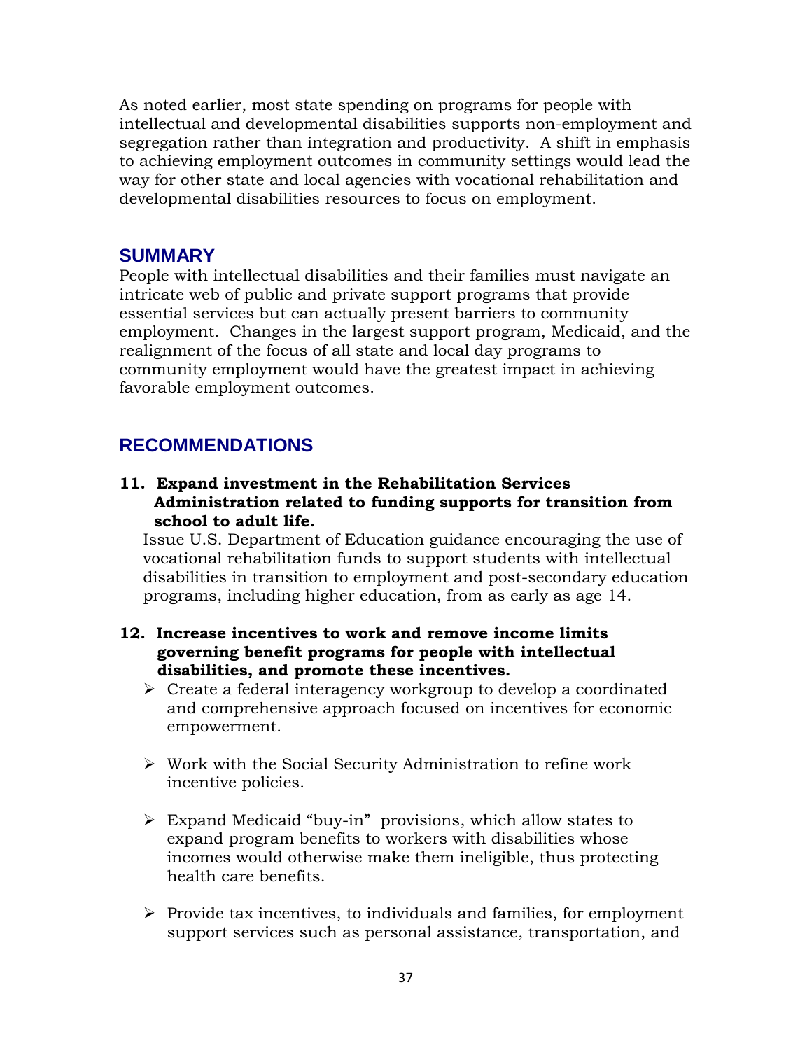As noted earlier, most state spending on programs for people with intellectual and developmental disabilities supports non-employment and segregation rather than integration and productivity. A shift in emphasis to achieving employment outcomes in community settings would lead the way for other state and local agencies with vocational rehabilitation and developmental disabilities resources to focus on employment.

## SUMMARY

People with intellectual disabilities and their families must navigate an intricate web of public and private support programs that provide essential services but can actually present barriers to community employment. Changes in the largest support program, Medicaid, and the realignment of the focus of all state and local day programs to community employment would have the greatest impact in achieving favorable employment outcomes.

## RECOMMENDATIONS

**11. Expand investment in the Rehabilitation Services Administration related to funding supports for transition from school to adult life.**

Issue U.S. Department of Education guidance encouraging the use of vocational rehabilitation funds to support students with intellectual disabilities in transition to employment and post-secondary education programs, including higher education, from as early as age 14.

**12. Increase incentives to work and remove income limits governing benefit programs for people with intellectual disabilities, and promote these incentives.**

- Create a federal interagency workgroup to develop a coordinated and comprehensive approach focused on incentives for economic empowerment.
- Work with the Social Security Administration to refine work incentive policies.
- Expand Medicaid "buy-in" provisions, which allow states to expand program benefits to workers with disabilities whose incomes would otherwise make them ineligible, thus protecting health care benefits.
- Provide tax incentives, to individuals and families, for employment support services such as personal assistance, transportation, and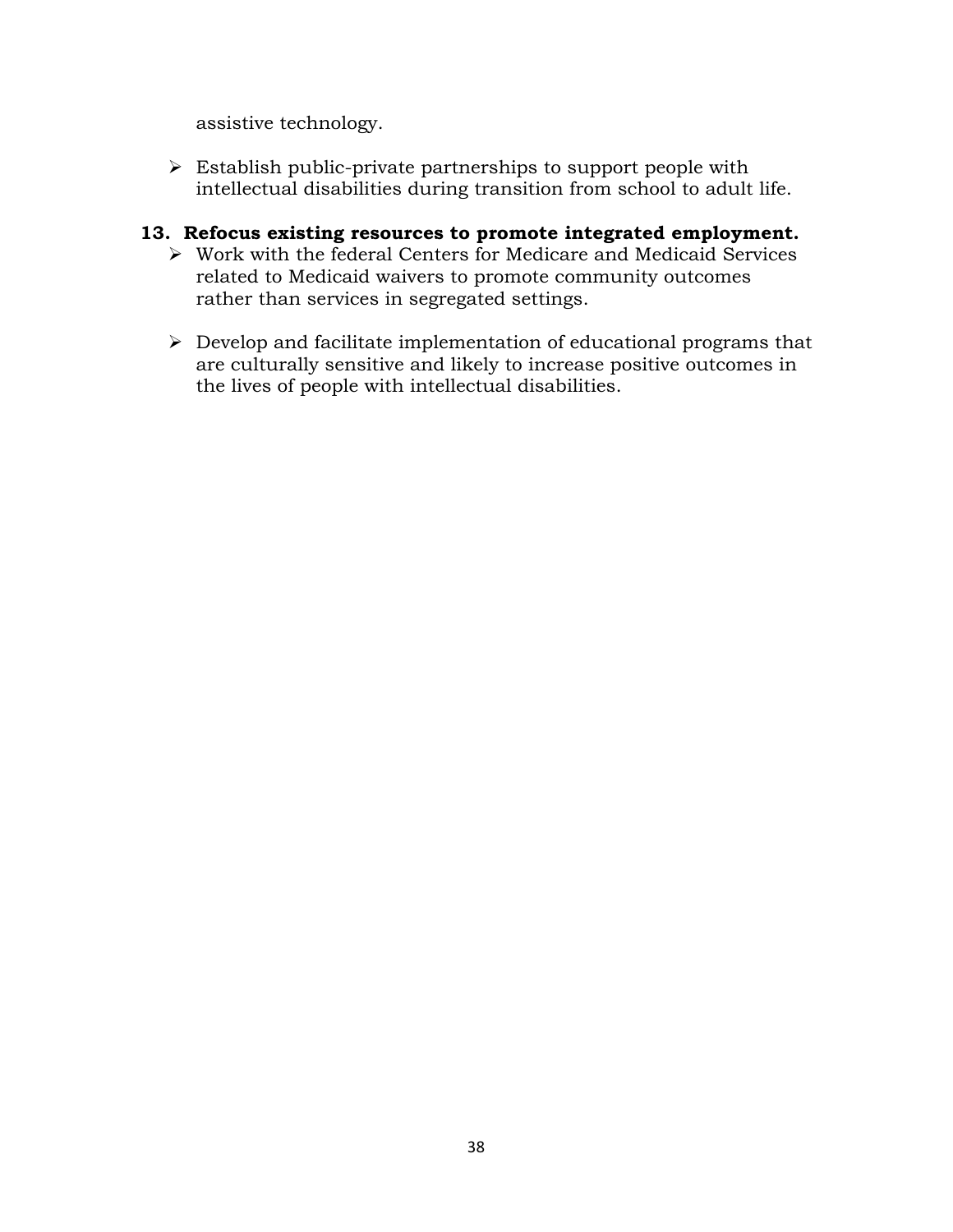assistive technology.

- Establish public-private partnerships to support people with intellectual disabilities during transition from school to adult life.

**13. Refocus existing resources to promote integrated employment.**

- Work with the federal Centers for Medicare and Medicaid Services related to Medicaid waivers to promote community outcomes rather than services in segregated settings.

- Develop and facilitate implementation of educational programs that are culturally sensitive and likely to increase positive outcomes in the lives of people with intellectual disabilities.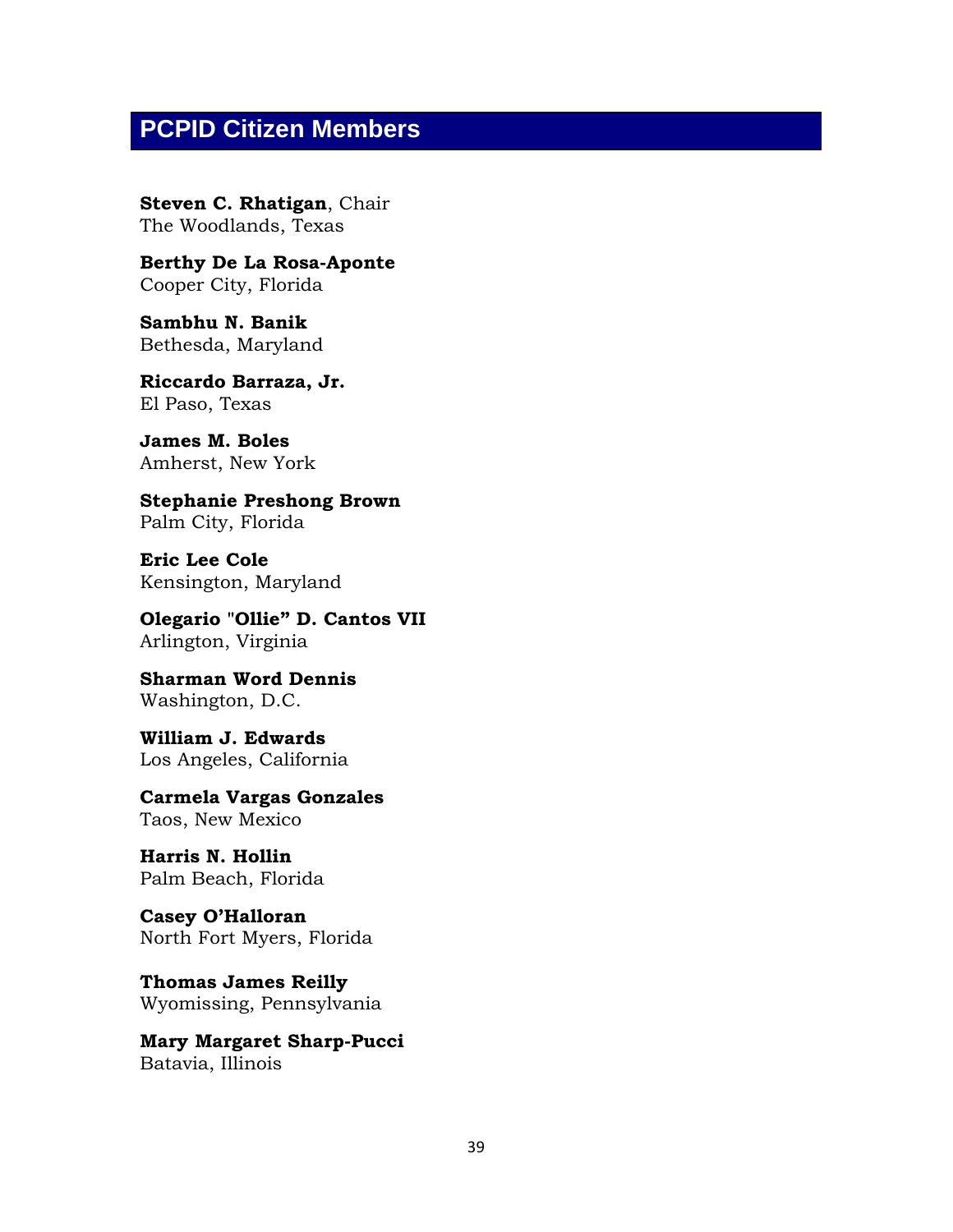## PCPID Citizen Members

**Steven C. Rhatigan**, Chair
The Woodlands, Texas

**Berthy De La Rosa-Aponte**
Cooper City, Florida

**Sambhu N. Banik**
Bethesda, Maryland

**Riccardo Barraza, Jr.**
El Paso, Texas

**James M. Boles**
Amherst, New York

**Stephanie Preshong Brown**
Palm City, Florida

**Eric Lee Cole**
Kensington, Maryland

**Olegario "Ollie" D. Cantos VII**
Arlington, Virginia

**Sharman Word Dennis**
Washington, D.C.

**William J. Edwards**
Los Angeles, California

**Carmela Vargas Gonzales**
Taos, New Mexico

**Harris N. Hollin**
Palm Beach, Florida

**Casey O'Halloran**
North Fort Myers, Florida

**Thomas James Reilly**
Wyomissing, Pennsylvania

**Mary Margaret Sharp-Pucci**
Batavia, Illinois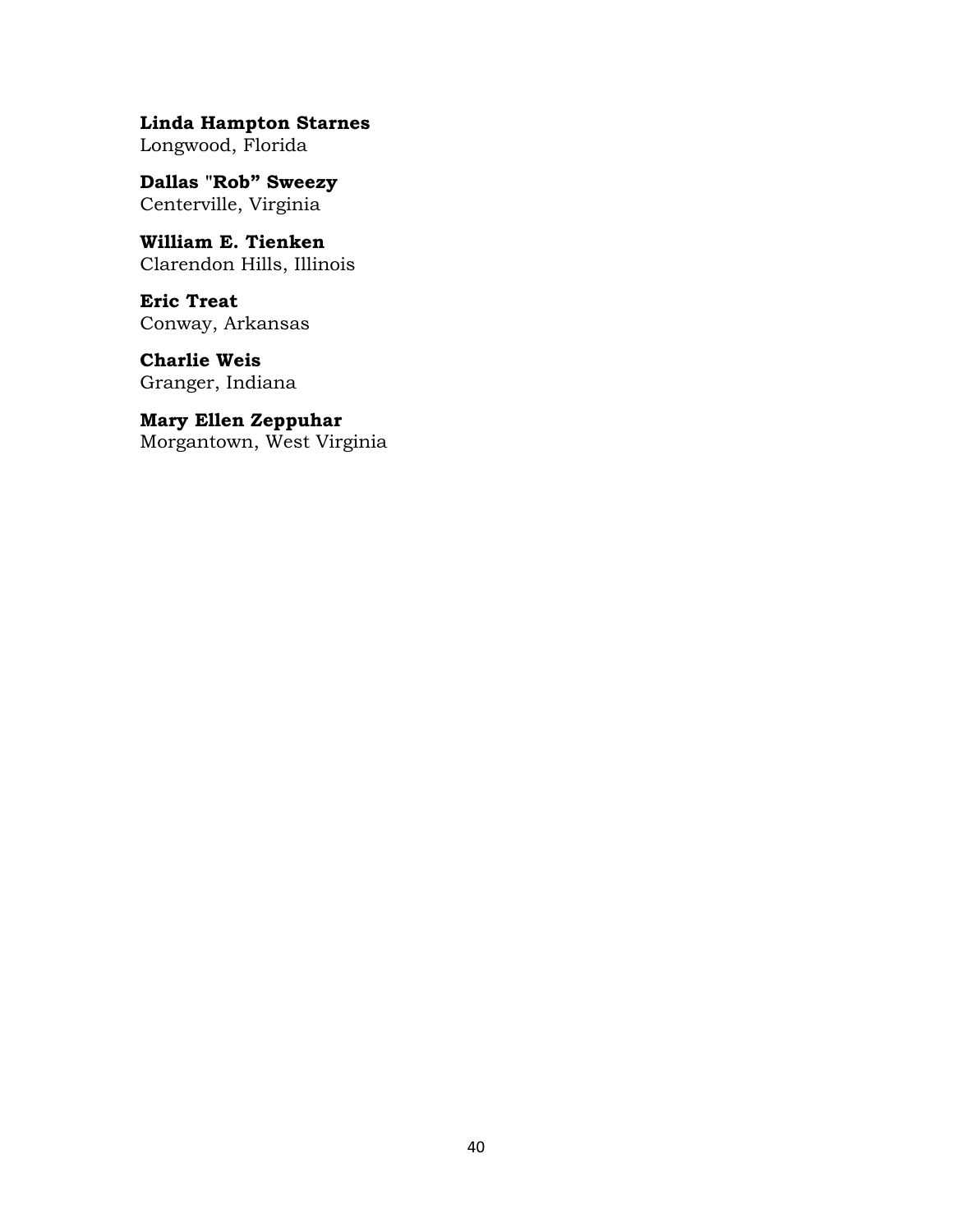**Linda Hampton Starnes**
Longwood, Florida

**Dallas "Rob" Sweezy**
Centerville, Virginia

**William E. Tienken**
Clarendon Hills, Illinois

**Eric Treat**
Conway, Arkansas

**Charlie Weis**
Granger, Indiana

**Mary Ellen Zeppuhar**
Morgantown, West Virginia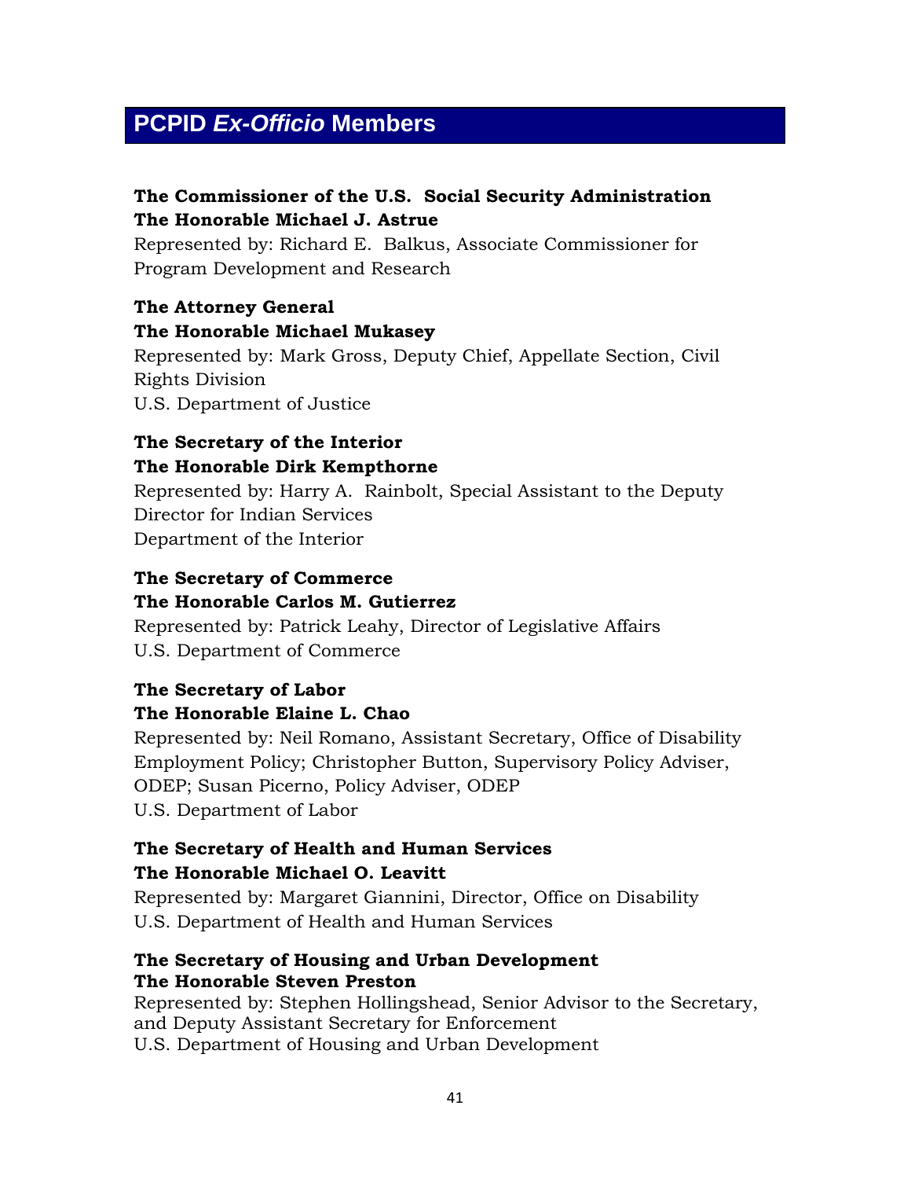## PCPID *Ex-Officio* Members

**The Commissioner of the U.S. Social Security Administration**
**The Honorable Michael J. Astrue**
Represented by: Richard E. Balkus, Associate Commissioner for Program Development and Research

**The Attorney General**
**The Honorable Michael Mukasey**
Represented by: Mark Gross, Deputy Chief, Appellate Section, Civil Rights Division
U.S. Department of Justice

**The Secretary of the Interior**
**The Honorable Dirk Kempthorne**
Represented by: Harry A. Rainbolt, Special Assistant to the Deputy Director for Indian Services
Department of the Interior

**The Secretary of Commerce**
**The Honorable Carlos M. Gutierrez**
Represented by: Patrick Leahy, Director of Legislative Affairs
U.S. Department of Commerce

**The Secretary of Labor**
**The Honorable Elaine L. Chao**
Represented by: Neil Romano, Assistant Secretary, Office of Disability Employment Policy; Christopher Button, Supervisory Policy Adviser, ODEP; Susan Picerno, Policy Adviser, ODEP
U.S. Department of Labor

**The Secretary of Health and Human Services**
**The Honorable Michael O. Leavitt**
Represented by: Margaret Giannini, Director, Office on Disability
U.S. Department of Health and Human Services

**The Secretary of Housing and Urban Development**
**The Honorable Steven Preston**
Represented by: Stephen Hollingshead, Senior Advisor to the Secretary, and Deputy Assistant Secretary for Enforcement
U.S. Department of Housing and Urban Development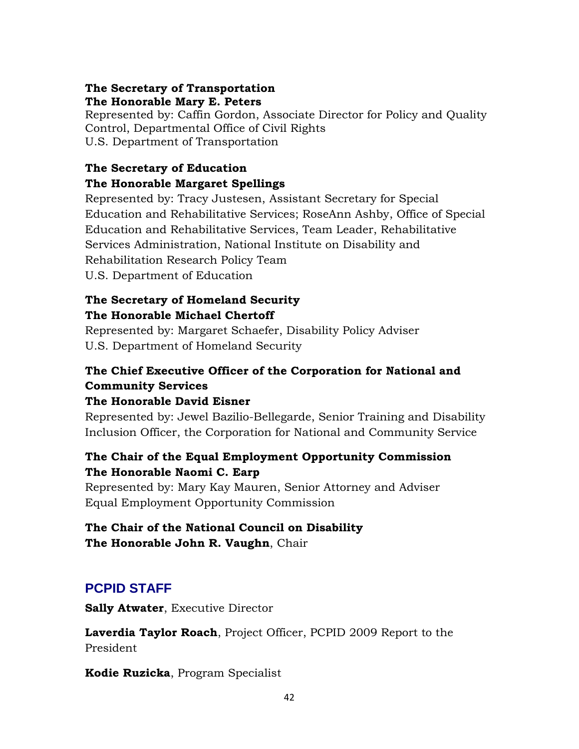**The Secretary of Transportation**
**The Honorable Mary E. Peters**
Represented by: Caffin Gordon, Associate Director for Policy and Quality Control, Departmental Office of Civil Rights
U.S. Department of Transportation

**The Secretary of Education**
**The Honorable Margaret Spellings**
Represented by: Tracy Justesen, Assistant Secretary for Special Education and Rehabilitative Services; RoseAnn Ashby, Office of Special Education and Rehabilitative Services, Team Leader, Rehabilitative Services Administration, National Institute on Disability and Rehabilitation Research Policy Team
U.S. Department of Education

**The Secretary of Homeland Security**
**The Honorable Michael Chertoff**
Represented by: Margaret Schaefer, Disability Policy Adviser
U.S. Department of Homeland Security

**The Chief Executive Officer of the Corporation for National and Community Services**
**The Honorable David Eisner**
Represented by: Jewel Bazilio-Bellegarde, Senior Training and Disability Inclusion Officer, the Corporation for National and Community Service

**The Chair of the Equal Employment Opportunity Commission**
**The Honorable Naomi C. Earp**
Represented by: Mary Kay Mauren, Senior Attorney and Adviser
Equal Employment Opportunity Commission

**The Chair of the National Council on Disability**
**The Honorable John R. Vaughn**, Chair

## PCPID STAFF

**Sally Atwater**, Executive Director

**Laverdia Taylor Roach**, Project Officer, PCPID 2009 Report to the President

**Kodie Ruzicka**, Program Specialist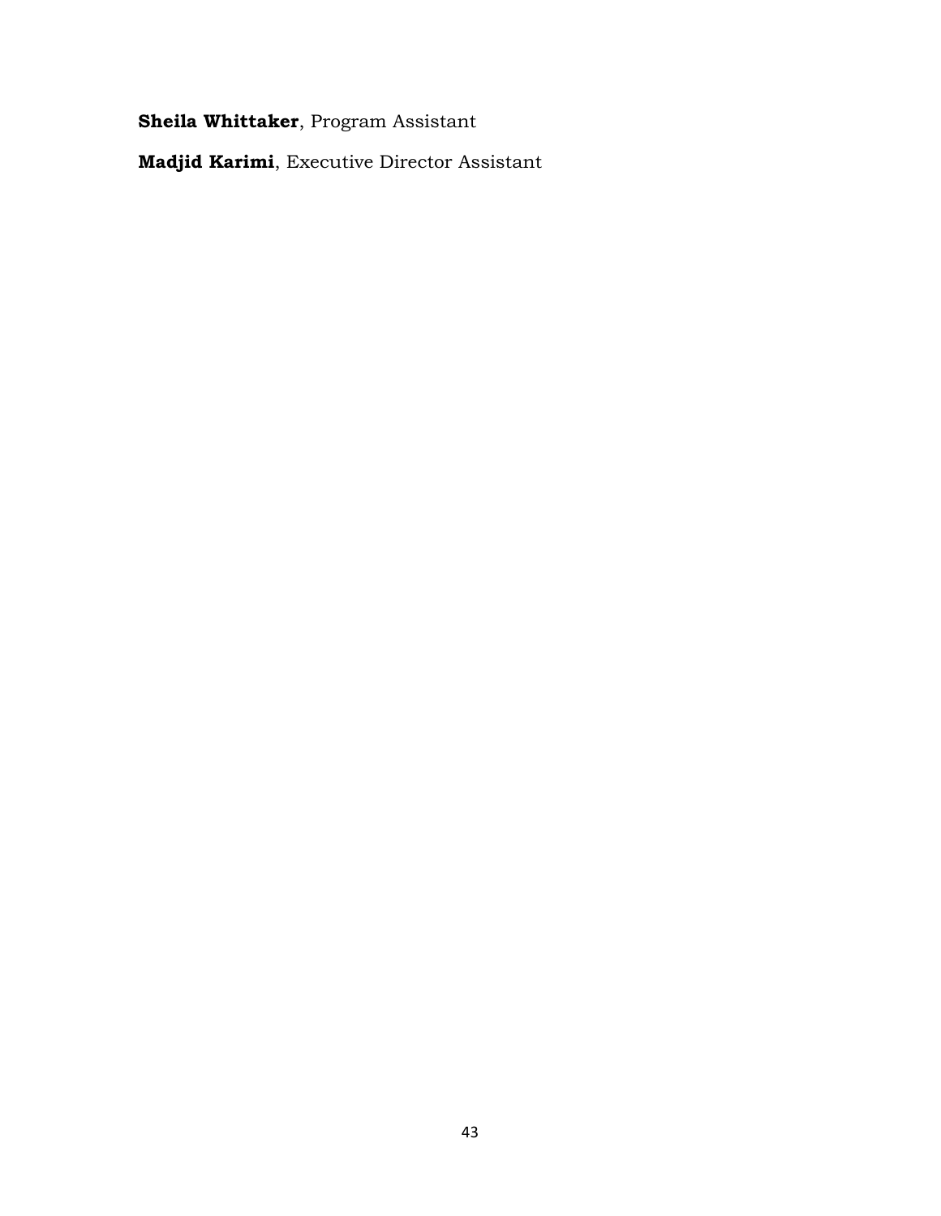**Sheila Whittaker**, Program Assistant

**Madjid Karimi**, Executive Director Assistant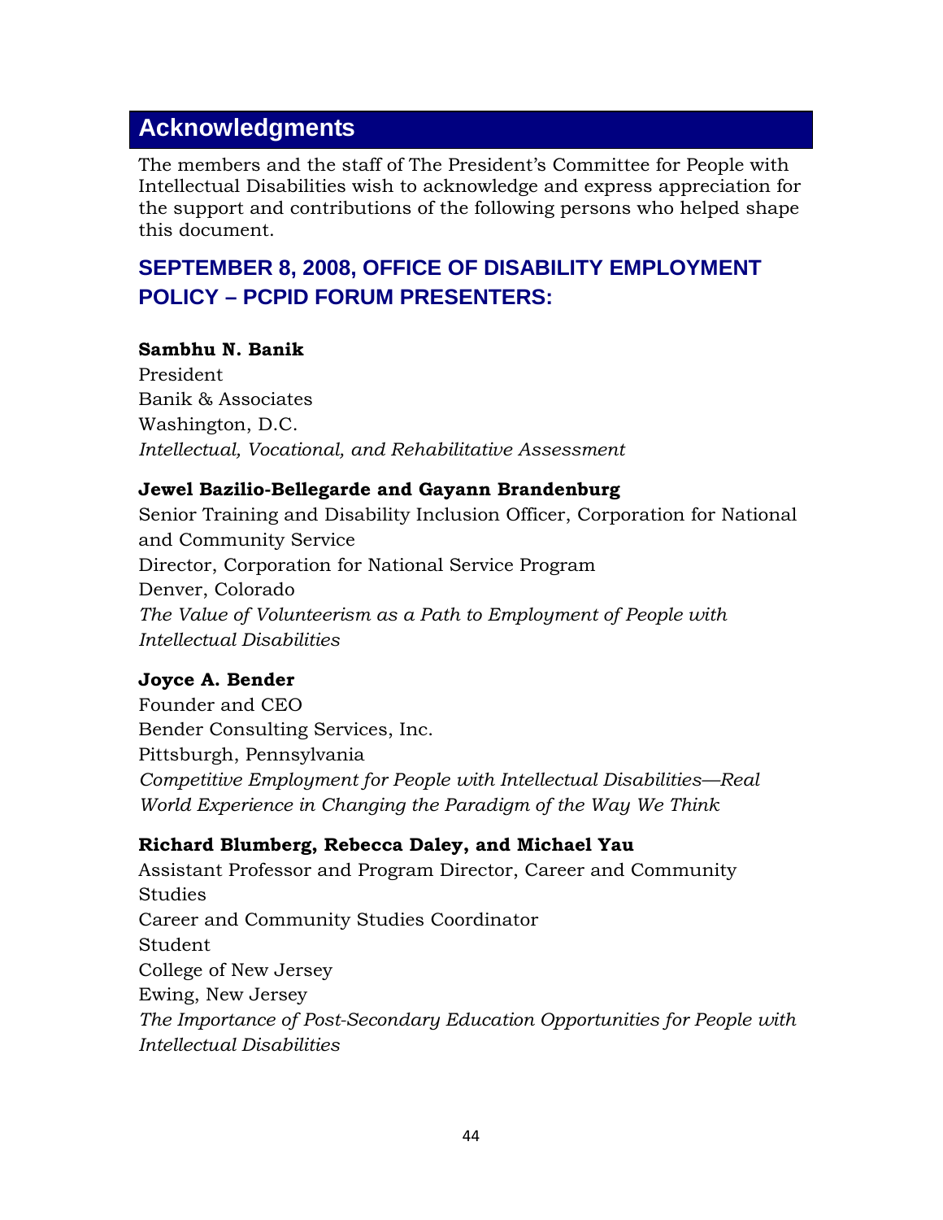## Acknowledgments

The members and the staff of The President's Committee for People with Intellectual Disabilities wish to acknowledge and express appreciation for the support and contributions of the following persons who helped shape this document.

### SEPTEMBER 8, 2008, OFFICE OF DISABILITY EMPLOYMENT POLICY – PCPID FORUM PRESENTERS:

**Sambhu N. Banik**
President
Banik & Associates
Washington, D.C.
*Intellectual, Vocational, and Rehabilitative Assessment*

**Jewel Bazilio-Bellegarde and Gayann Brandenburg**
Senior Training and Disability Inclusion Officer, Corporation for National and Community Service
Director, Corporation for National Service Program
Denver, Colorado
*The Value of Volunteerism as a Path to Employment of People with Intellectual Disabilities*

**Joyce A. Bender**
Founder and CEO
Bender Consulting Services, Inc.
Pittsburgh, Pennsylvania
*Competitive Employment for People with Intellectual Disabilities—Real World Experience in Changing the Paradigm of the Way We Think*

**Richard Blumberg, Rebecca Daley, and Michael Yau**
Assistant Professor and Program Director, Career and Community Studies
Career and Community Studies Coordinator
Student
College of New Jersey
Ewing, New Jersey
*The Importance of Post-Secondary Education Opportunities for People with Intellectual Disabilities*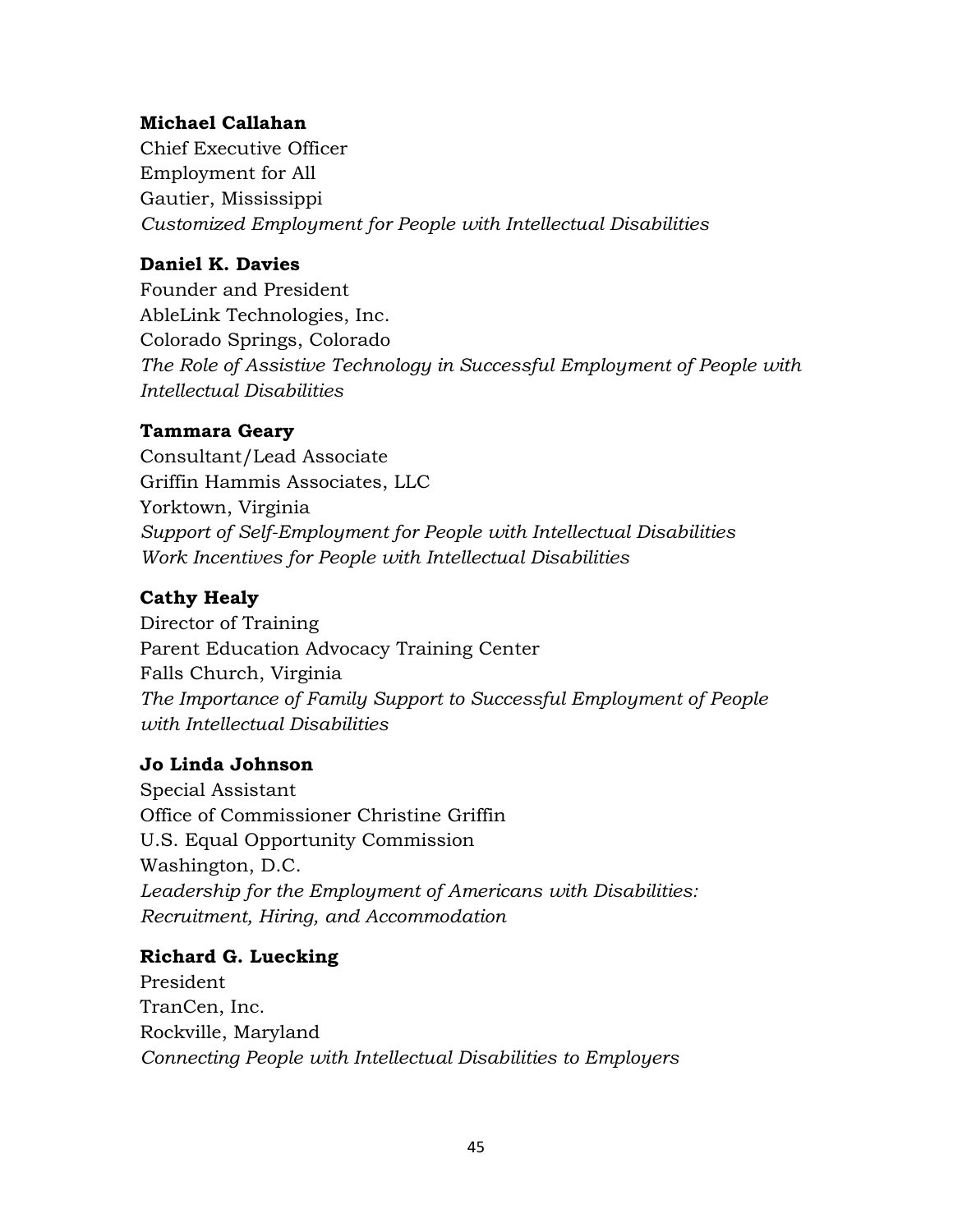**Michael Callahan**
Chief Executive Officer
Employment for All
Gautier, Mississippi
*Customized Employment for People with Intellectual Disabilities*

**Daniel K. Davies**
Founder and President
AbleLink Technologies, Inc.
Colorado Springs, Colorado
*The Role of Assistive Technology in Successful Employment of People with Intellectual Disabilities*

**Tammara Geary**
Consultant/Lead Associate
Griffin Hammis Associates, LLC
Yorktown, Virginia
*Support of Self-Employment for People with Intellectual Disabilities*
*Work Incentives for People with Intellectual Disabilities*

**Cathy Healy**
Director of Training
Parent Education Advocacy Training Center
Falls Church, Virginia
*The Importance of Family Support to Successful Employment of People with Intellectual Disabilities*

**Jo Linda Johnson**
Special Assistant
Office of Commissioner Christine Griffin
U.S. Equal Opportunity Commission
Washington, D.C.
*Leadership for the Employment of Americans with Disabilities: Recruitment, Hiring, and Accommodation*

**Richard G. Luecking**
President
TranCen, Inc.
Rockville, Maryland
*Connecting People with Intellectual Disabilities to Employers*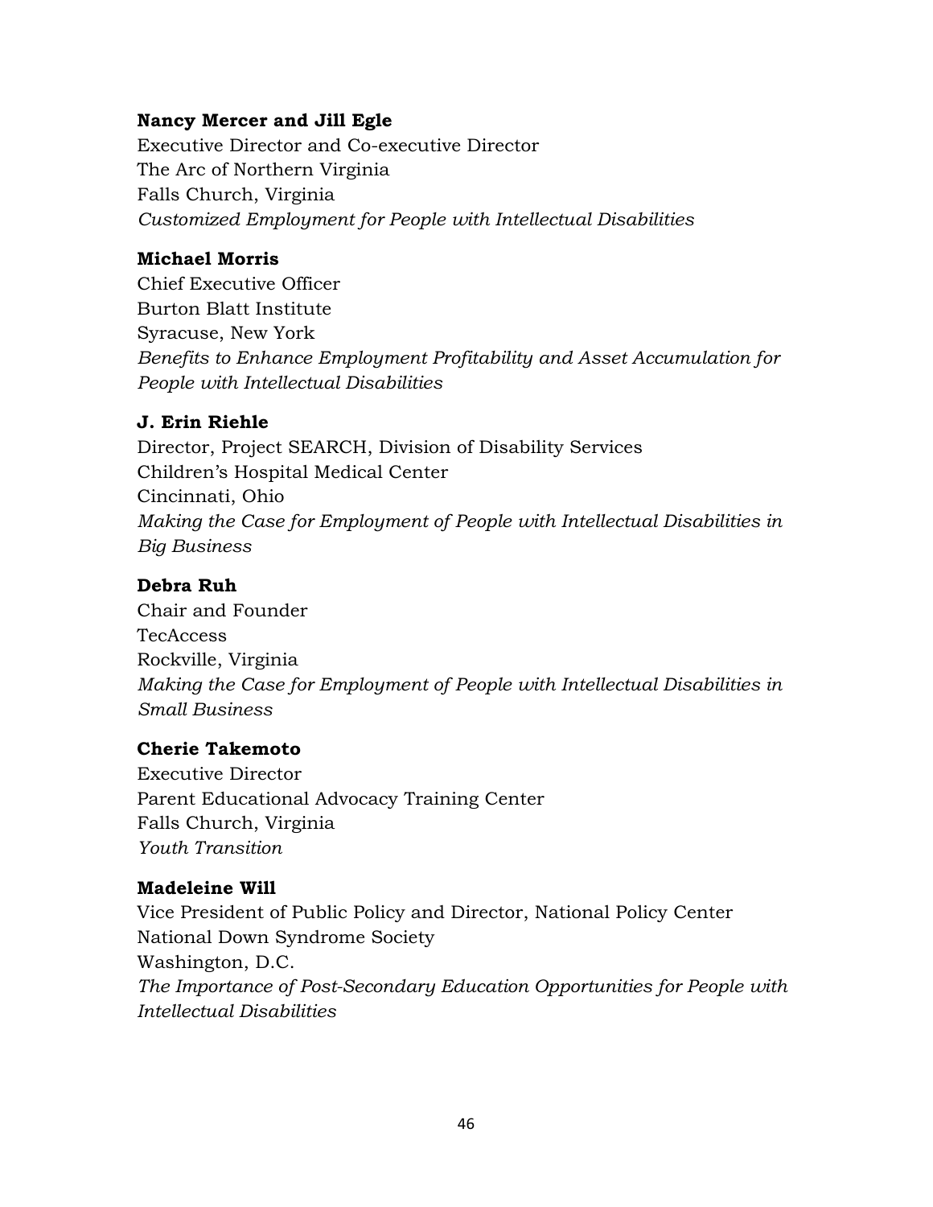**Nancy Mercer and Jill Egle**
Executive Director and Co-executive Director
The Arc of Northern Virginia
Falls Church, Virginia
*Customized Employment for People with Intellectual Disabilities*

**Michael Morris**
Chief Executive Officer
Burton Blatt Institute
Syracuse, New York
*Benefits to Enhance Employment Profitability and Asset Accumulation for People with Intellectual Disabilities*

**J. Erin Riehle**
Director, Project SEARCH, Division of Disability Services
Children's Hospital Medical Center
Cincinnati, Ohio
*Making the Case for Employment of People with Intellectual Disabilities in Big Business*

**Debra Ruh**
Chair and Founder
TecAccess
Rockville, Virginia
*Making the Case for Employment of People with Intellectual Disabilities in Small Business*

**Cherie Takemoto**
Executive Director
Parent Educational Advocacy Training Center
Falls Church, Virginia
*Youth Transition*

**Madeleine Will**
Vice President of Public Policy and Director, National Policy Center
National Down Syndrome Society
Washington, D.C.
*The Importance of Post-Secondary Education Opportunities for People with Intellectual Disabilities*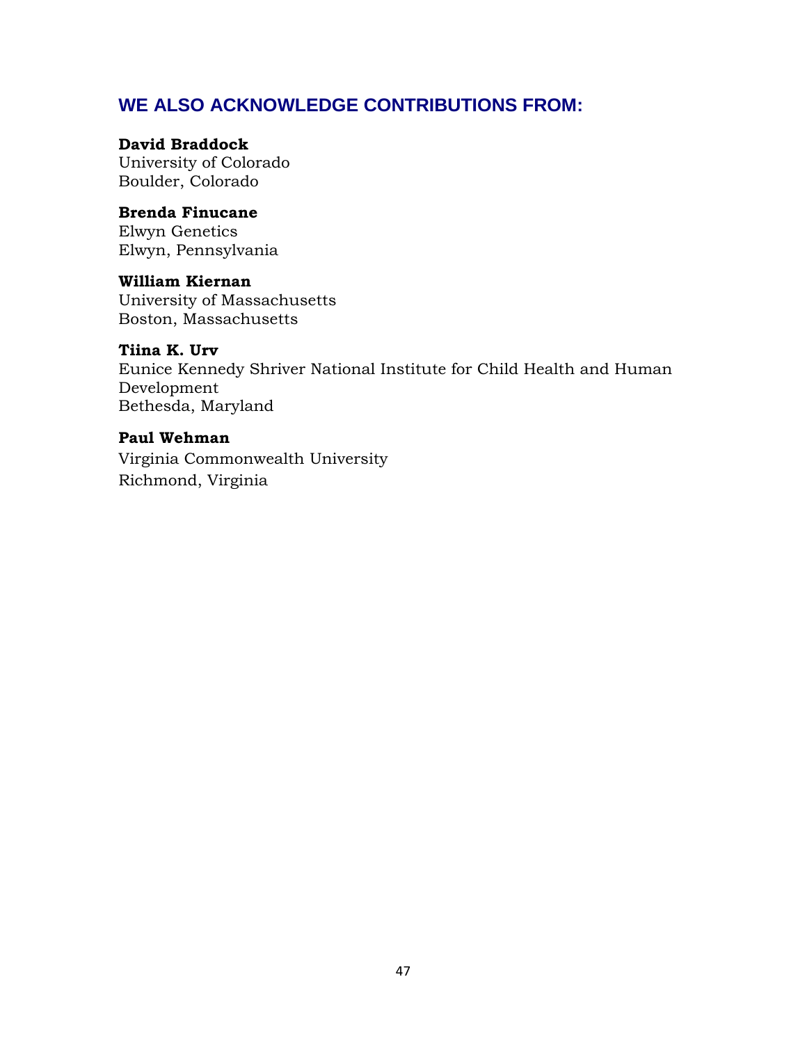## WE ALSO ACKNOWLEDGE CONTRIBUTIONS FROM:

**David Braddock**
University of Colorado
Boulder, Colorado

**Brenda Finucane**
Elwyn Genetics
Elwyn, Pennsylvania

**William Kiernan**
University of Massachusetts
Boston, Massachusetts

**Tiina K. Urv**
Eunice Kennedy Shriver National Institute for Child Health and Human Development
Bethesda, Maryland

**Paul Wehman**
Virginia Commonwealth University
Richmond, Virginia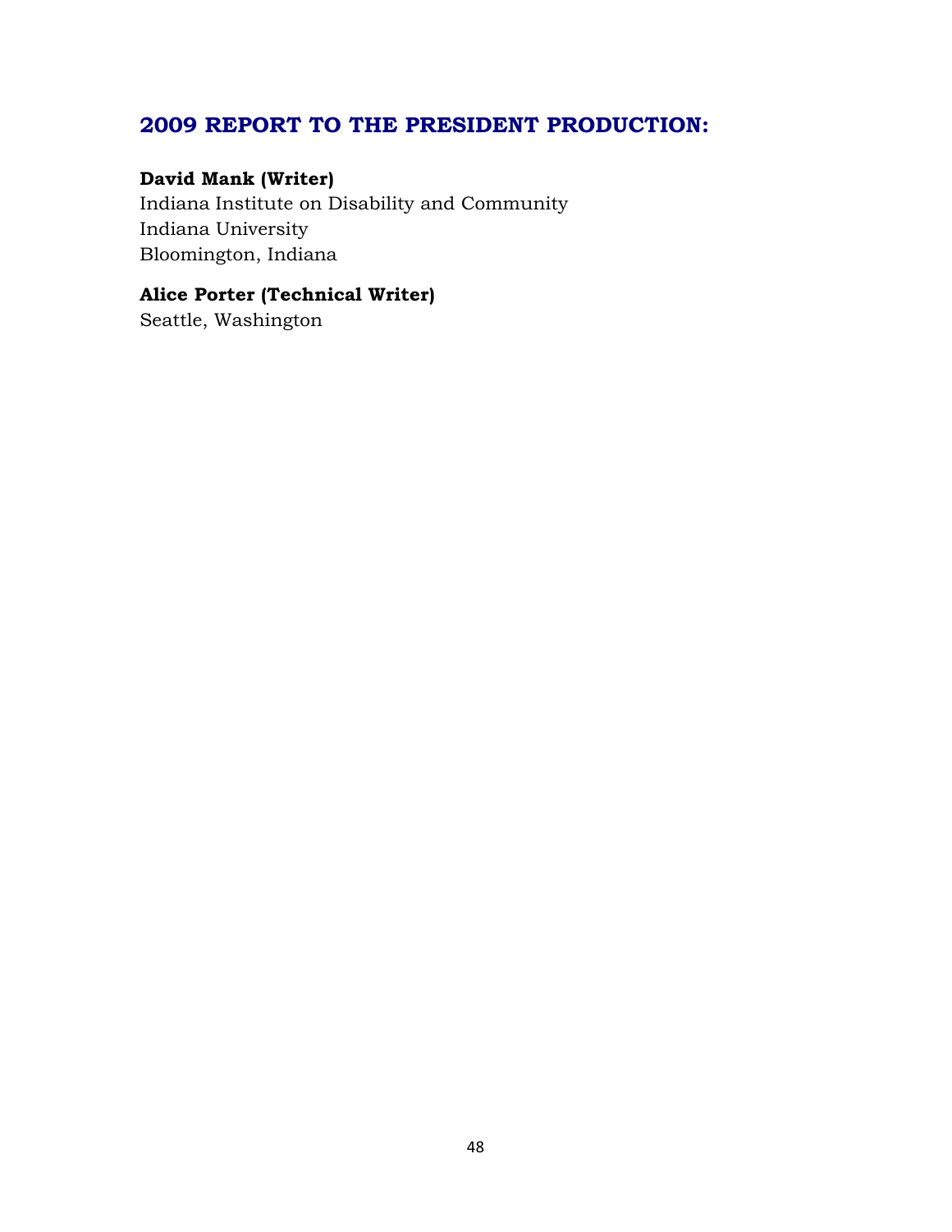## 2009 REPORT TO THE PRESIDENT PRODUCTION:

**David Mank (Writer)**
Indiana Institute on Disability and Community
Indiana University
Bloomington, Indiana

**Alice Porter (Technical Writer)**
Seattle, Washington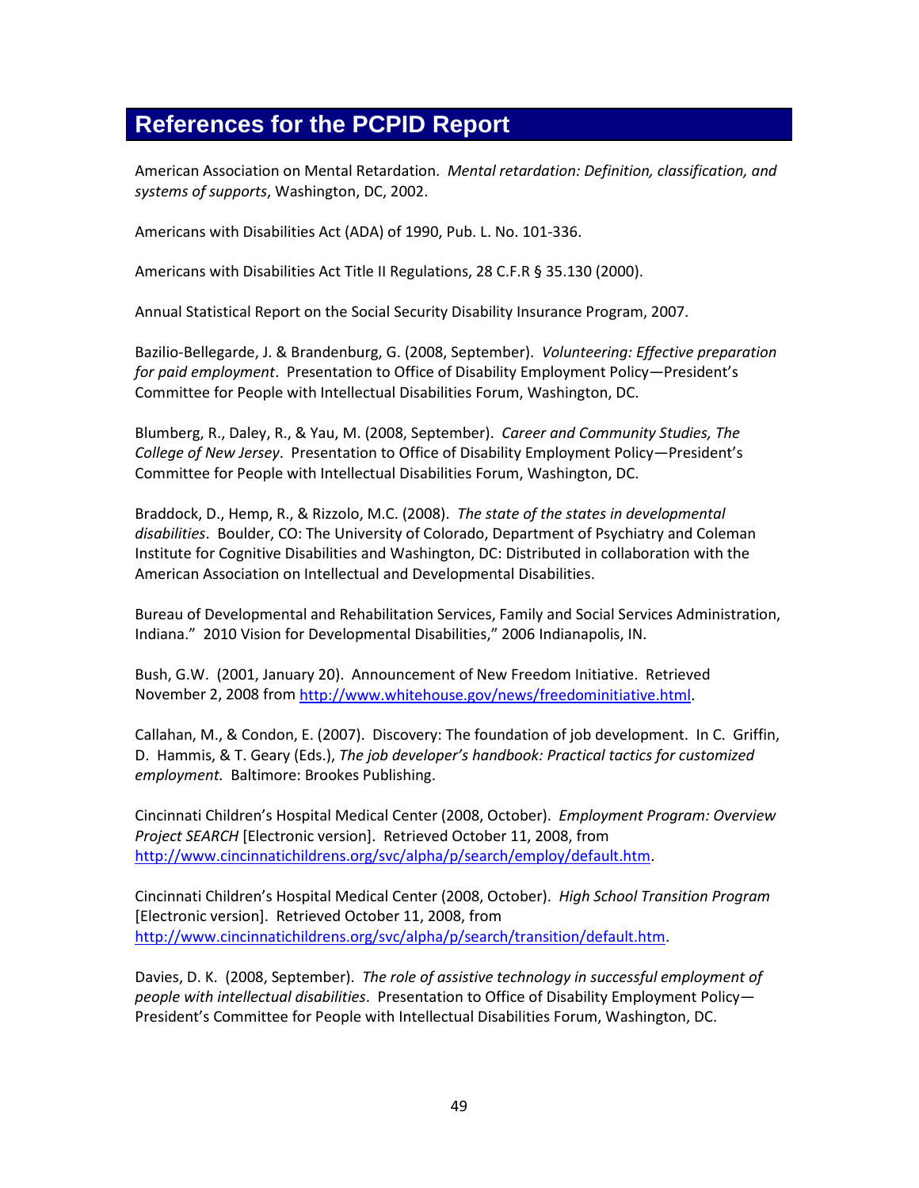## References for the PCPID Report

American Association on Mental Retardation. *Mental retardation: Definition, classification, and systems of supports*, Washington, DC, 2002.

Americans with Disabilities Act (ADA) of 1990, Pub. L. No. 101-336.

Americans with Disabilities Act Title II Regulations, 28 C.F.R § 35.130 (2000).

Annual Statistical Report on the Social Security Disability Insurance Program, 2007.

Bazilio-Bellegarde, J. & Brandenburg, G. (2008, September). *Volunteering: Effective preparation for paid employment*. Presentation to Office of Disability Employment Policy—President's Committee for People with Intellectual Disabilities Forum, Washington, DC.

Blumberg, R., Daley, R., & Yau, M. (2008, September). *Career and Community Studies, The College of New Jersey*. Presentation to Office of Disability Employment Policy—President's Committee for People with Intellectual Disabilities Forum, Washington, DC.

Braddock, D., Hemp, R., & Rizzolo, M.C. (2008). *The state of the states in developmental disabilities*. Boulder, CO: The University of Colorado, Department of Psychiatry and Coleman Institute for Cognitive Disabilities and Washington, DC: Distributed in collaboration with the American Association on Intellectual and Developmental Disabilities.

Bureau of Developmental and Rehabilitation Services, Family and Social Services Administration, Indiana." 2010 Vision for Developmental Disabilities," 2006 Indianapolis, IN.

Bush, G.W. (2001, January 20). Announcement of New Freedom Initiative. Retrieved November 2, 2008 from [http://www.whitehouse.gov/news/freedominitiative.html](http://www.whitehouse.gov/news/freedominitiative.html).

Callahan, M., & Condon, E. (2007). Discovery: The foundation of job development. In C. Griffin, D. Hammis, & T. Geary (Eds.), *The job developer's handbook: Practical tactics for customized employment.* Baltimore: Brookes Publishing.

Cincinnati Children's Hospital Medical Center (2008, October). *Employment Program: Overview Project SEARCH* [Electronic version]. Retrieved October 11, 2008, from [http://www.cincinnatichildrens.org/svc/alpha/p/search/employ/default.htm](http://www.cincinnatichildrens.org/svc/alpha/p/search/employ/default.htm).

Cincinnati Children's Hospital Medical Center (2008, October). *High School Transition Program* [Electronic version]. Retrieved October 11, 2008, from [http://www.cincinnatichildrens.org/svc/alpha/p/search/transition/default.htm](http://www.cincinnatichildrens.org/svc/alpha/p/search/transition/default.htm).

Davies, D. K. (2008, September). *The role of assistive technology in successful employment of people with intellectual disabilities*. Presentation to Office of Disability Employment Policy—President's Committee for People with Intellectual Disabilities Forum, Washington, DC.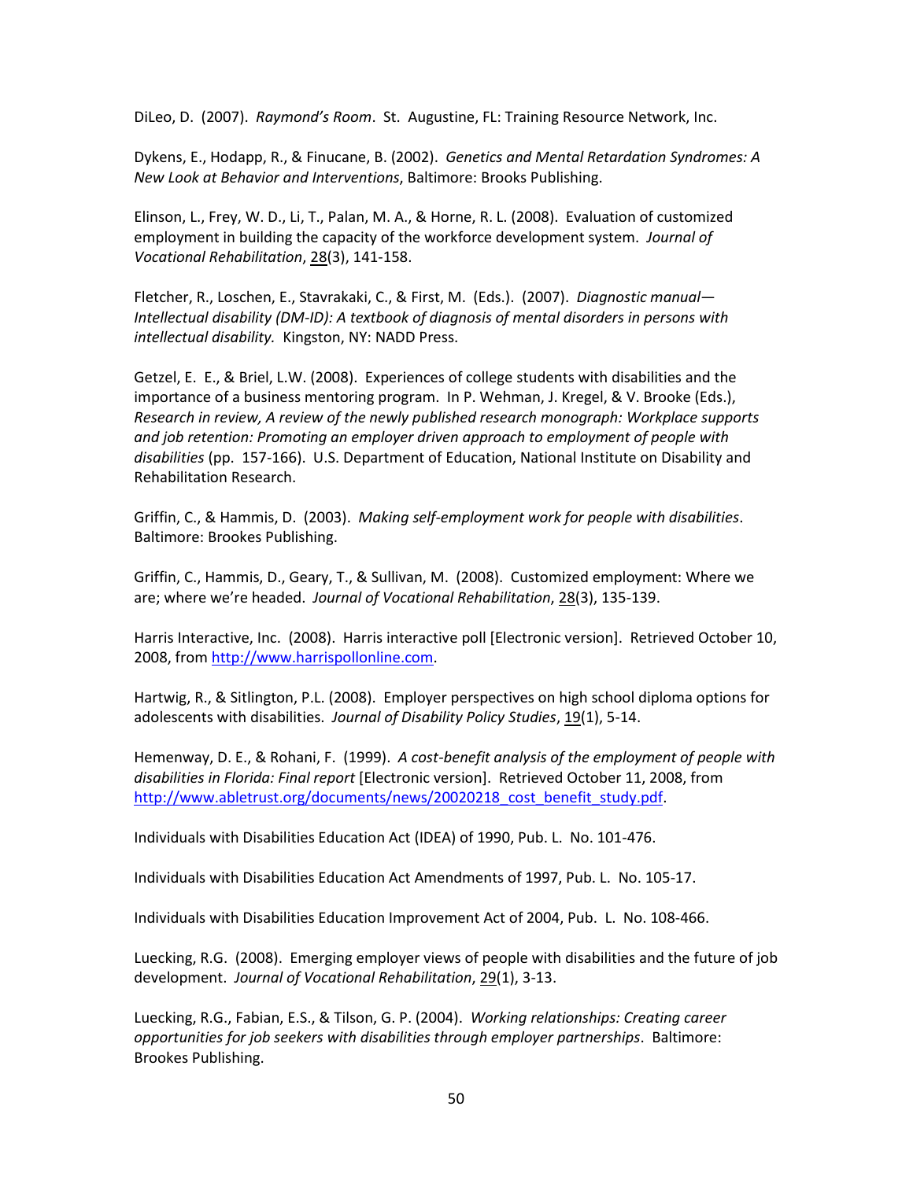DiLeo, D. (2007). *Raymond's Room*. St. Augustine, FL: Training Resource Network, Inc.

Dykens, E., Hodapp, R., & Finucane, B. (2002). *Genetics and Mental Retardation Syndromes: A New Look at Behavior and Interventions*, Baltimore: Brooks Publishing.

Elinson, L., Frey, W. D., Li, T., Palan, M. A., & Horne, R. L. (2008). Evaluation of customized employment in building the capacity of the workforce development system. *Journal of Vocational Rehabilitation*, 28(3), 141-158.

Fletcher, R., Loschen, E., Stavrakaki, C., & First, M. (Eds.). (2007). *Diagnostic manual—Intellectual disability (DM-ID): A textbook of diagnosis of mental disorders in persons with intellectual disability.* Kingston, NY: NADD Press.

Getzel, E. E., & Briel, L.W. (2008). Experiences of college students with disabilities and the importance of a business mentoring program. In P. Wehman, J. Kregel, & V. Brooke (Eds.), *Research in review, A review of the newly published research monograph: Workplace supports and job retention: Promoting an employer driven approach to employment of people with disabilities* (pp. 157-166). U.S. Department of Education, National Institute on Disability and Rehabilitation Research.

Griffin, C., & Hammis, D. (2003). *Making self-employment work for people with disabilities*. Baltimore: Brookes Publishing.

Griffin, C., Hammis, D., Geary, T., & Sullivan, M. (2008). Customized employment: Where we are; where we're headed. *Journal of Vocational Rehabilitation*, 28(3), 135-139.

Harris Interactive, Inc. (2008). Harris interactive poll [Electronic version]. Retrieved October 10, 2008, from http://www.harrispollonline.com.

Hartwig, R., & Sitlington, P.L. (2008). Employer perspectives on high school diploma options for adolescents with disabilities. *Journal of Disability Policy Studies*, 19(1), 5-14.

Hemenway, D. E., & Rohani, F. (1999). *A cost-benefit analysis of the employment of people with disabilities in Florida: Final report* [Electronic version]. Retrieved October 11, 2008, from http://www.abletrust.org/documents/news/20020218_cost_benefit_study.pdf.

Individuals with Disabilities Education Act (IDEA) of 1990, Pub. L. No. 101-476.

Individuals with Disabilities Education Act Amendments of 1997, Pub. L. No. 105-17.

Individuals with Disabilities Education Improvement Act of 2004, Pub. L. No. 108-466.

Luecking, R.G. (2008). Emerging employer views of people with disabilities and the future of job development. *Journal of Vocational Rehabilitation*, 29(1), 3-13.

Luecking, R.G., Fabian, E.S., & Tilson, G. P. (2004). *Working relationships: Creating career opportunities for job seekers with disabilities through employer partnerships*. Baltimore: Brookes Publishing.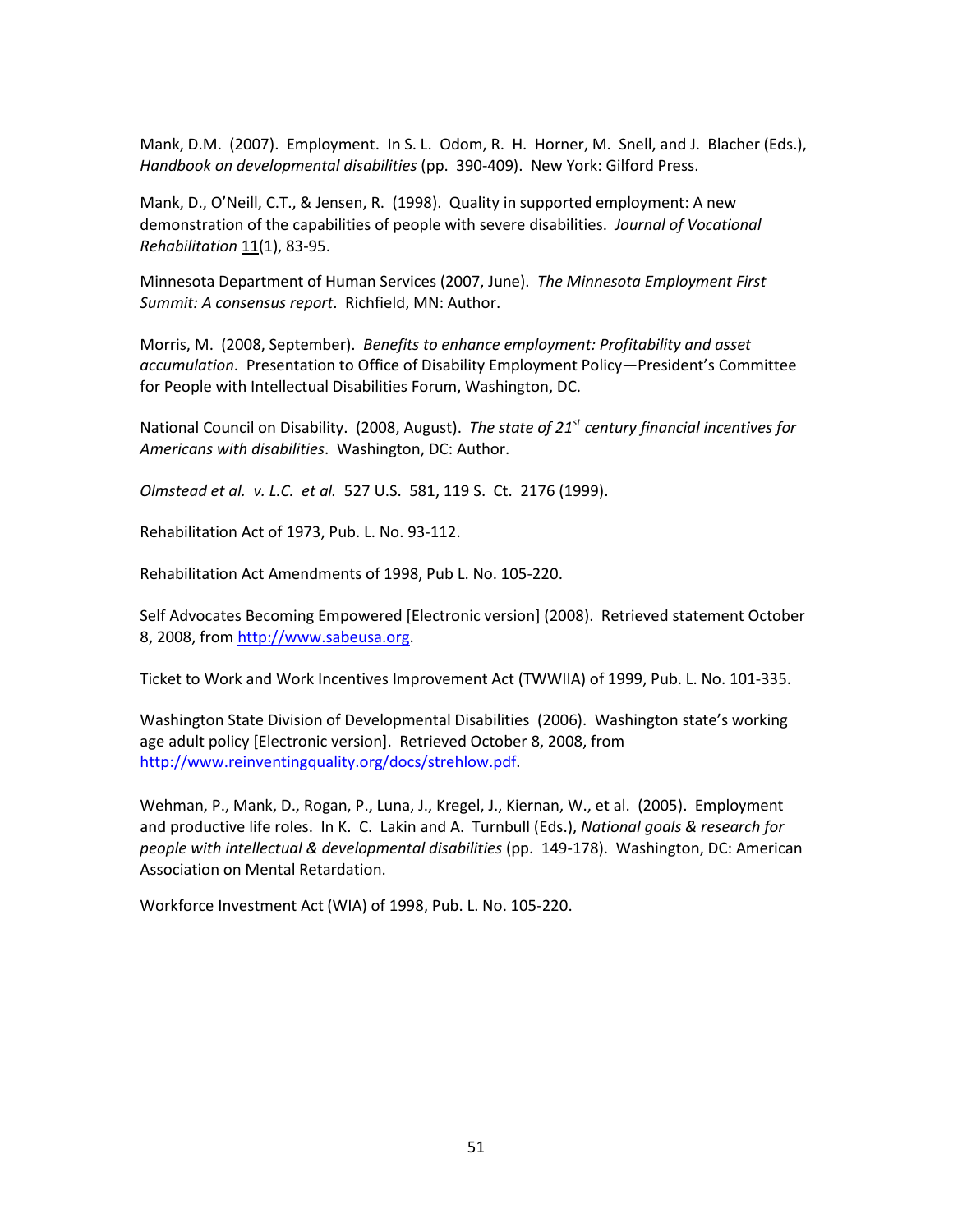Mank, D.M. (2007). Employment. In S. L. Odom, R. H. Horner, M. Snell, and J. Blacher (Eds.), *Handbook on developmental disabilities* (pp. 390-409). New York: Gilford Press.

Mank, D., O'Neill, C.T., & Jensen, R. (1998). Quality in supported employment: A new demonstration of the capabilities of people with severe disabilities. *Journal of Vocational Rehabilitation* 11(1), 83-95.

Minnesota Department of Human Services (2007, June). *The Minnesota Employment First Summit: A consensus report*. Richfield, MN: Author.

Morris, M. (2008, September). *Benefits to enhance employment: Profitability and asset accumulation*. Presentation to Office of Disability Employment Policy—President's Committee for People with Intellectual Disabilities Forum, Washington, DC.

National Council on Disability. (2008, August). *The state of 21st century financial incentives for Americans with disabilities*. Washington, DC: Author.

*Olmstead et al. v. L.C. et al.* 527 U.S. 581, 119 S. Ct. 2176 (1999).

Rehabilitation Act of 1973, Pub. L. No. 93-112.

Rehabilitation Act Amendments of 1998, Pub L. No. 105-220.

Self Advocates Becoming Empowered [Electronic version] (2008). Retrieved statement October 8, 2008, from http://www.sabeusa.org.

Ticket to Work and Work Incentives Improvement Act (TWWIIA) of 1999, Pub. L. No. 101-335.

Washington State Division of Developmental Disabilities (2006). Washington state's working age adult policy [Electronic version]. Retrieved October 8, 2008, from http://www.reinventingquality.org/docs/strehlow.pdf.

Wehman, P., Mank, D., Rogan, P., Luna, J., Kregel, J., Kiernan, W., et al. (2005). Employment and productive life roles. In K. C. Lakin and A. Turnbull (Eds.), *National goals & research for people with intellectual & developmental disabilities* (pp. 149-178). Washington, DC: American Association on Mental Retardation.

Workforce Investment Act (WIA) of 1998, Pub. L. No. 105-220.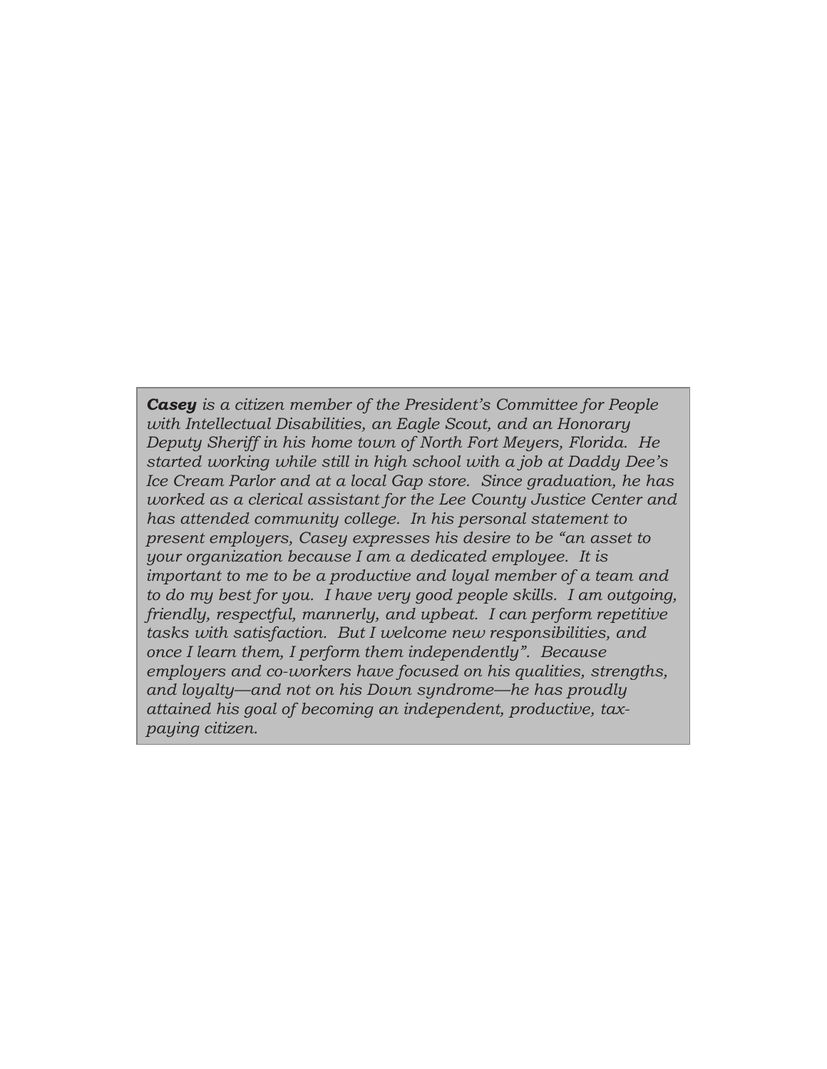***Casey*** *is a citizen member of the President's Committee for People with Intellectual Disabilities, an Eagle Scout, and an Honorary Deputy Sheriff in his home town of North Fort Meyers, Florida. He started working while still in high school with a job at Daddy Dee's Ice Cream Parlor and at a local Gap store. Since graduation, he has worked as a clerical assistant for the Lee County Justice Center and has attended community college. In his personal statement to present employers, Casey expresses his desire to be "an asset to your organization because I am a dedicated employee. It is important to me to be a productive and loyal member of a team and to do my best for you. I have very good people skills. I am outgoing, friendly, respectful, mannerly, and upbeat. I can perform repetitive tasks with satisfaction. But I welcome new responsibilities, and once I learn them, I perform them independently". Because employers and co-workers have focused on his qualities, strengths, and loyalty—and not on his Down syndrome—he has proudly attained his goal of becoming an independent, productive, tax-paying citizen.*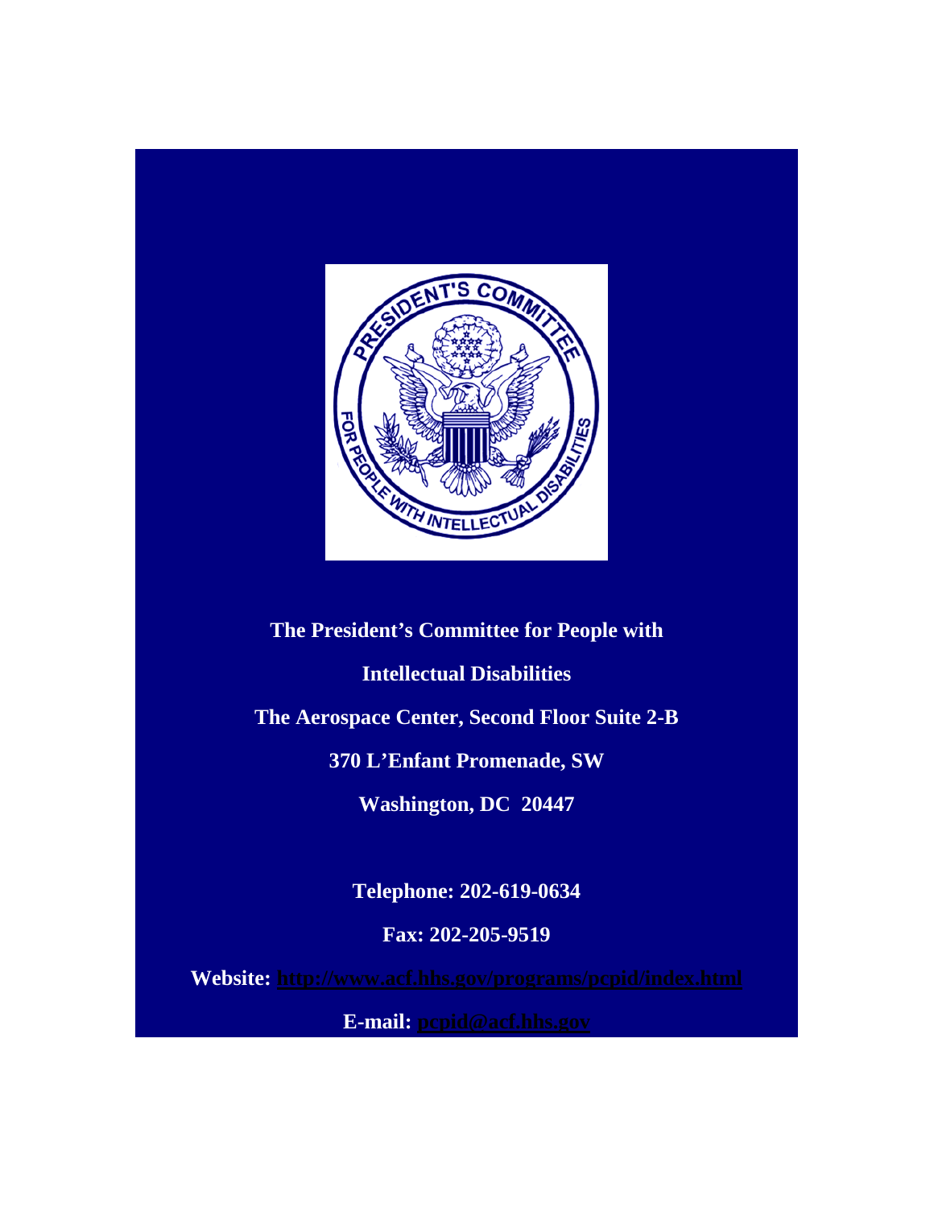**The President's Committee for People with**

**Intellectual Disabilities**

**The Aerospace Center, Second Floor Suite 2-B**

**370 L'Enfant Promenade, SW**

**Washington, DC 20447**

**Telephone: 202-619-0634**

**Fax: 202-205-9519**

**Website: http://www.acf.hhs.gov/programs/pcpid/index.html**

**E-mail: pcpid@acf.hhs.gov**